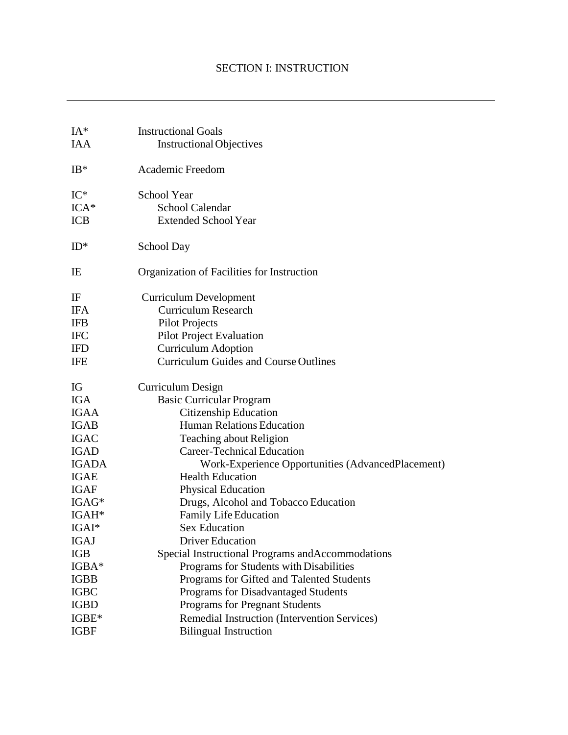# SECTION I: INSTRUCTION

---

| Code | Title |
|---|---|
| IA* | Instructional Goals |
| IAA | Instructional Objectives |
| IB* | Academic Freedom |
| IC* | School Year |
| ICA* | School Calendar |
| ICB | Extended School Year |
| ID* | School Day |
| IE | Organization of Facilities for Instruction |
| IF | Curriculum Development |
| IFA | Curriculum Research |
| IFB | Pilot Projects |
| IFC | Pilot Project Evaluation |
| IFD | Curriculum Adoption |
| IFE | Curriculum Guides and Course Outlines |
| IG | Curriculum Design |
| IGA | Basic Curricular Program |
| IGAA | Citizenship Education |
| IGAB | Human Relations Education |
| IGAC | Teaching about Religion |
| IGAD | Career-Technical Education |
| IGADA | Work-Experience Opportunities (AdvancedPlacement) |
| IGAE | Health Education |
| IGAF | Physical Education |
| IGAG* | Drugs, Alcohol and Tobacco Education |
| IGAH* | Family Life Education |
| IGAI* | Sex Education |
| IGAJ | Driver Education |
| IGB | Special Instructional Programs andAccommodations |
| IGBA* | Programs for Students with Disabilities |
| IGBB | Programs for Gifted and Talented Students |
| IGBC | Programs for Disadvantaged Students |
| IGBD | Programs for Pregnant Students |
| IGBE* | Remedial Instruction (Intervention Services) |
| IGBF | Bilingual Instruction |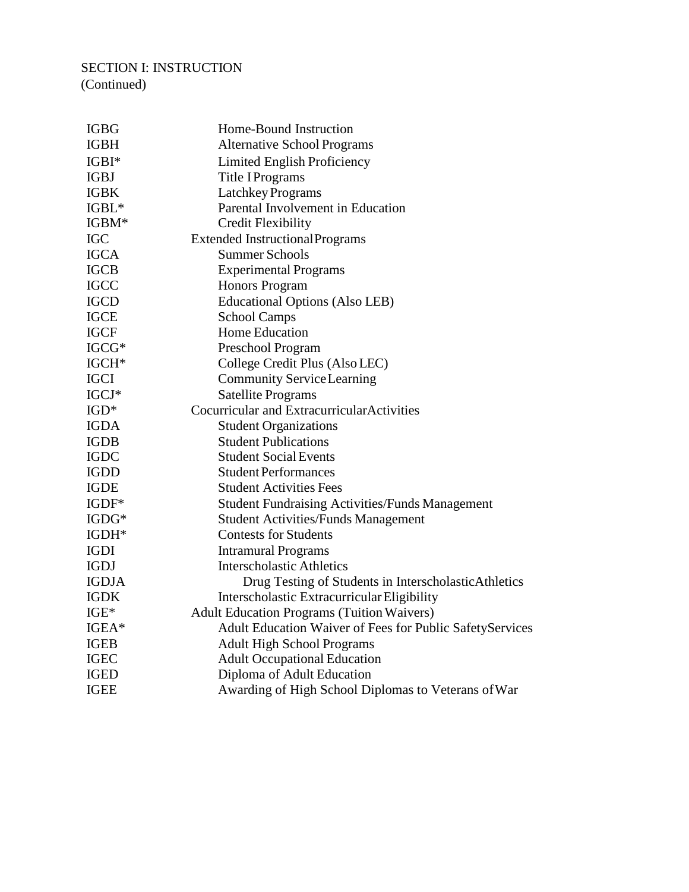SECTION I: INSTRUCTION
(Continued)

| | |
|---|---|
| IGBG | Home-Bound Instruction |
| IGBH | Alternative School Programs |
| IGBI* | Limited English Proficiency |
| IGBJ | Title I Programs |
| IGBK | Latchkey Programs |
| IGBL* | Parental Involvement in Education |
| IGBM* | Credit Flexibility |
| IGC | Extended Instructional Programs |
| IGCA | Summer Schools |
| IGCB | Experimental Programs |
| IGCC | Honors Program |
| IGCD | Educational Options (Also LEB) |
| IGCE | School Camps |
| IGCF | Home Education |
| IGCG* | Preschool Program |
| IGCH* | College Credit Plus (Also LEC) |
| IGCI | Community Service Learning |
| IGCJ* | Satellite Programs |
| IGD* | Cocurricular and Extracurricular Activities |
| IGDA | Student Organizations |
| IGDB | Student Publications |
| IGDC | Student Social Events |
| IGDD | Student Performances |
| IGDE | Student Activities Fees |
| IGDF* | Student Fundraising Activities/Funds Management |
| IGDG* | Student Activities/Funds Management |
| IGDH* | Contests for Students |
| IGDI | Intramural Programs |
| IGDJ | Interscholastic Athletics |
| IGDJA | Drug Testing of Students in Interscholastic Athletics |
| IGDK | Interscholastic Extracurricular Eligibility |
| IGE* | Adult Education Programs (Tuition Waivers) |
| IGEA* | Adult Education Waiver of Fees for Public Safety Services |
| IGEB | Adult High School Programs |
| IGEC | Adult Occupational Education |
| IGED | Diploma of Adult Education |
| IGEE | Awarding of High School Diplomas to Veterans of War |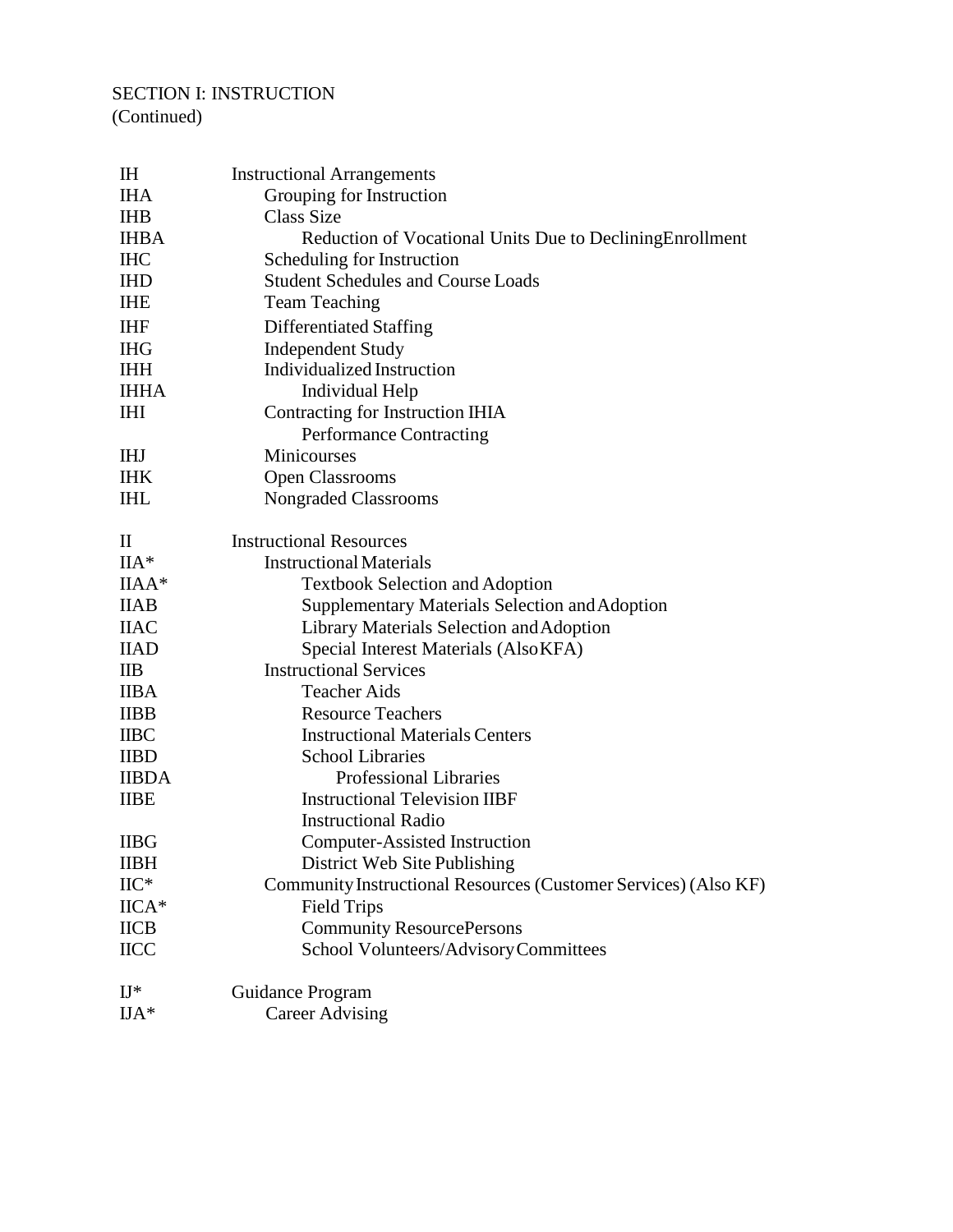SECTION I: INSTRUCTION
(Continued)

| | |
|---|---|
| IH | Instructional Arrangements |
| IHA | Grouping for Instruction |
| IHB | Class Size |
| IHBA | Reduction of Vocational Units Due to DecliningEnrollment |
| IHC | Scheduling for Instruction |
| IHD | Student Schedules and Course Loads |
| IHE | Team Teaching |
| IHF | Differentiated Staffing |
| IHG | Independent Study |
| IHH | Individualized Instruction |
| IHHA | Individual Help |
| IHI | Contracting for Instruction IHIA |
| | Performance Contracting |
| IHJ | Minicourses |
| IHK | Open Classrooms |
| IHL | Nongraded Classrooms |
| | |
| II | Instructional Resources |
| IIA* | Instructional Materials |
| IIAA* | Textbook Selection and Adoption |
| IIAB | Supplementary Materials Selection and Adoption |
| IIAC | Library Materials Selection and Adoption |
| IIAD | Special Interest Materials (Also KFA) |
| IIB | Instructional Services |
| IIBA | Teacher Aids |
| IIBB | Resource Teachers |
| IIBC | Instructional Materials Centers |
| IIBD | School Libraries |
| IIBDA | Professional Libraries |
| IIBE | Instructional Television IIBF |
| | Instructional Radio |
| IIBG | Computer-Assisted Instruction |
| IIBH | District Web Site Publishing |
| IIC* | Community Instructional Resources (Customer Services) (Also KF) |
| IICA* | Field Trips |
| IICB | Community ResourcePersons |
| IICC | School Volunteers/Advisory Committees |
| | |
| IJ* | Guidance Program |
| IJA* | Career Advising |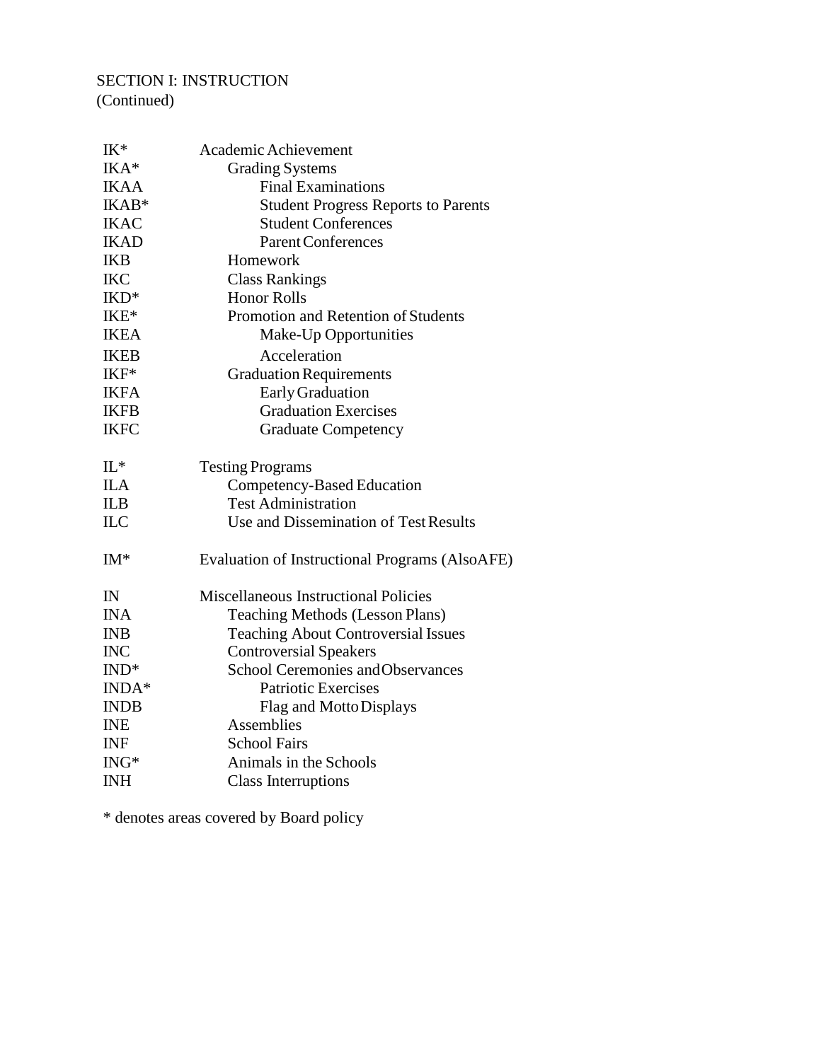SECTION I: INSTRUCTION
(Continued)

| | |
|---|---|
| IK* | Academic Achievement |
| IKA* | Grading Systems |
| IKAA | Final Examinations |
| IKAB* | Student Progress Reports to Parents |
| IKAC | Student Conferences |
| IKAD | Parent Conferences |
| IKB | Homework |
| IKC | Class Rankings |
| IKD* | Honor Rolls |
| IKE* | Promotion and Retention of Students |
| IKEA | Make-Up Opportunities |
| IKEB | Acceleration |
| IKF* | Graduation Requirements |
| IKFA | Early Graduation |
| IKFB | Graduation Exercises |
| IKFC | Graduate Competency |
| | |
| IL* | Testing Programs |
| ILA | Competency-Based Education |
| ILB | Test Administration |
| ILC | Use and Dissemination of Test Results |
| | |
| IM* | Evaluation of Instructional Programs (AlsoAFE) |
| | |
| IN | Miscellaneous Instructional Policies |
| INA | Teaching Methods (Lesson Plans) |
| INB | Teaching About Controversial Issues |
| INC | Controversial Speakers |
| IND* | School Ceremonies and Observances |
| INDA* | Patriotic Exercises |
| INDB | Flag and Motto Displays |
| INE | Assemblies |
| INF | School Fairs |
| ING* | Animals in the Schools |
| INH | Class Interruptions |

* denotes areas covered by Board policy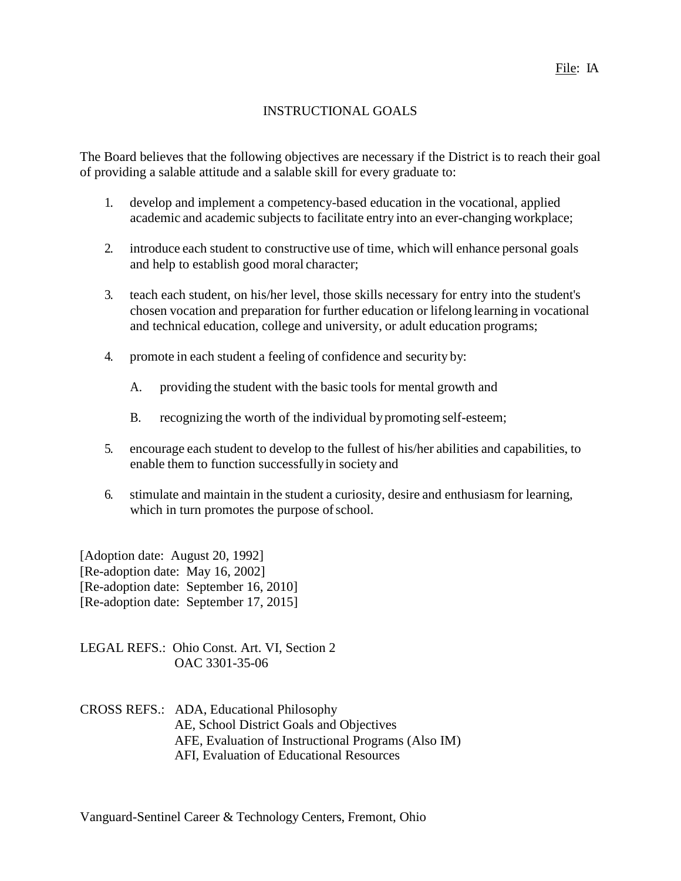File: IA

# INSTRUCTIONAL GOALS

The Board believes that the following objectives are necessary if the District is to reach their goal of providing a salable attitude and a salable skill for every graduate to:

1. develop and implement a competency-based education in the vocational, applied academic and academic subjects to facilitate entry into an ever-changing workplace;

2. introduce each student to constructive use of time, which will enhance personal goals and help to establish good moral character;

3. teach each student, on his/her level, those skills necessary for entry into the student's chosen vocation and preparation for further education or lifelong learning in vocational and technical education, college and university, or adult education programs;

4. promote in each student a feeling of confidence and security by:

   A. providing the student with the basic tools for mental growth and

   B. recognizing the worth of the individual by promoting self-esteem;

5. encourage each student to develop to the fullest of his/her abilities and capabilities, to enable them to function successfully in society and

6. stimulate and maintain in the student a curiosity, desire and enthusiasm for learning, which in turn promotes the purpose of school.

[Adoption date: August 20, 1992]
[Re-adoption date: May 16, 2002]
[Re-adoption date: September 16, 2010]
[Re-adoption date: September 17, 2015]

LEGAL REFS.: Ohio Const. Art. VI, Section 2
OAC 3301-35-06

CROSS REFS.: ADA, Educational Philosophy
AE, School District Goals and Objectives
AFE, Evaluation of Instructional Programs (Also IM)
AFI, Evaluation of Educational Resources

Vanguard-Sentinel Career & Technology Centers, Fremont, Ohio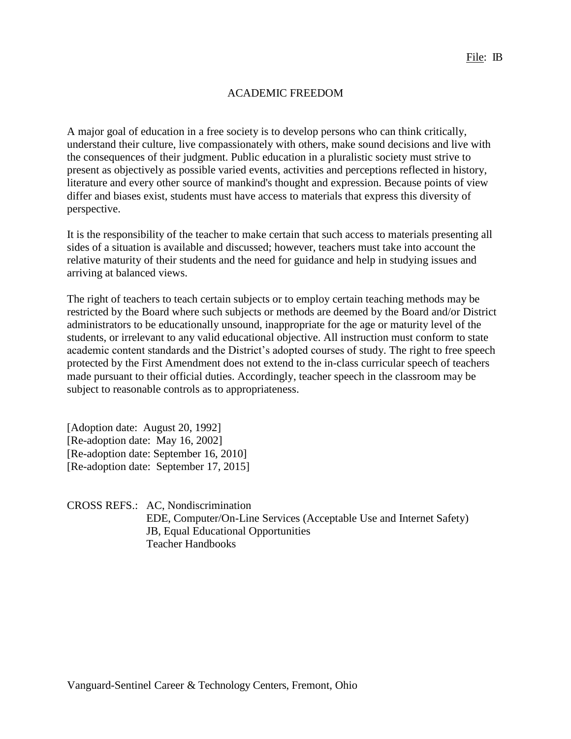File: IB

# ACADEMIC FREEDOM

A major goal of education in a free society is to develop persons who can think critically, understand their culture, live compassionately with others, make sound decisions and live with the consequences of their judgment. Public education in a pluralistic society must strive to present as objectively as possible varied events, activities and perceptions reflected in history, literature and every other source of mankind's thought and expression. Because points of view differ and biases exist, students must have access to materials that express this diversity of perspective.

It is the responsibility of the teacher to make certain that such access to materials presenting all sides of a situation is available and discussed; however, teachers must take into account the relative maturity of their students and the need for guidance and help in studying issues and arriving at balanced views.

The right of teachers to teach certain subjects or to employ certain teaching methods may be restricted by the Board where such subjects or methods are deemed by the Board and/or District administrators to be educationally unsound, inappropriate for the age or maturity level of the students, or irrelevant to any valid educational objective. All instruction must conform to state academic content standards and the District's adopted courses of study. The right to free speech protected by the First Amendment does not extend to the in-class curricular speech of teachers made pursuant to their official duties. Accordingly, teacher speech in the classroom may be subject to reasonable controls as to appropriateness.

[Adoption date: August 20, 1992]
[Re-adoption date: May 16, 2002]
[Re-adoption date: September 16, 2010]
[Re-adoption date: September 17, 2015]

CROSS REFS.: AC, Nondiscrimination
EDE, Computer/On-Line Services (Acceptable Use and Internet Safety)
JB, Equal Educational Opportunities
Teacher Handbooks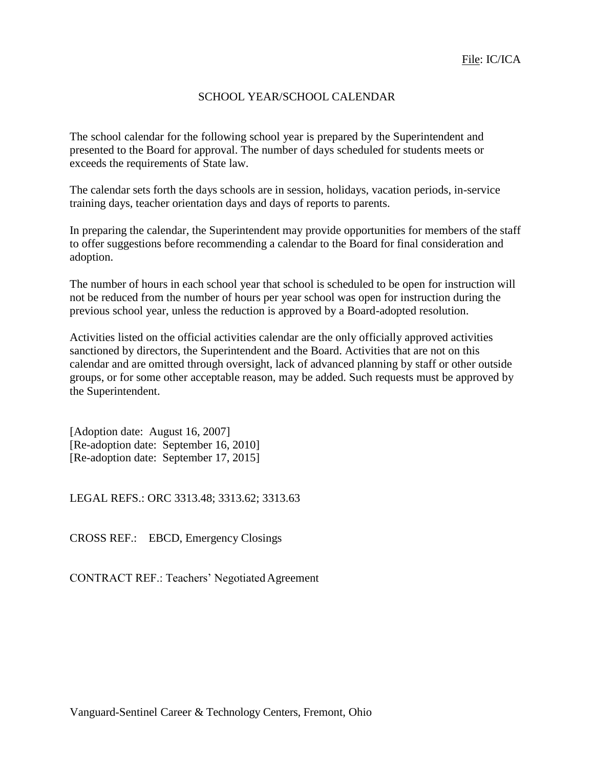File: IC/ICA

# SCHOOL YEAR/SCHOOL CALENDAR

The school calendar for the following school year is prepared by the Superintendent and presented to the Board for approval. The number of days scheduled for students meets or exceeds the requirements of State law.

The calendar sets forth the days schools are in session, holidays, vacation periods, in-service training days, teacher orientation days and days of reports to parents.

In preparing the calendar, the Superintendent may provide opportunities for members of the staff to offer suggestions before recommending a calendar to the Board for final consideration and adoption.

The number of hours in each school year that school is scheduled to be open for instruction will not be reduced from the number of hours per year school was open for instruction during the previous school year, unless the reduction is approved by a Board-adopted resolution.

Activities listed on the official activities calendar are the only officially approved activities sanctioned by directors, the Superintendent and the Board. Activities that are not on this calendar and are omitted through oversight, lack of advanced planning by staff or other outside groups, or for some other acceptable reason, may be added. Such requests must be approved by the Superintendent.

[Adoption date: August 16, 2007]
[Re-adoption date: September 16, 2010]
[Re-adoption date: September 17, 2015]

LEGAL REFS.: ORC 3313.48; 3313.62; 3313.63

CROSS REF.: EBCD, Emergency Closings

CONTRACT REF.: Teachers' Negotiated Agreement

Vanguard-Sentinel Career & Technology Centers, Fremont, Ohio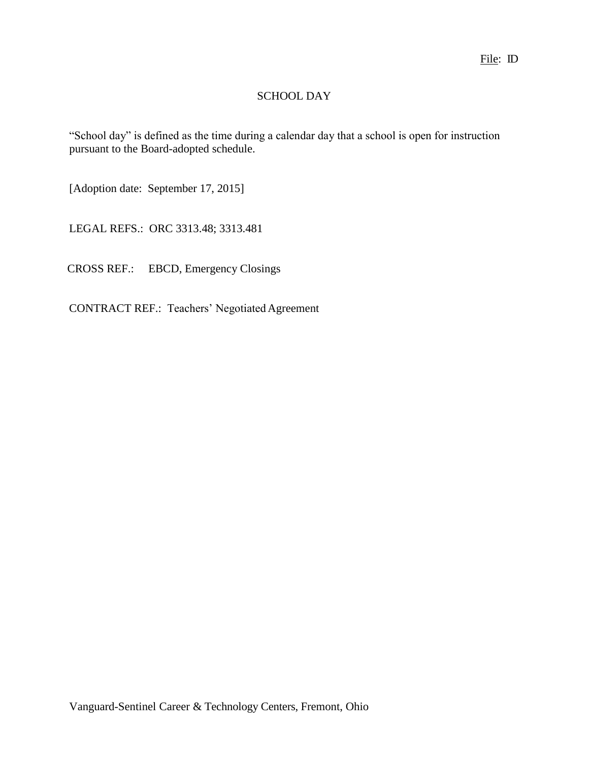File: ID

# SCHOOL DAY

"School day" is defined as the time during a calendar day that a school is open for instruction pursuant to the Board-adopted schedule.

[Adoption date: September 17, 2015]

LEGAL REFS.: ORC 3313.48; 3313.481

CROSS REF.: EBCD, Emergency Closings

CONTRACT REF.: Teachers' Negotiated Agreement

Vanguard-Sentinel Career & Technology Centers, Fremont, Ohio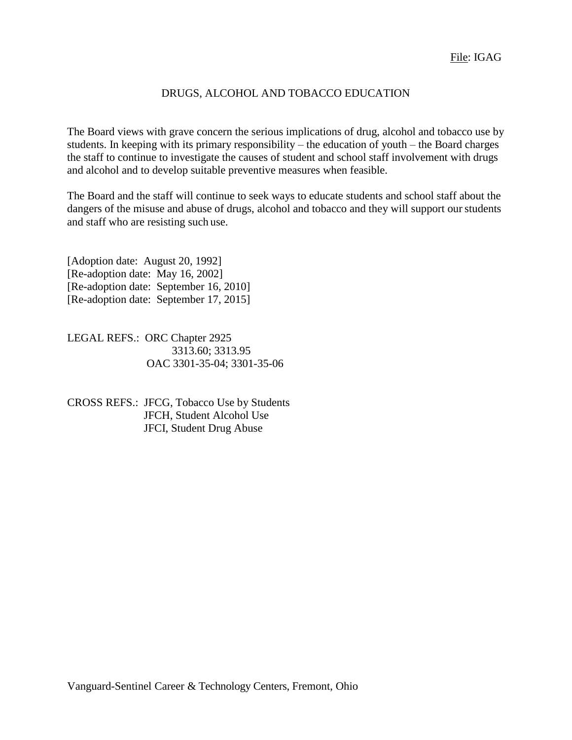File: IGAG

# DRUGS, ALCOHOL AND TOBACCO EDUCATION

The Board views with grave concern the serious implications of drug, alcohol and tobacco use by students. In keeping with its primary responsibility – the education of youth – the Board charges the staff to continue to investigate the causes of student and school staff involvement with drugs and alcohol and to develop suitable preventive measures when feasible.

The Board and the staff will continue to seek ways to educate students and school staff about the dangers of the misuse and abuse of drugs, alcohol and tobacco and they will support our students and staff who are resisting such use.

[Adoption date: August 20, 1992]
[Re-adoption date: May 16, 2002]
[Re-adoption date: September 16, 2010]
[Re-adoption date: September 17, 2015]

LEGAL REFS.: ORC Chapter 2925
3313.60; 3313.95
OAC 3301-35-04; 3301-35-06

CROSS REFS.: JFCG, Tobacco Use by Students
JFCH, Student Alcohol Use
JFCI, Student Drug Abuse

Vanguard-Sentinel Career & Technology Centers, Fremont, Ohio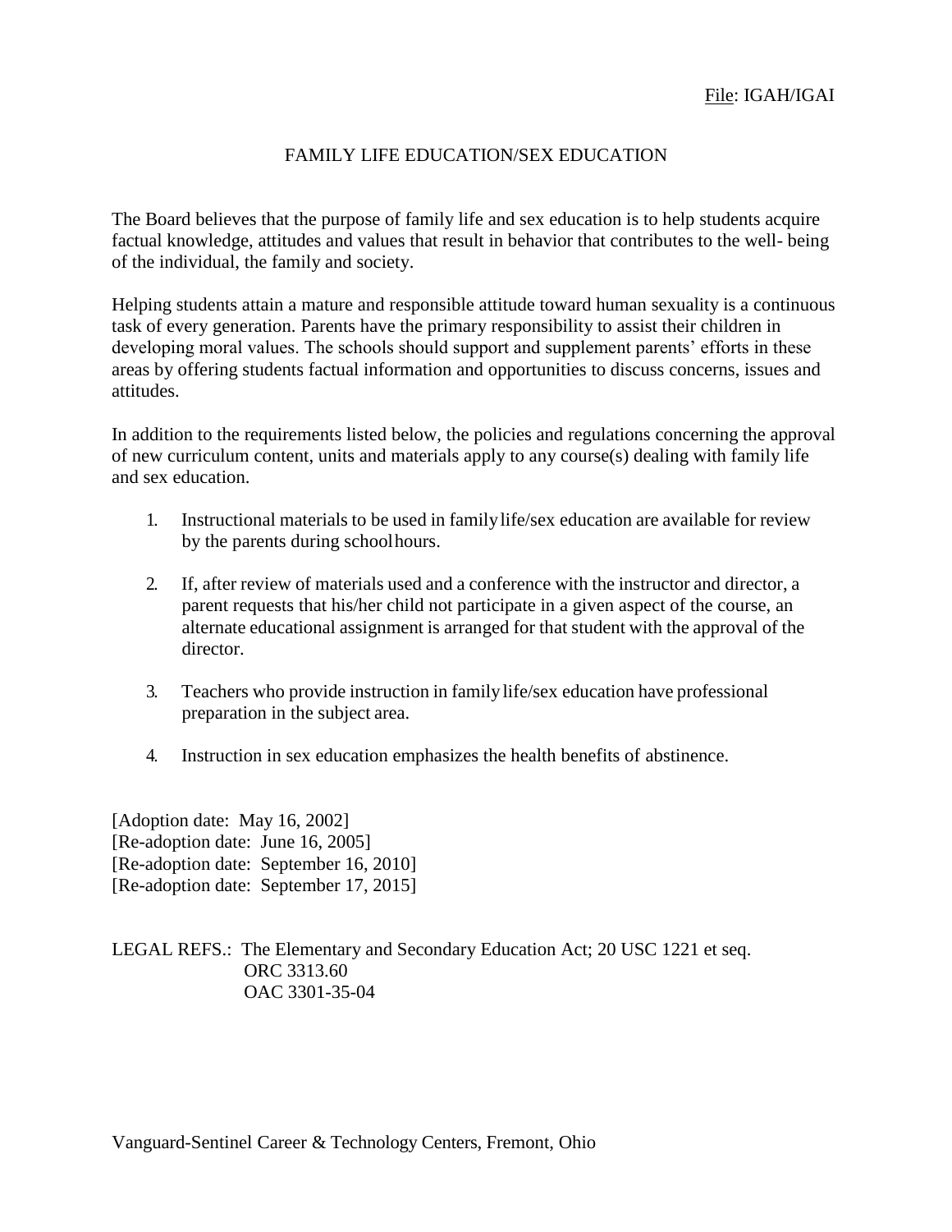File: IGAH/IGAI

# FAMILY LIFE EDUCATION/SEX EDUCATION

The Board believes that the purpose of family life and sex education is to help students acquire factual knowledge, attitudes and values that result in behavior that contributes to the well- being of the individual, the family and society.

Helping students attain a mature and responsible attitude toward human sexuality is a continuous task of every generation. Parents have the primary responsibility to assist their children in developing moral values. The schools should support and supplement parents' efforts in these areas by offering students factual information and opportunities to discuss concerns, issues and attitudes.

In addition to the requirements listed below, the policies and regulations concerning the approval of new curriculum content, units and materials apply to any course(s) dealing with family life and sex education.

1. Instructional materials to be used in family life/sex education are available for review by the parents during school hours.
2. If, after review of materials used and a conference with the instructor and director, a parent requests that his/her child not participate in a given aspect of the course, an alternate educational assignment is arranged for that student with the approval of the director.
3. Teachers who provide instruction in family life/sex education have professional preparation in the subject area.
4. Instruction in sex education emphasizes the health benefits of abstinence.

[Adoption date: May 16, 2002]
[Re-adoption date: June 16, 2005]
[Re-adoption date: September 16, 2010]
[Re-adoption date: September 17, 2015]

LEGAL REFS.: The Elementary and Secondary Education Act; 20 USC 1221 et seq.
ORC 3313.60
OAC 3301-35-04

Vanguard-Sentinel Career & Technology Centers, Fremont, Ohio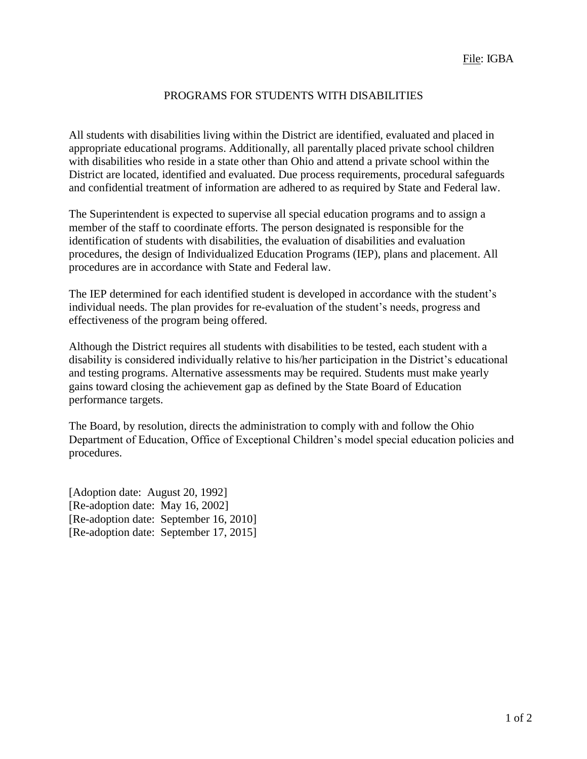File: IGBA

# PROGRAMS FOR STUDENTS WITH DISABILITIES

All students with disabilities living within the District are identified, evaluated and placed in appropriate educational programs. Additionally, all parentally placed private school children with disabilities who reside in a state other than Ohio and attend a private school within the District are located, identified and evaluated. Due process requirements, procedural safeguards and confidential treatment of information are adhered to as required by State and Federal law.

The Superintendent is expected to supervise all special education programs and to assign a member of the staff to coordinate efforts. The person designated is responsible for the identification of students with disabilities, the evaluation of disabilities and evaluation procedures, the design of Individualized Education Programs (IEP), plans and placement. All procedures are in accordance with State and Federal law.

The IEP determined for each identified student is developed in accordance with the student's individual needs. The plan provides for re-evaluation of the student's needs, progress and effectiveness of the program being offered.

Although the District requires all students with disabilities to be tested, each student with a disability is considered individually relative to his/her participation in the District's educational and testing programs. Alternative assessments may be required. Students must make yearly gains toward closing the achievement gap as defined by the State Board of Education performance targets.

The Board, by resolution, directs the administration to comply with and follow the Ohio Department of Education, Office of Exceptional Children's model special education policies and procedures.

[Adoption date: August 20, 1992]
[Re-adoption date: May 16, 2002]
[Re-adoption date: September 16, 2010]
[Re-adoption date: September 17, 2015]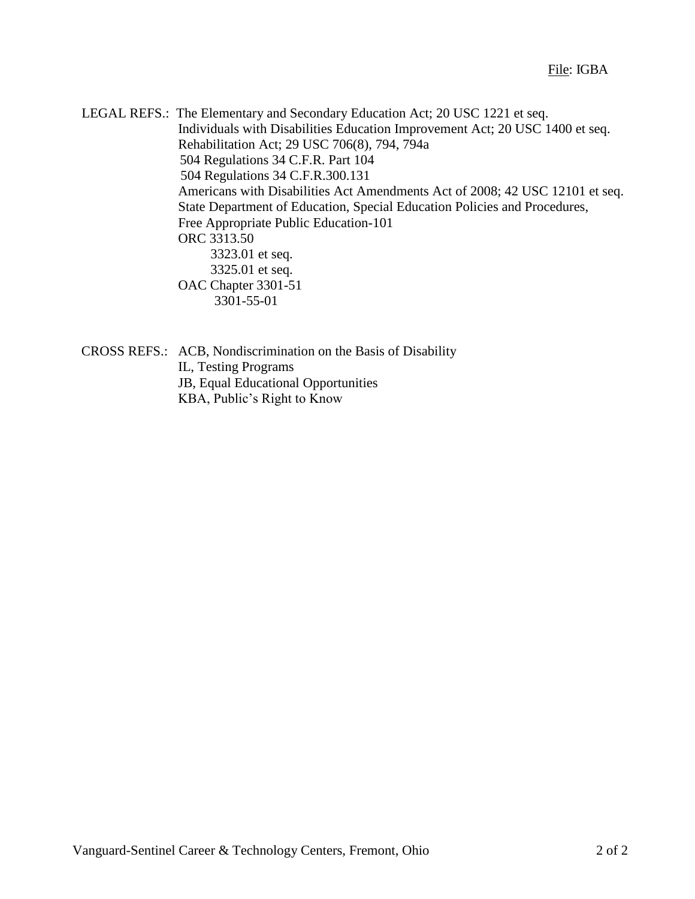File: IGBA

LEGAL REFS.: The Elementary and Secondary Education Act; 20 USC 1221 et seq.
Individuals with Disabilities Education Improvement Act; 20 USC 1400 et seq.
Rehabilitation Act; 29 USC 706(8), 794, 794a
504 Regulations 34 C.F.R. Part 104
504 Regulations 34 C.F.R.300.131
Americans with Disabilities Act Amendments Act of 2008; 42 USC 12101 et seq.
State Department of Education, Special Education Policies and Procedures,
Free Appropriate Public Education-101
ORC 3313.50
3323.01 et seq.
3325.01 et seq.
OAC Chapter 3301-51
3301-55-01

CROSS REFS.: ACB, Nondiscrimination on the Basis of Disability
IL, Testing Programs
JB, Equal Educational Opportunities
KBA, Public's Right to Know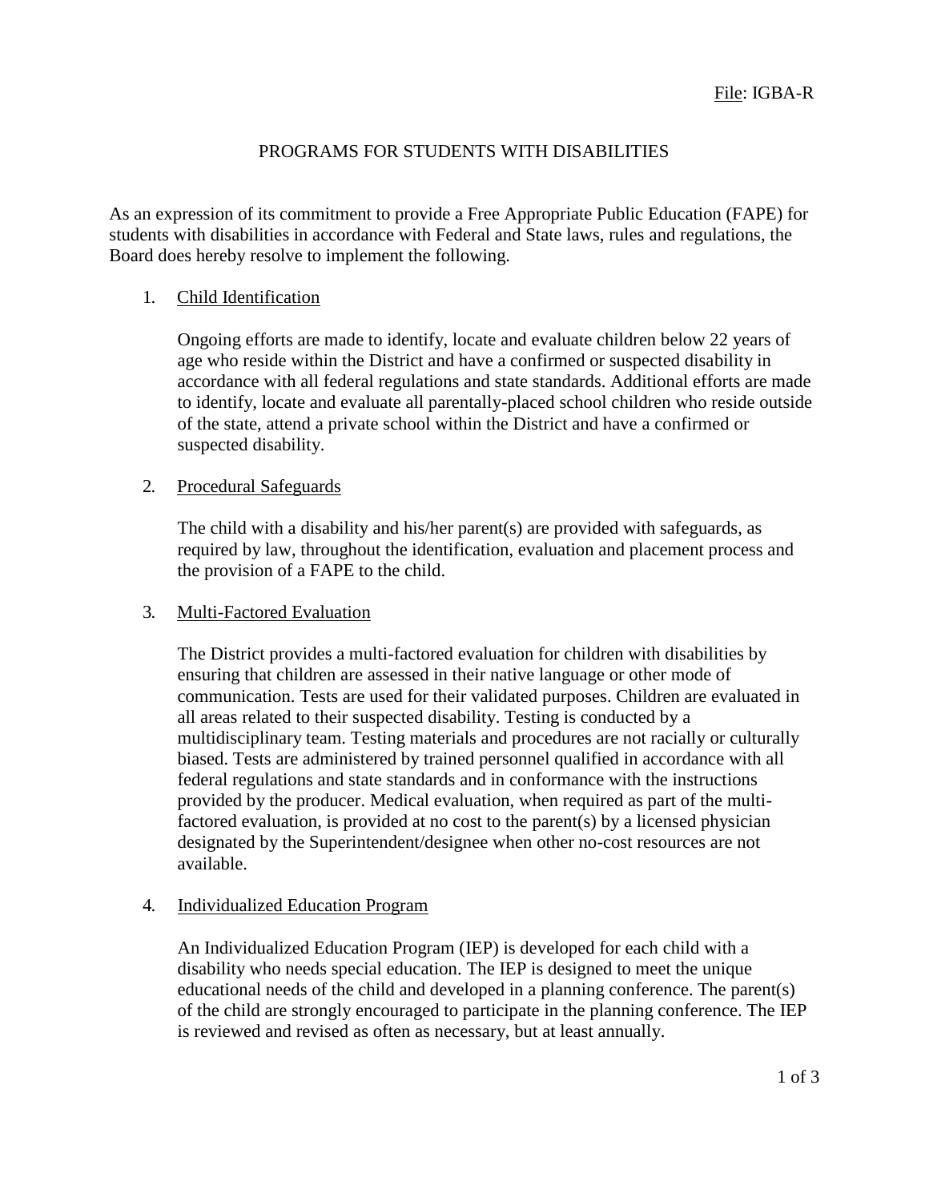File: IGBA-R

# PROGRAMS FOR STUDENTS WITH DISABILITIES

As an expression of its commitment to provide a Free Appropriate Public Education (FAPE) for students with disabilities in accordance with Federal and State laws, rules and regulations, the Board does hereby resolve to implement the following.

1. Child Identification

   Ongoing efforts are made to identify, locate and evaluate children below 22 years of age who reside within the District and have a confirmed or suspected disability in accordance with all federal regulations and state standards. Additional efforts are made to identify, locate and evaluate all parentally-placed school children who reside outside of the state, attend a private school within the District and have a confirmed or suspected disability.

2. Procedural Safeguards

   The child with a disability and his/her parent(s) are provided with safeguards, as required by law, throughout the identification, evaluation and placement process and the provision of a FAPE to the child.

3. Multi-Factored Evaluation

   The District provides a multi-factored evaluation for children with disabilities by ensuring that children are assessed in their native language or other mode of communication. Tests are used for their validated purposes. Children are evaluated in all areas related to their suspected disability. Testing is conducted by a multidisciplinary team. Testing materials and procedures are not racially or culturally biased. Tests are administered by trained personnel qualified in accordance with all federal regulations and state standards and in conformance with the instructions provided by the producer. Medical evaluation, when required as part of the multi-factored evaluation, is provided at no cost to the parent(s) by a licensed physician designated by the Superintendent/designee when other no-cost resources are not available.

4. Individualized Education Program

   An Individualized Education Program (IEP) is developed for each child with a disability who needs special education. The IEP is designed to meet the unique educational needs of the child and developed in a planning conference. The parent(s) of the child are strongly encouraged to participate in the planning conference. The IEP is reviewed and revised as often as necessary, but at least annually.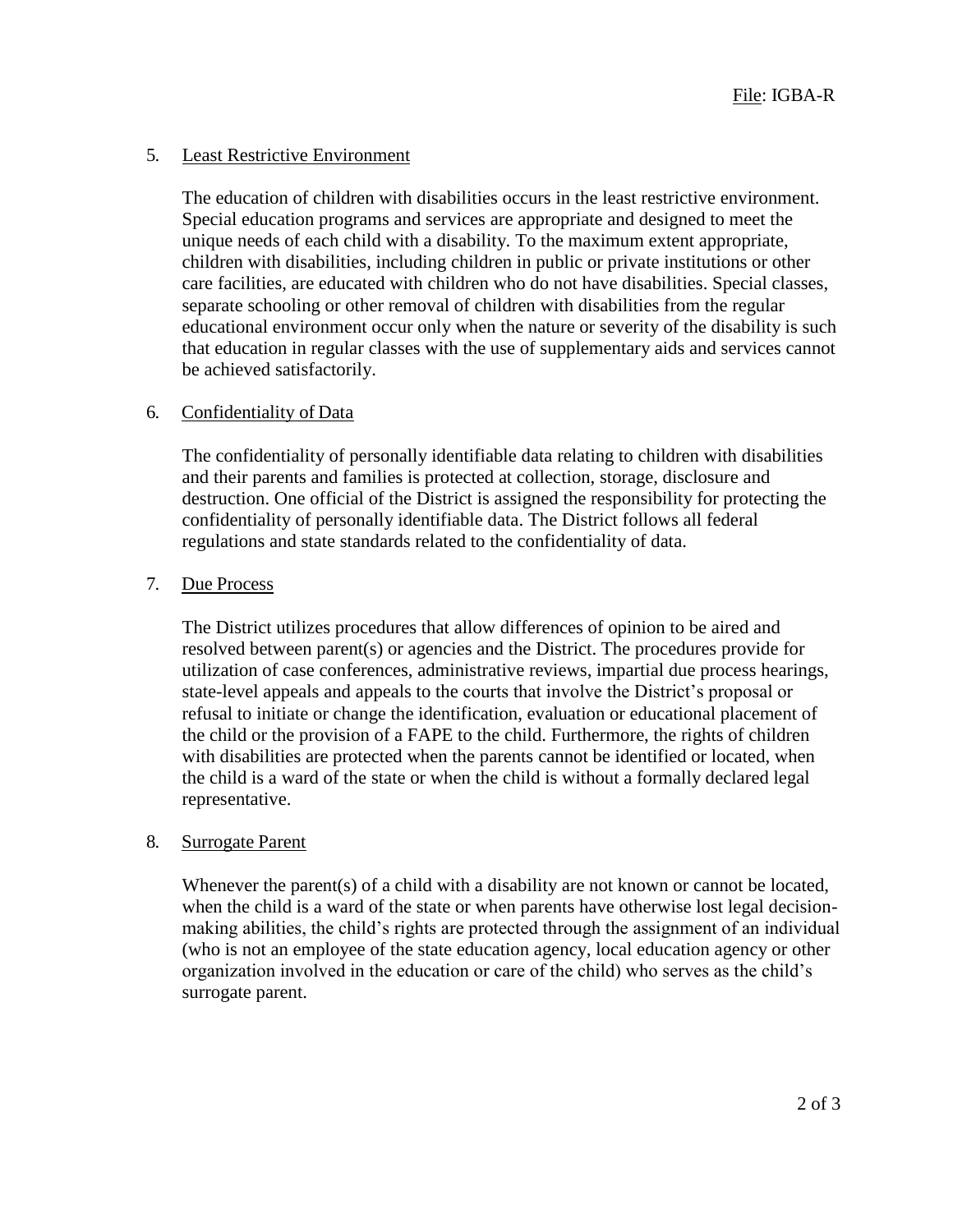5. Least Restrictive Environment

   The education of children with disabilities occurs in the least restrictive environment. Special education programs and services are appropriate and designed to meet the unique needs of each child with a disability. To the maximum extent appropriate, children with disabilities, including children in public or private institutions or other care facilities, are educated with children who do not have disabilities. Special classes, separate schooling or other removal of children with disabilities from the regular educational environment occur only when the nature or severity of the disability is such that education in regular classes with the use of supplementary aids and services cannot be achieved satisfactorily.

6. Confidentiality of Data

   The confidentiality of personally identifiable data relating to children with disabilities and their parents and families is protected at collection, storage, disclosure and destruction. One official of the District is assigned the responsibility for protecting the confidentiality of personally identifiable data. The District follows all federal regulations and state standards related to the confidentiality of data.

7. Due Process

   The District utilizes procedures that allow differences of opinion to be aired and resolved between parent(s) or agencies and the District. The procedures provide for utilization of case conferences, administrative reviews, impartial due process hearings, state-level appeals and appeals to the courts that involve the District's proposal or refusal to initiate or change the identification, evaluation or educational placement of the child or the provision of a FAPE to the child. Furthermore, the rights of children with disabilities are protected when the parents cannot be identified or located, when the child is a ward of the state or when the child is without a formally declared legal representative.

8. Surrogate Parent

   Whenever the parent(s) of a child with a disability are not known or cannot be located, when the child is a ward of the state or when parents have otherwise lost legal decision-making abilities, the child's rights are protected through the assignment of an individual (who is not an employee of the state education agency, local education agency or other organization involved in the education or care of the child) who serves as the child's surrogate parent.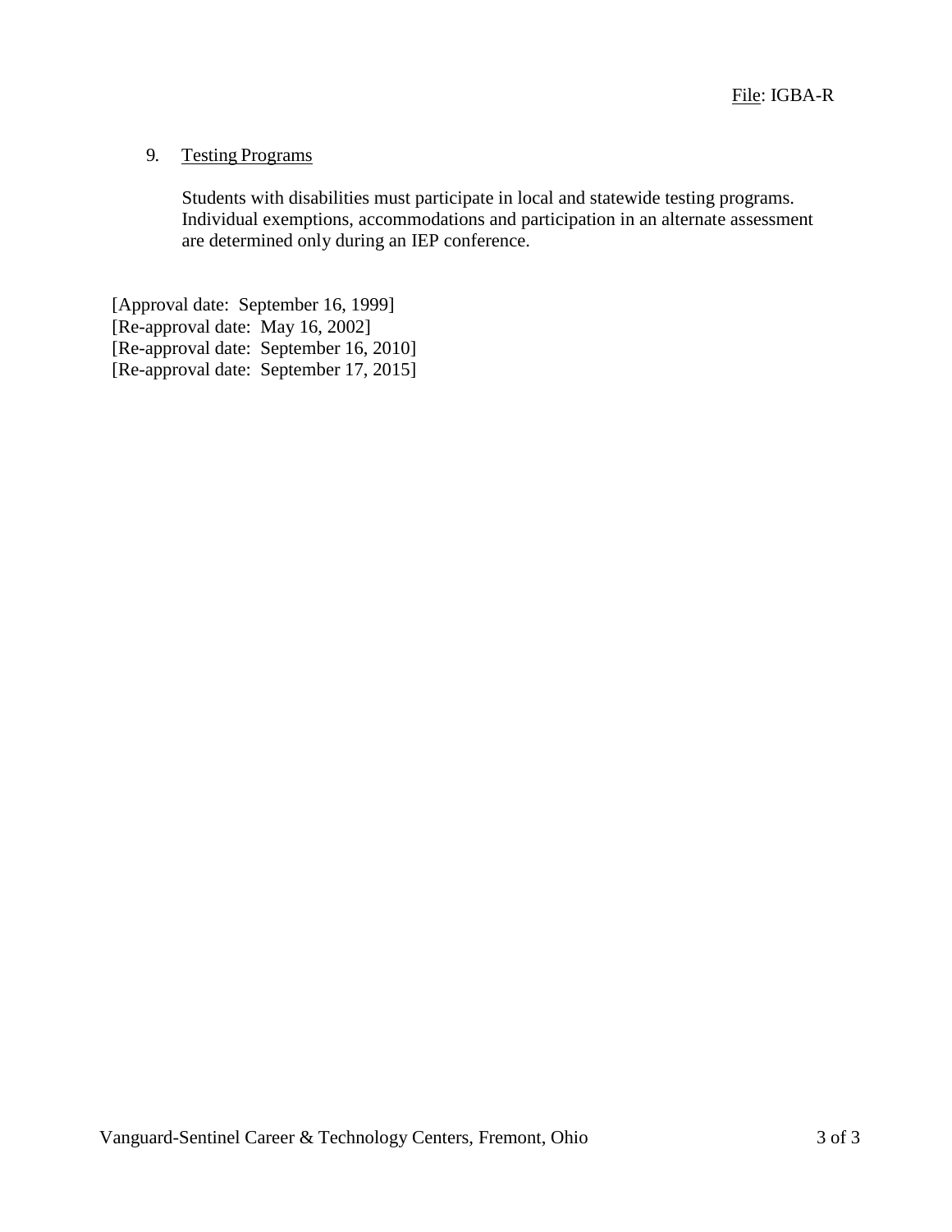9. Testing Programs

Students with disabilities must participate in local and statewide testing programs. Individual exemptions, accommodations and participation in an alternate assessment are determined only during an IEP conference.

[Approval date: September 16, 1999]
[Re-approval date: May 16, 2002]
[Re-approval date: September 16, 2010]
[Re-approval date: September 17, 2015]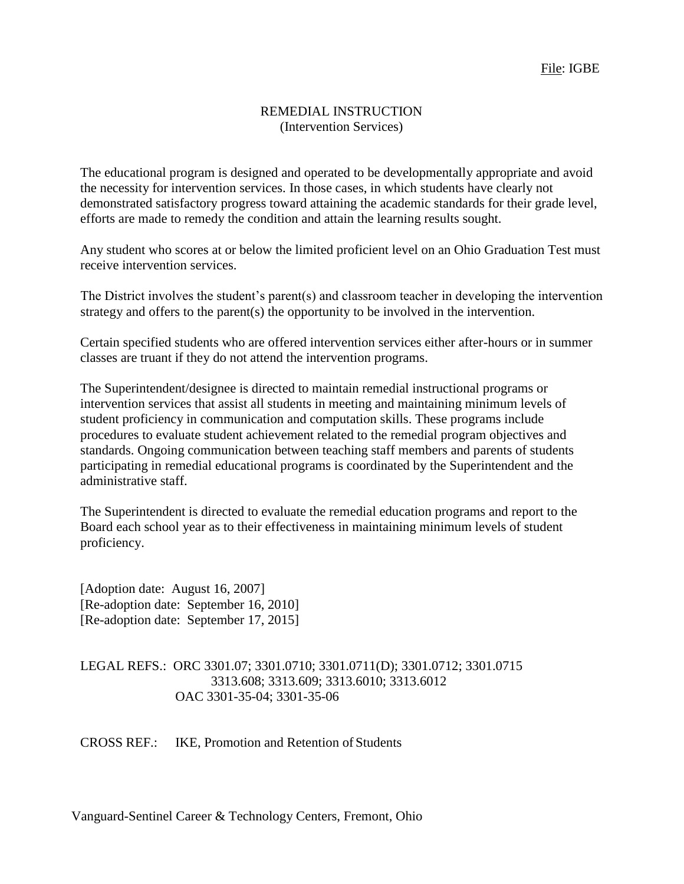File: IGBE

# REMEDIAL INSTRUCTION
(Intervention Services)

The educational program is designed and operated to be developmentally appropriate and avoid the necessity for intervention services. In those cases, in which students have clearly not demonstrated satisfactory progress toward attaining the academic standards for their grade level, efforts are made to remedy the condition and attain the learning results sought.

Any student who scores at or below the limited proficient level on an Ohio Graduation Test must receive intervention services.

The District involves the student's parent(s) and classroom teacher in developing the intervention strategy and offers to the parent(s) the opportunity to be involved in the intervention.

Certain specified students who are offered intervention services either after-hours or in summer classes are truant if they do not attend the intervention programs.

The Superintendent/designee is directed to maintain remedial instructional programs or intervention services that assist all students in meeting and maintaining minimum levels of student proficiency in communication and computation skills. These programs include procedures to evaluate student achievement related to the remedial program objectives and standards. Ongoing communication between teaching staff members and parents of students participating in remedial educational programs is coordinated by the Superintendent and the administrative staff.

The Superintendent is directed to evaluate the remedial education programs and report to the Board each school year as to their effectiveness in maintaining minimum levels of student proficiency.

[Adoption date: August 16, 2007]
[Re-adoption date: September 16, 2010]
[Re-adoption date: September 17, 2015]

LEGAL REFS.: ORC 3301.07; 3301.0710; 3301.0711(D); 3301.0712; 3301.0715
3313.608; 3313.609; 3313.6010; 3313.6012
OAC 3301-35-04; 3301-35-06

CROSS REF.: IKE, Promotion and Retention of Students

Vanguard-Sentinel Career & Technology Centers, Fremont, Ohio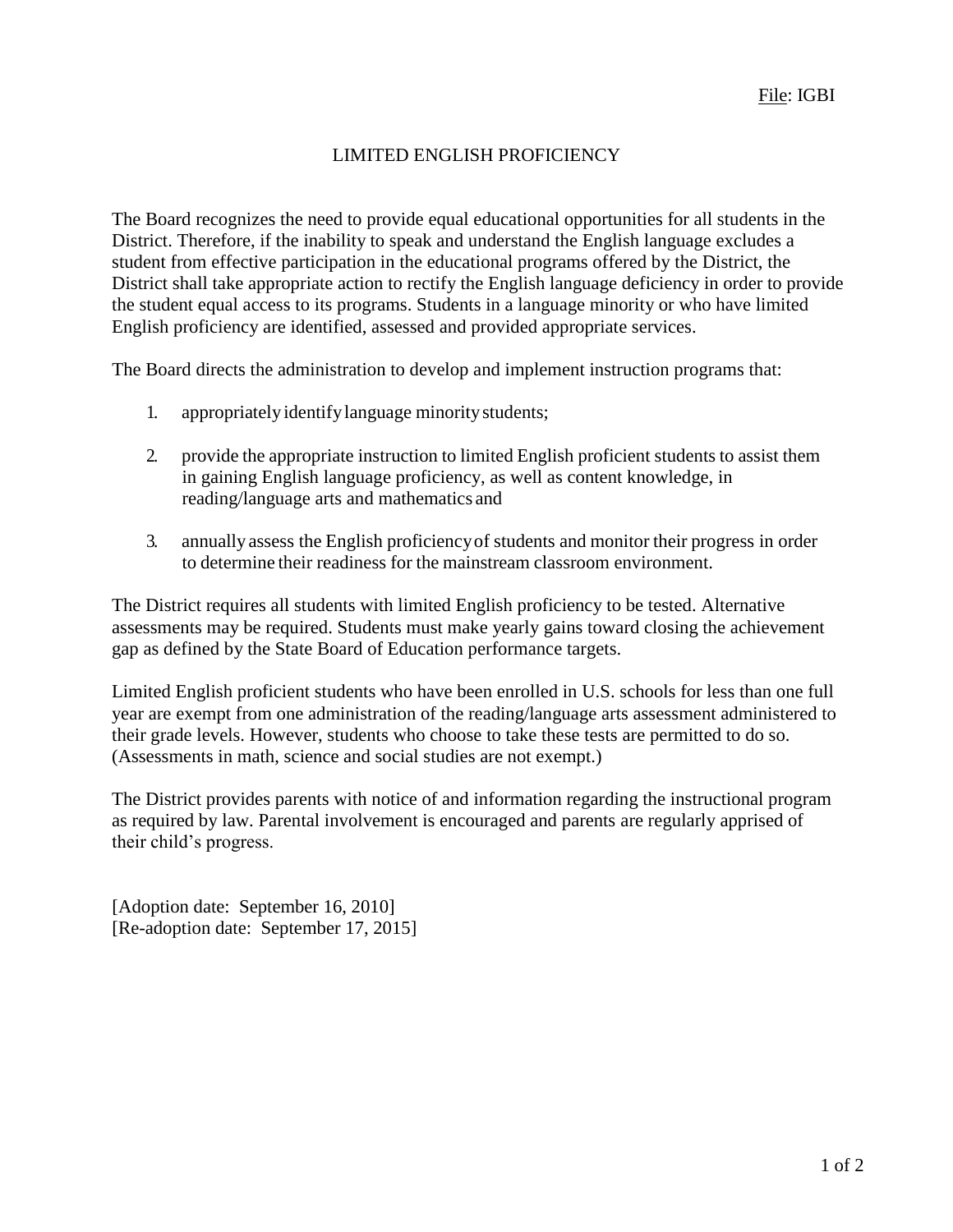File: IGBI

# LIMITED ENGLISH PROFICIENCY

The Board recognizes the need to provide equal educational opportunities for all students in the District. Therefore, if the inability to speak and understand the English language excludes a student from effective participation in the educational programs offered by the District, the District shall take appropriate action to rectify the English language deficiency in order to provide the student equal access to its programs. Students in a language minority or who have limited English proficiency are identified, assessed and provided appropriate services.

The Board directs the administration to develop and implement instruction programs that:

1. appropriately identify language minority students;
2. provide the appropriate instruction to limited English proficient students to assist them in gaining English language proficiency, as well as content knowledge, in reading/language arts and mathematics and
3. annually assess the English proficiency of students and monitor their progress in order to determine their readiness for the mainstream classroom environment.

The District requires all students with limited English proficiency to be tested. Alternative assessments may be required. Students must make yearly gains toward closing the achievement gap as defined by the State Board of Education performance targets.

Limited English proficient students who have been enrolled in U.S. schools for less than one full year are exempt from one administration of the reading/language arts assessment administered to their grade levels. However, students who choose to take these tests are permitted to do so. (Assessments in math, science and social studies are not exempt.)

The District provides parents with notice of and information regarding the instructional program as required by law. Parental involvement is encouraged and parents are regularly apprised of their child's progress.

[Adoption date: September 16, 2010]
[Re-adoption date: September 17, 2015]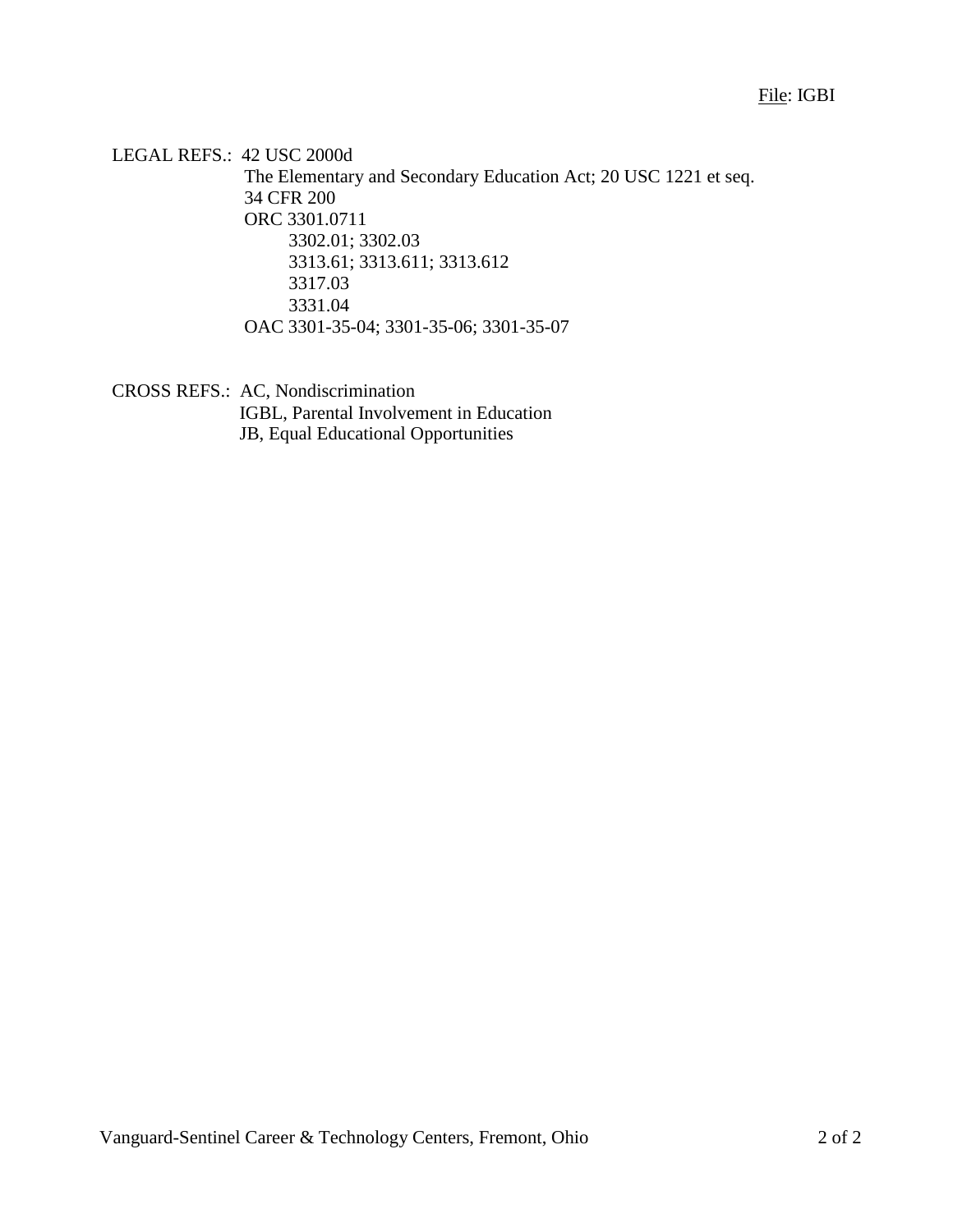File: IGBI

LEGAL REFS.: 42 USC 2000d
The Elementary and Secondary Education Act; 20 USC 1221 et seq.
34 CFR 200
ORC 3301.0711
3302.01; 3302.03
3313.61; 3313.611; 3313.612
3317.03
3331.04
OAC 3301-35-04; 3301-35-06; 3301-35-07

CROSS REFS.: AC, Nondiscrimination
IGBL, Parental Involvement in Education
JB, Equal Educational Opportunities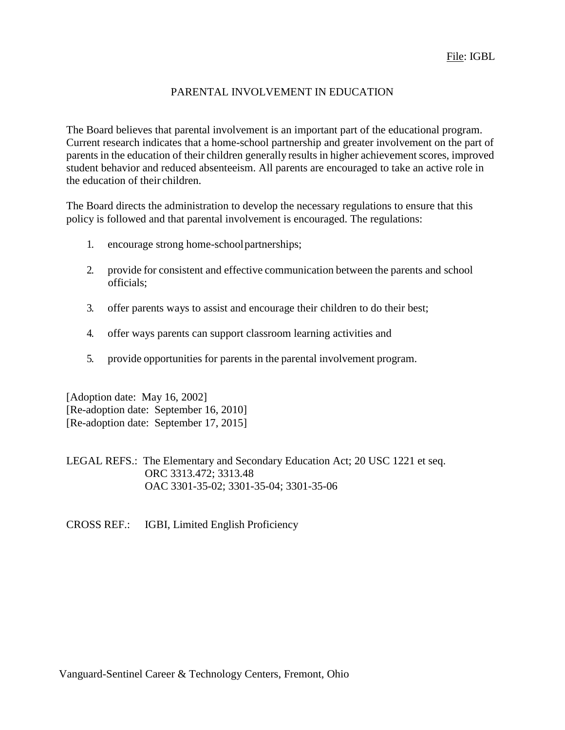File: IGBL

# PARENTAL INVOLVEMENT IN EDUCATION

The Board believes that parental involvement is an important part of the educational program. Current research indicates that a home-school partnership and greater involvement on the part of parents in the education of their children generally results in higher achievement scores, improved student behavior and reduced absenteeism. All parents are encouraged to take an active role in the education of their children.

The Board directs the administration to develop the necessary regulations to ensure that this policy is followed and that parental involvement is encouraged. The regulations:

1. encourage strong home-school partnerships;
2. provide for consistent and effective communication between the parents and school officials;
3. offer parents ways to assist and encourage their children to do their best;
4. offer ways parents can support classroom learning activities and
5. provide opportunities for parents in the parental involvement program.

[Adoption date: May 16, 2002]
[Re-adoption date: September 16, 2010]
[Re-adoption date: September 17, 2015]

LEGAL REFS.: The Elementary and Secondary Education Act; 20 USC 1221 et seq.
ORC 3313.472; 3313.48
OAC 3301-35-02; 3301-35-04; 3301-35-06

CROSS REF.: IGBI, Limited English Proficiency

Vanguard-Sentinel Career & Technology Centers, Fremont, Ohio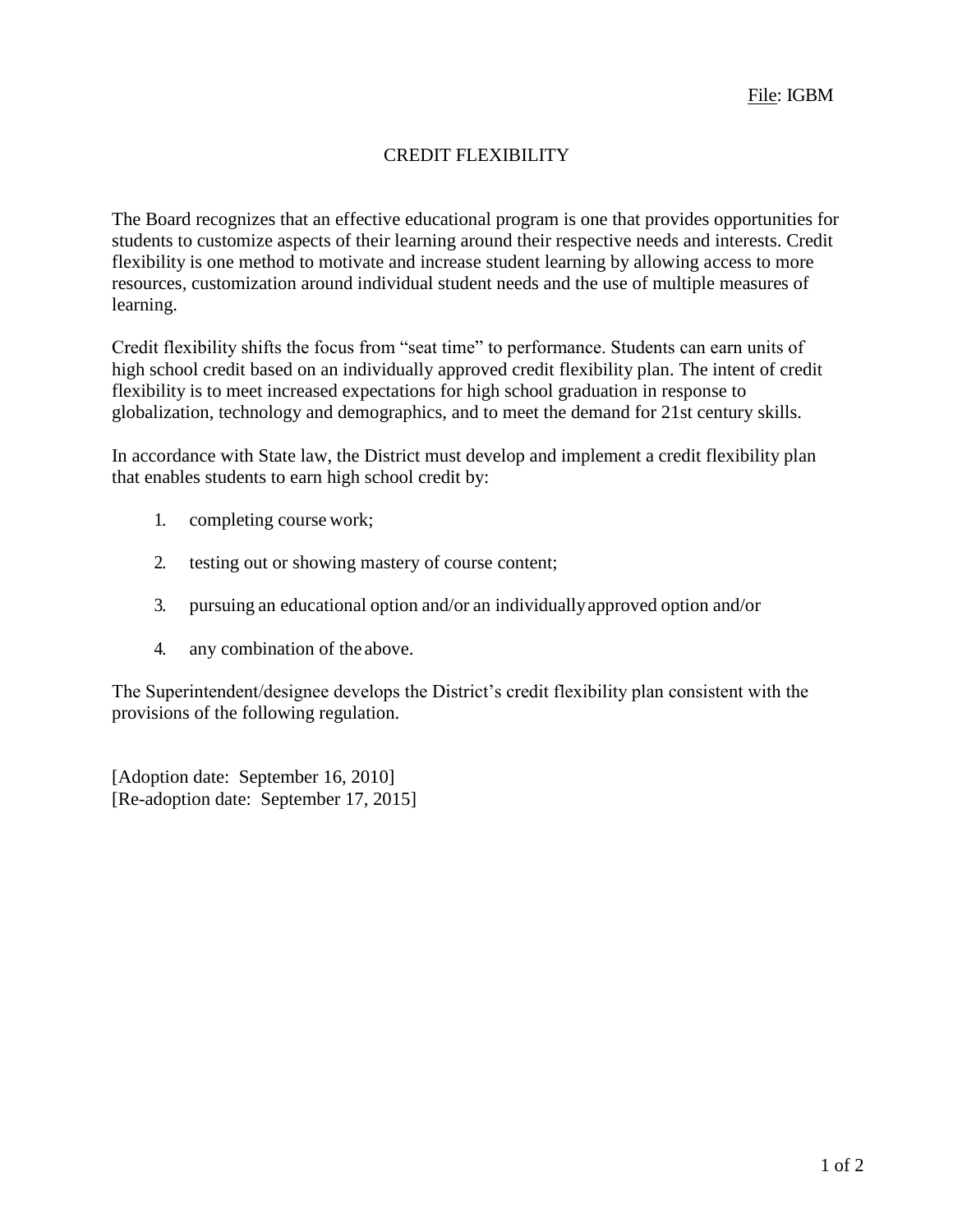File: IGBM

# CREDIT FLEXIBILITY

The Board recognizes that an effective educational program is one that provides opportunities for students to customize aspects of their learning around their respective needs and interests. Credit flexibility is one method to motivate and increase student learning by allowing access to more resources, customization around individual student needs and the use of multiple measures of learning.

Credit flexibility shifts the focus from "seat time" to performance. Students can earn units of high school credit based on an individually approved credit flexibility plan. The intent of credit flexibility is to meet increased expectations for high school graduation in response to globalization, technology and demographics, and to meet the demand for 21st century skills.

In accordance with State law, the District must develop and implement a credit flexibility plan that enables students to earn high school credit by:

1. completing course work;
2. testing out or showing mastery of course content;
3. pursuing an educational option and/or an individually approved option and/or
4. any combination of the above.

The Superintendent/designee develops the District's credit flexibility plan consistent with the provisions of the following regulation.

[Adoption date: September 16, 2010]
[Re-adoption date: September 17, 2015]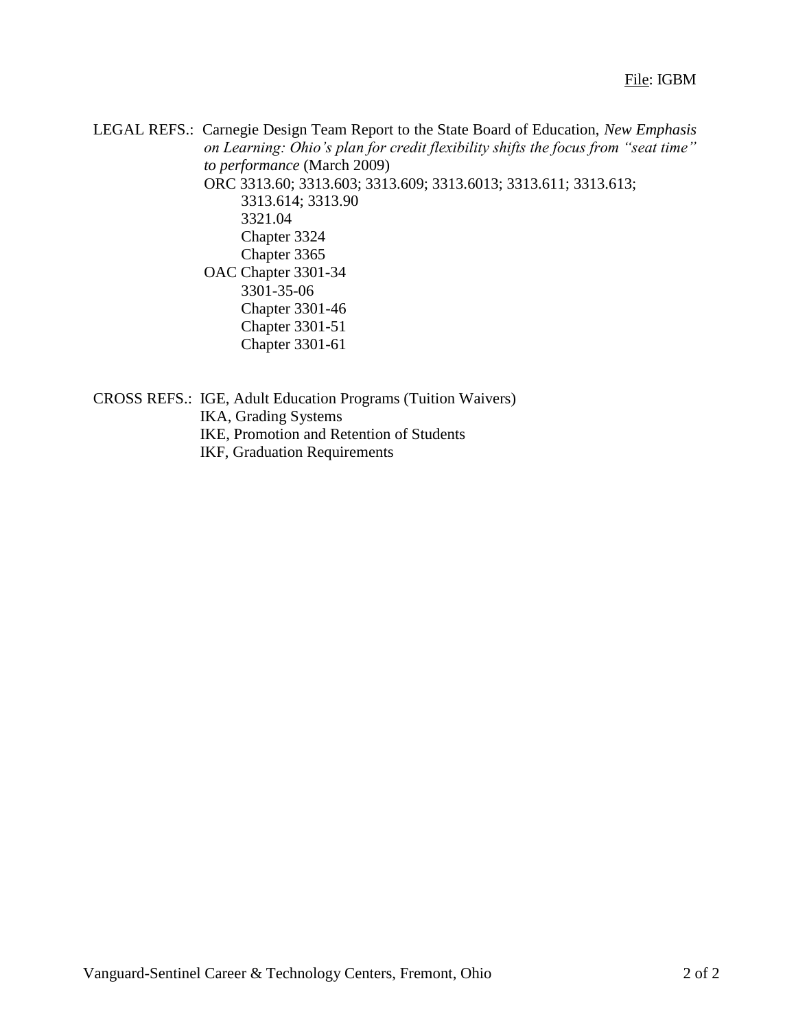File: IGBM

LEGAL REFS.: Carnegie Design Team Report to the State Board of Education, *New Emphasis on Learning: Ohio's plan for credit flexibility shifts the focus from "seat time" to performance* (March 2009)

ORC 3313.60; 3313.603; 3313.609; 3313.6013; 3313.611; 3313.613; 3313.614; 3313.90
3321.04
Chapter 3324
Chapter 3365

OAC Chapter 3301-34
3301-35-06
Chapter 3301-46
Chapter 3301-51
Chapter 3301-61

CROSS REFS.: IGE, Adult Education Programs (Tuition Waivers)
IKA, Grading Systems
IKE, Promotion and Retention of Students
IKF, Graduation Requirements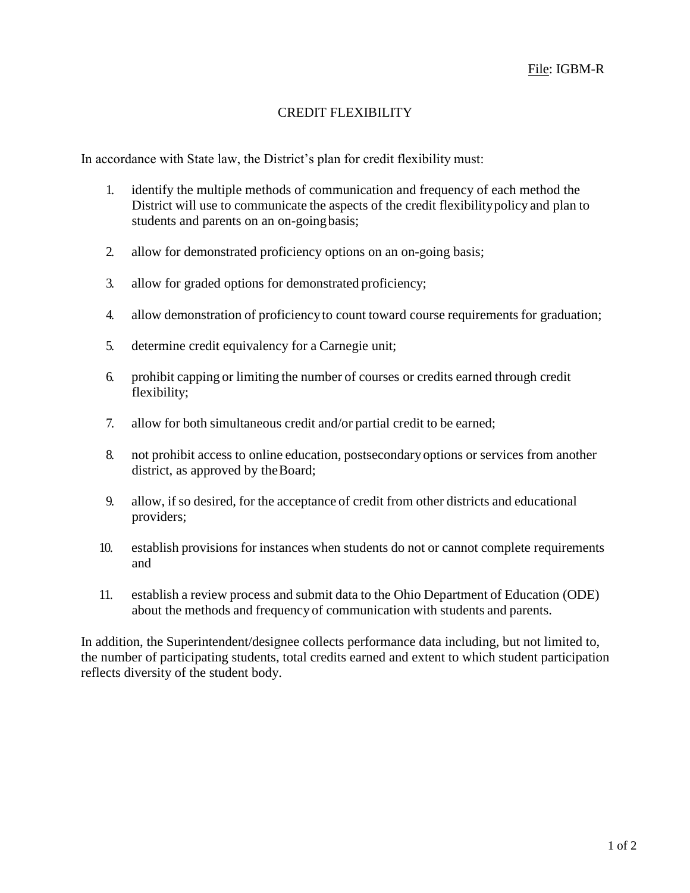File: IGBM-R

# CREDIT FLEXIBILITY

In accordance with State law, the District's plan for credit flexibility must:

1. identify the multiple methods of communication and frequency of each method the District will use to communicate the aspects of the credit flexibility policy and plan to students and parents on an on-going basis;
2. allow for demonstrated proficiency options on an on-going basis;
3. allow for graded options for demonstrated proficiency;
4. allow demonstration of proficiency to count toward course requirements for graduation;
5. determine credit equivalency for a Carnegie unit;
6. prohibit capping or limiting the number of courses or credits earned through credit flexibility;
7. allow for both simultaneous credit and/or partial credit to be earned;
8. not prohibit access to online education, postsecondary options or services from another district, as approved by the Board;
9. allow, if so desired, for the acceptance of credit from other districts and educational providers;
10. establish provisions for instances when students do not or cannot complete requirements and
11. establish a review process and submit data to the Ohio Department of Education (ODE) about the methods and frequency of communication with students and parents.

In addition, the Superintendent/designee collects performance data including, but not limited to, the number of participating students, total credits earned and extent to which student participation reflects diversity of the student body.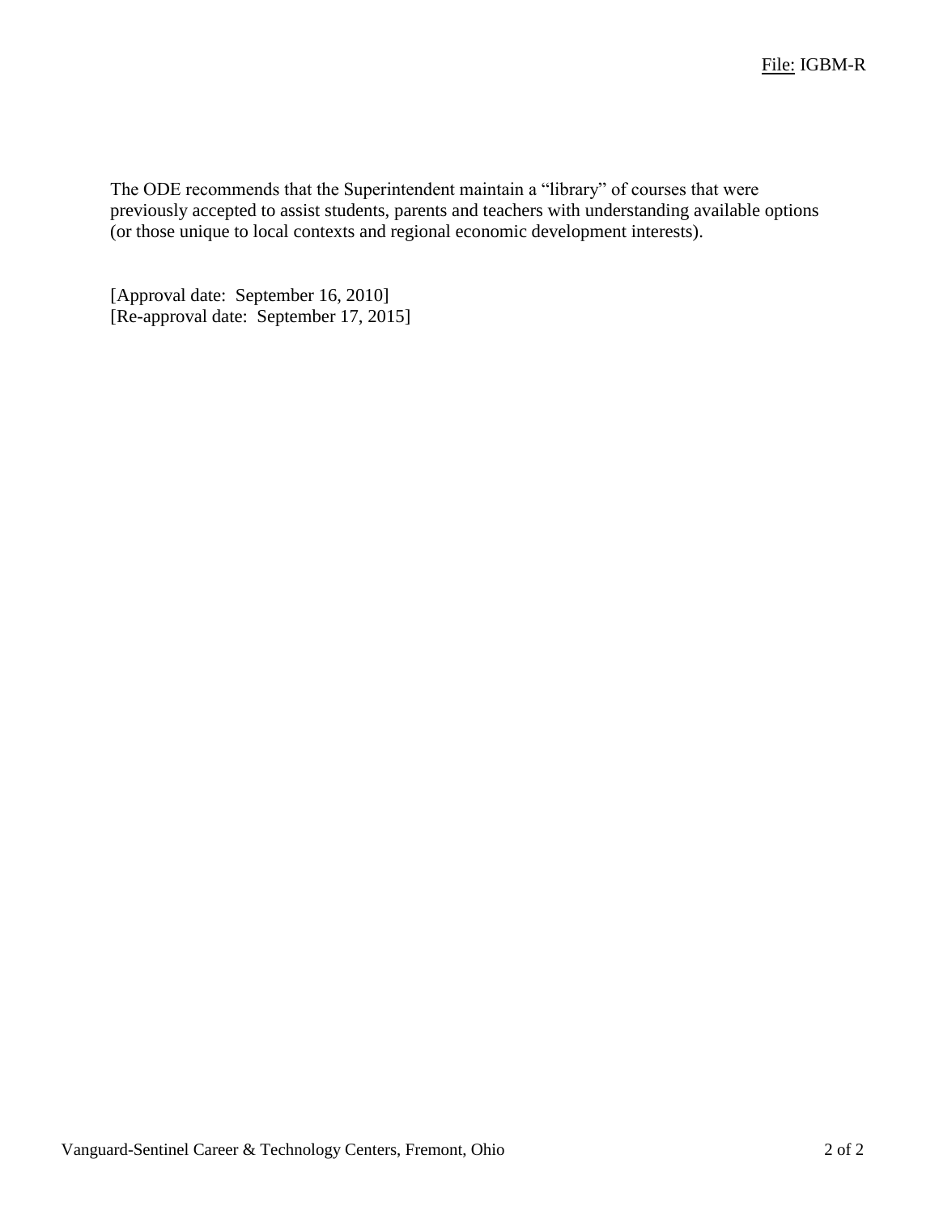The ODE recommends that the Superintendent maintain a "library" of courses that were previously accepted to assist students, parents and teachers with understanding available options (or those unique to local contexts and regional economic development interests).

[Approval date: September 16, 2010]
[Re-approval date: September 17, 2015]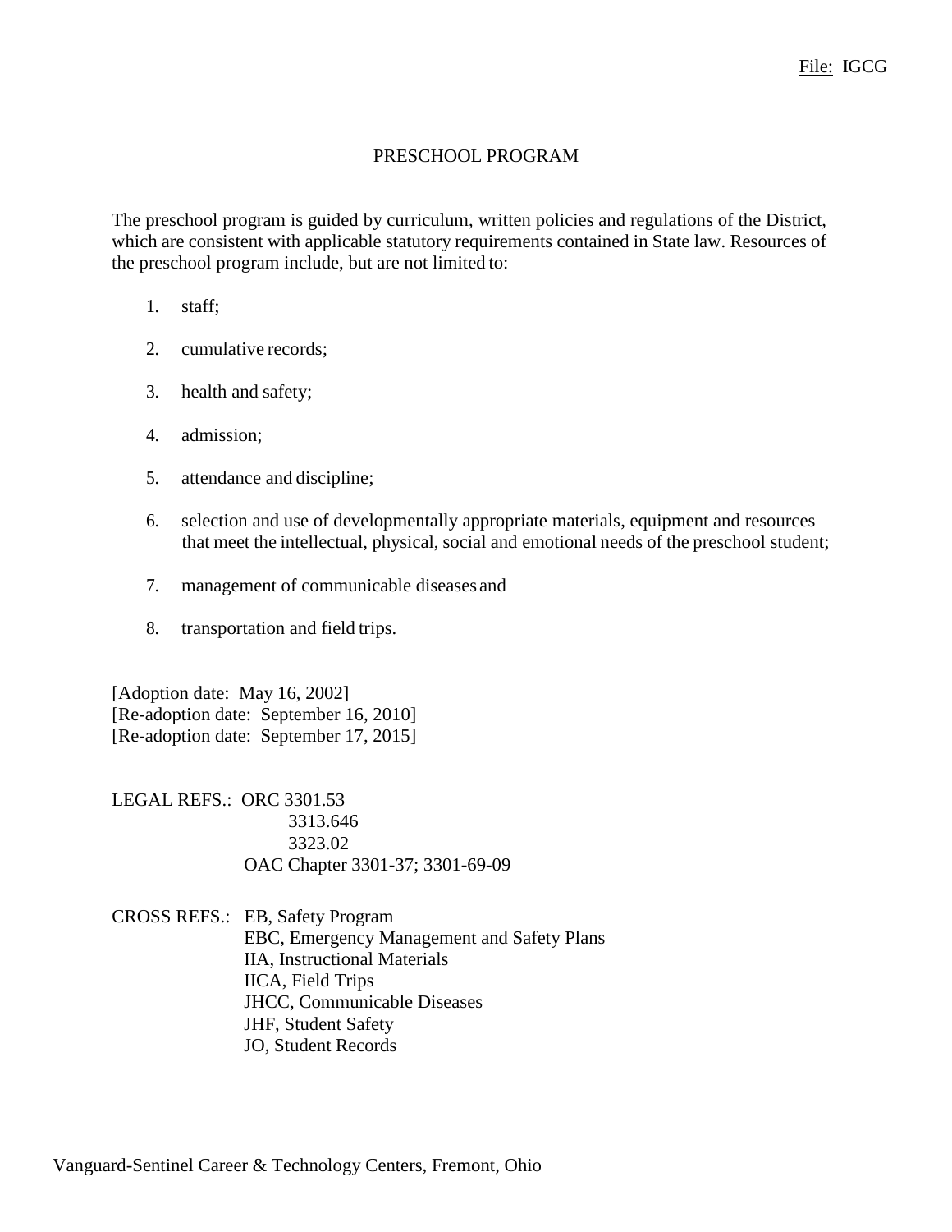File: IGCG

# PRESCHOOL PROGRAM

The preschool program is guided by curriculum, written policies and regulations of the District, which are consistent with applicable statutory requirements contained in State law. Resources of the preschool program include, but are not limited to:

1. staff;
2. cumulative records;
3. health and safety;
4. admission;
5. attendance and discipline;
6. selection and use of developmentally appropriate materials, equipment and resources that meet the intellectual, physical, social and emotional needs of the preschool student;
7. management of communicable diseases and
8. transportation and field trips.

[Adoption date: May 16, 2002]
[Re-adoption date: September 16, 2010]
[Re-adoption date: September 17, 2015]

LEGAL REFS.: ORC 3301.53
3313.646
3323.02
OAC Chapter 3301-37; 3301-69-09

CROSS REFS.: EB, Safety Program
EBC, Emergency Management and Safety Plans
IIA, Instructional Materials
IICA, Field Trips
JHCC, Communicable Diseases
JHF, Student Safety
JO, Student Records

Vanguard-Sentinel Career & Technology Centers, Fremont, Ohio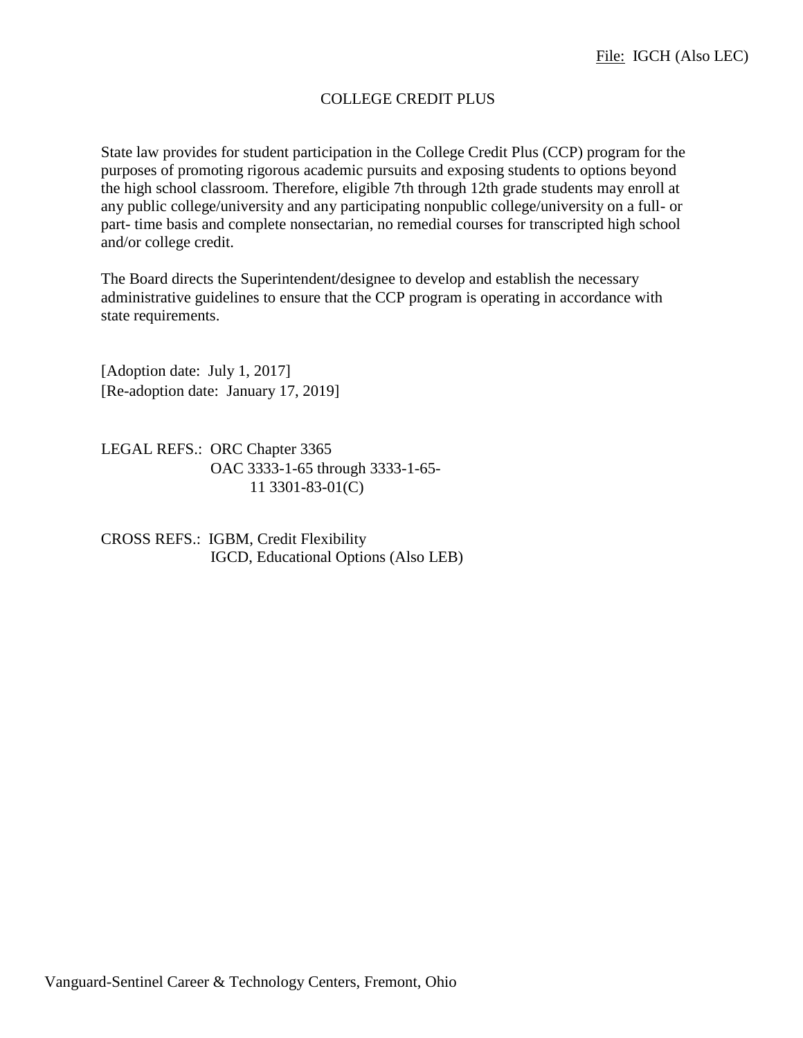File: IGCH (Also LEC)

# COLLEGE CREDIT PLUS

State law provides for student participation in the College Credit Plus (CCP) program for the purposes of promoting rigorous academic pursuits and exposing students to options beyond the high school classroom. Therefore, eligible 7th through 12th grade students may enroll at any public college/university and any participating nonpublic college/university on a full- or part- time basis and complete nonsectarian, no remedial courses for transcripted high school and/or college credit.

The Board directs the Superintendent/designee to develop and establish the necessary administrative guidelines to ensure that the CCP program is operating in accordance with state requirements.

[Adoption date: July 1, 2017]
[Re-adoption date: January 17, 2019]

LEGAL REFS.: ORC Chapter 3365
OAC 3333-1-65 through 3333-1-65-11 3301-83-01(C)

CROSS REFS.: IGBM, Credit Flexibility
IGCD, Educational Options (Also LEB)

Vanguard-Sentinel Career & Technology Centers, Fremont, Ohio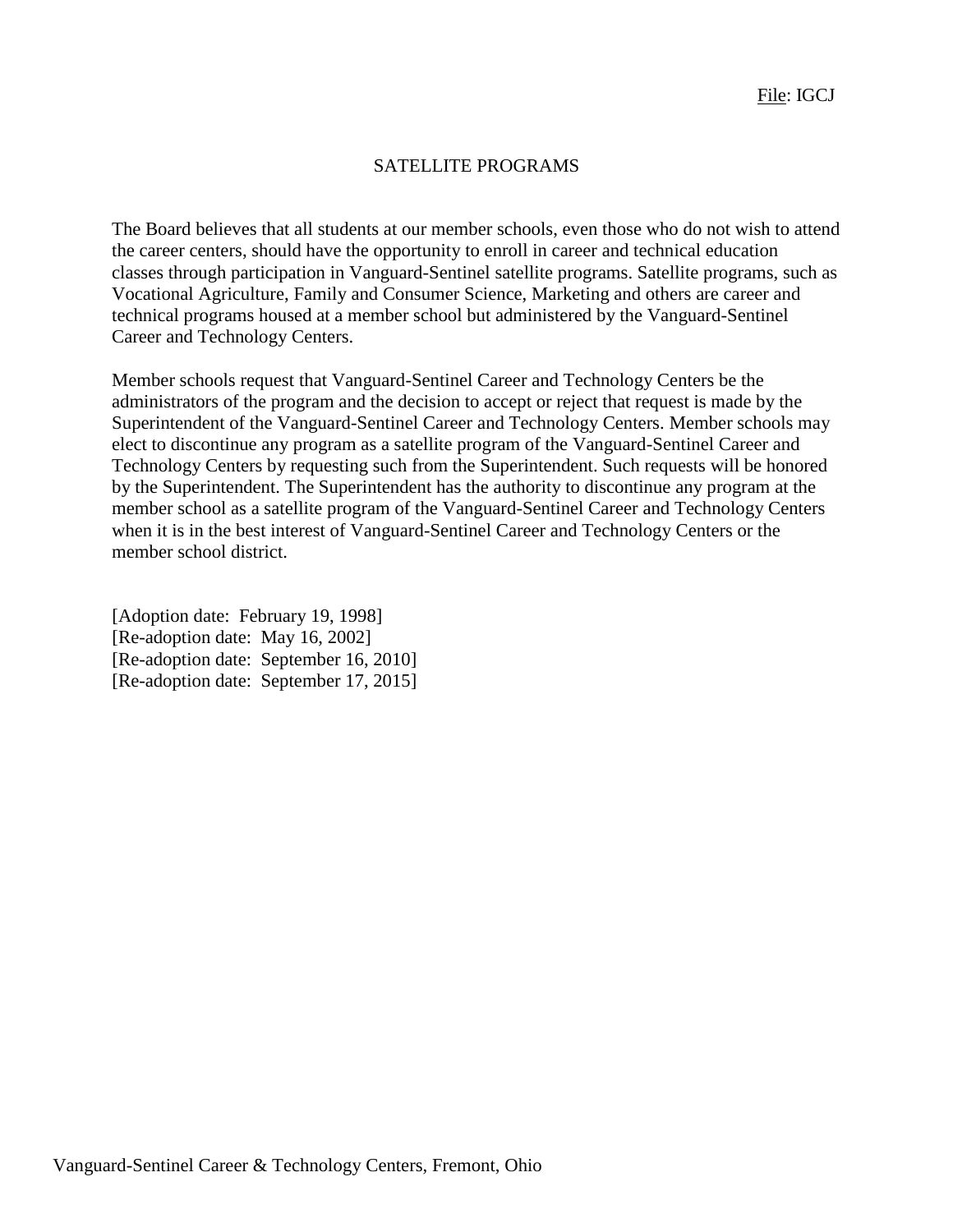File: IGCJ

# SATELLITE PROGRAMS

The Board believes that all students at our member schools, even those who do not wish to attend the career centers, should have the opportunity to enroll in career and technical education classes through participation in Vanguard-Sentinel satellite programs. Satellite programs, such as Vocational Agriculture, Family and Consumer Science, Marketing and others are career and technical programs housed at a member school but administered by the Vanguard-Sentinel Career and Technology Centers.

Member schools request that Vanguard-Sentinel Career and Technology Centers be the administrators of the program and the decision to accept or reject that request is made by the Superintendent of the Vanguard-Sentinel Career and Technology Centers. Member schools may elect to discontinue any program as a satellite program of the Vanguard-Sentinel Career and Technology Centers by requesting such from the Superintendent. Such requests will be honored by the Superintendent. The Superintendent has the authority to discontinue any program at the member school as a satellite program of the Vanguard-Sentinel Career and Technology Centers when it is in the best interest of Vanguard-Sentinel Career and Technology Centers or the member school district.

[Adoption date: February 19, 1998]
[Re-adoption date: May 16, 2002]
[Re-adoption date: September 16, 2010]
[Re-adoption date: September 17, 2015]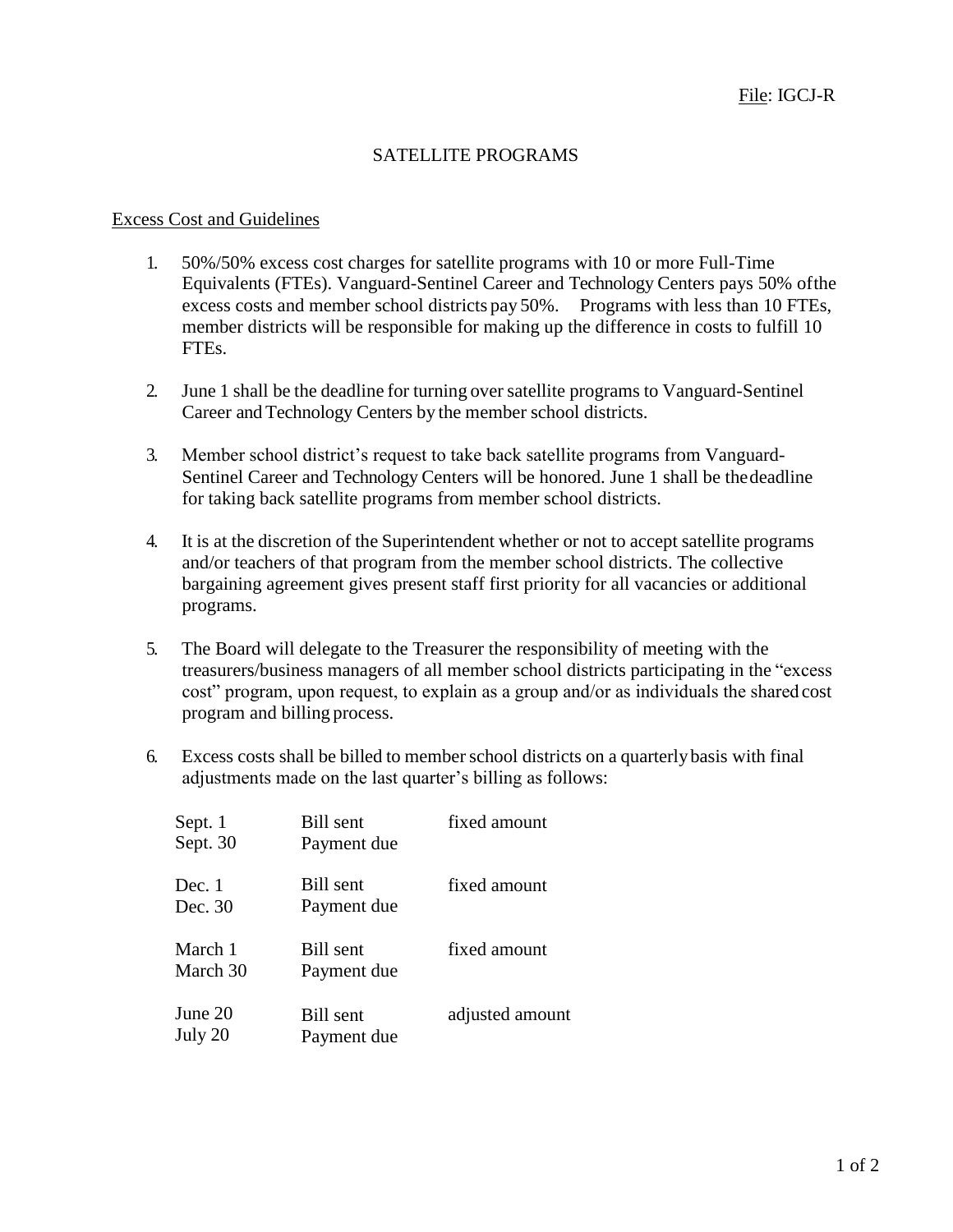File: IGCJ-R

# SATELLITE PROGRAMS

## Excess Cost and Guidelines

1. 50%/50% excess cost charges for satellite programs with 10 or more Full-Time Equivalents (FTEs). Vanguard-Sentinel Career and Technology Centers pays 50% of the excess costs and member school districts pay 50%. Programs with less than 10 FTEs, member districts will be responsible for making up the difference in costs to fulfill 10 FTEs.

2. June 1 shall be the deadline for turning over satellite programs to Vanguard-Sentinel Career and Technology Centers by the member school districts.

3. Member school district's request to take back satellite programs from Vanguard-Sentinel Career and Technology Centers will be honored. June 1 shall be the deadline for taking back satellite programs from member school districts.

4. It is at the discretion of the Superintendent whether or not to accept satellite programs and/or teachers of that program from the member school districts. The collective bargaining agreement gives present staff first priority for all vacancies or additional programs.

5. The Board will delegate to the Treasurer the responsibility of meeting with the treasurers/business managers of all member school districts participating in the "excess cost" program, upon request, to explain as a group and/or as individuals the shared cost program and billing process.

6. Excess costs shall be billed to member school districts on a quarterly basis with final adjustments made on the last quarter's billing as follows:

| Date | Action | Amount |
|---|---|---|
| Sept. 1 | Bill sent | fixed amount |
| Sept. 30 | Payment due | |
| Dec. 1 | Bill sent | fixed amount |
| Dec. 30 | Payment due | |
| March 1 | Bill sent | fixed amount |
| March 30 | Payment due | |
| June 20 | Bill sent | adjusted amount |
| July 20 | Payment due | |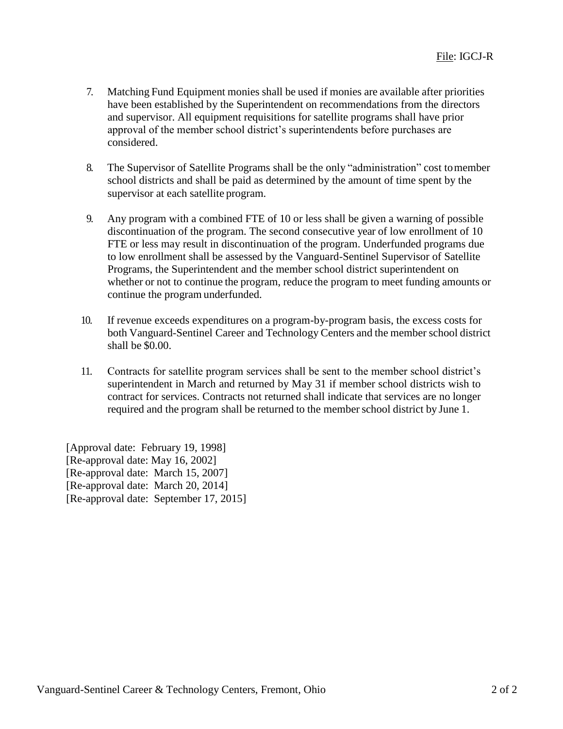7. Matching Fund Equipment monies shall be used if monies are available after priorities have been established by the Superintendent on recommendations from the directors and supervisor. All equipment requisitions for satellite programs shall have prior approval of the member school district's superintendents before purchases are considered.

8. The Supervisor of Satellite Programs shall be the only "administration" cost to member school districts and shall be paid as determined by the amount of time spent by the supervisor at each satellite program.

9. Any program with a combined FTE of 10 or less shall be given a warning of possible discontinuation of the program. The second consecutive year of low enrollment of 10 FTE or less may result in discontinuation of the program. Underfunded programs due to low enrollment shall be assessed by the Vanguard-Sentinel Supervisor of Satellite Programs, the Superintendent and the member school district superintendent on whether or not to continue the program, reduce the program to meet funding amounts or continue the program underfunded.

10. If revenue exceeds expenditures on a program-by-program basis, the excess costs for both Vanguard-Sentinel Career and Technology Centers and the member school district shall be $0.00.

11. Contracts for satellite program services shall be sent to the member school district's superintendent in March and returned by May 31 if member school districts wish to contract for services. Contracts not returned shall indicate that services are no longer required and the program shall be returned to the member school district by June 1.

[Approval date: February 19, 1998]
[Re-approval date: May 16, 2002]
[Re-approval date: March 15, 2007]
[Re-approval date: March 20, 2014]
[Re-approval date: September 17, 2015]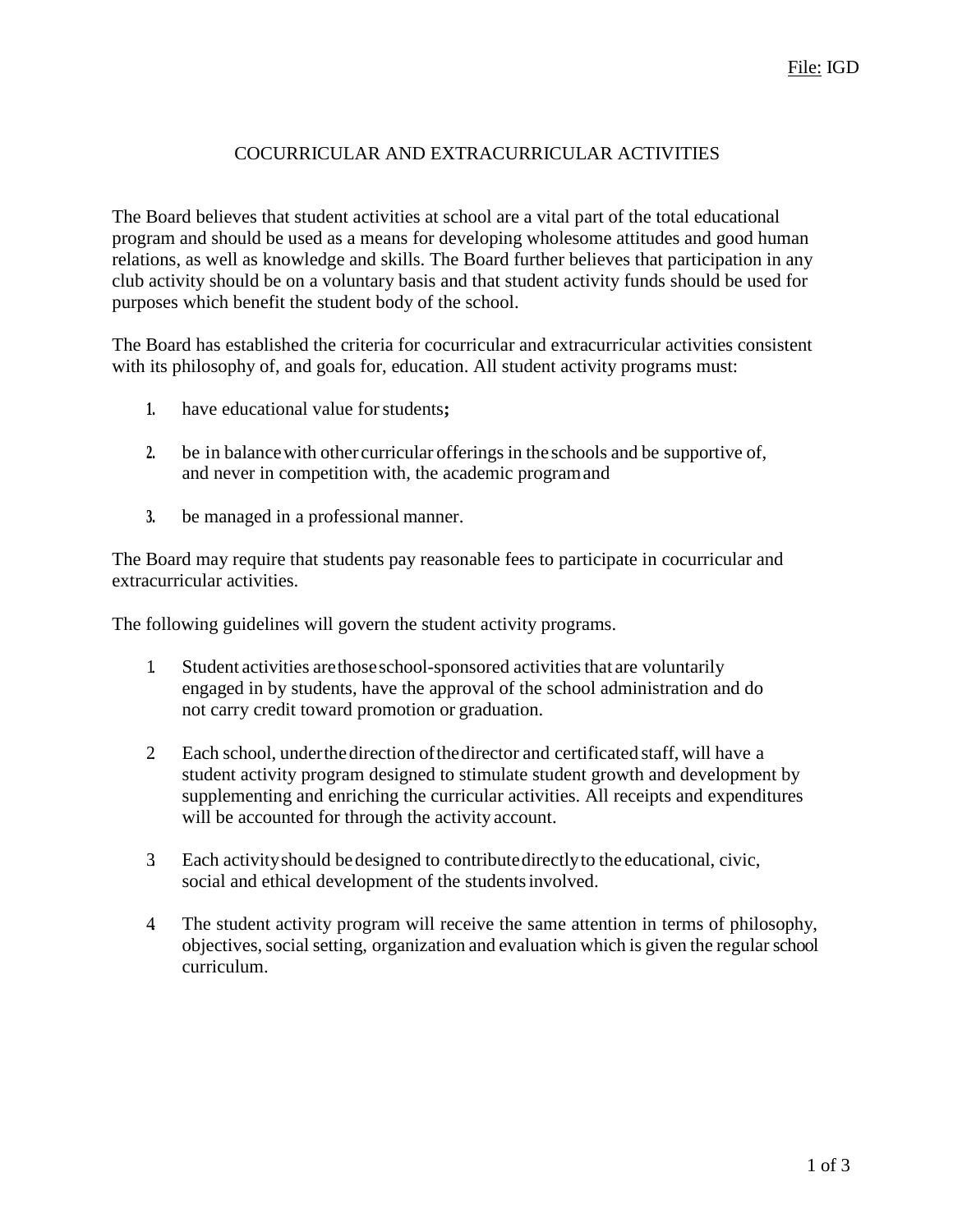File: IGD

# COCURRICULAR AND EXTRACURRICULAR ACTIVITIES

The Board believes that student activities at school are a vital part of the total educational program and should be used as a means for developing wholesome attitudes and good human relations, as well as knowledge and skills. The Board further believes that participation in any club activity should be on a voluntary basis and that student activity funds should be used for purposes which benefit the student body of the school.

The Board has established the criteria for cocurricular and extracurricular activities consistent with its philosophy of, and goals for, education. All student activity programs must:

1. have educational value for students;
2. be in balance with other curricular offerings in the schools and be supportive of, and never in competition with, the academic program and
3. be managed in a professional manner.

The Board may require that students pay reasonable fees to participate in cocurricular and extracurricular activities.

The following guidelines will govern the student activity programs.

1. Student activities are those school-sponsored activities that are voluntarily engaged in by students, have the approval of the school administration and do not carry credit toward promotion or graduation.
2. Each school, under the direction of the director and certificated staff, will have a student activity program designed to stimulate student growth and development by supplementing and enriching the curricular activities. All receipts and expenditures will be accounted for through the activity account.
3. Each activity should be designed to contribute directly to the educational, civic, social and ethical development of the students involved.
4. The student activity program will receive the same attention in terms of philosophy, objectives, social setting, organization and evaluation which is given the regular school curriculum.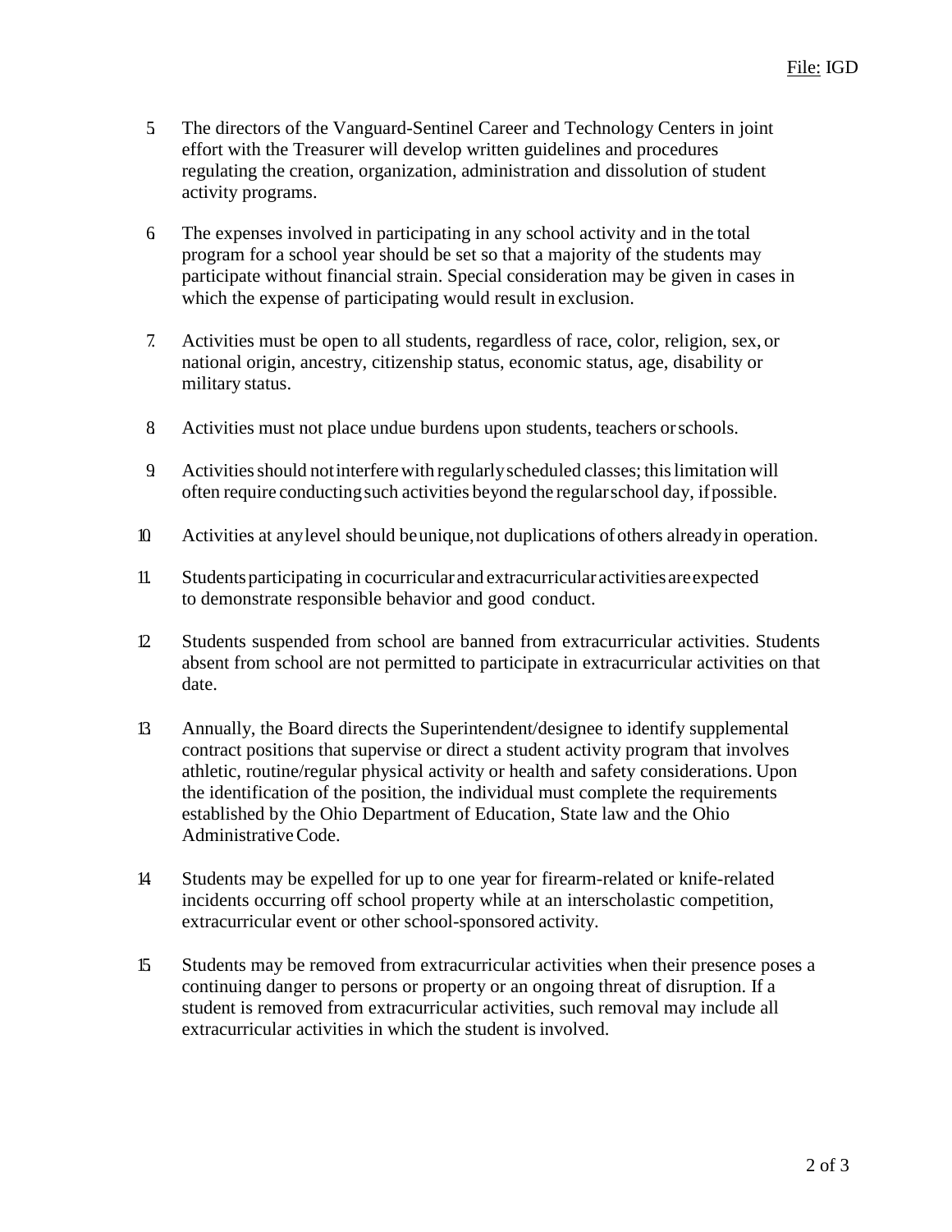5. The directors of the Vanguard-Sentinel Career and Technology Centers in joint effort with the Treasurer will develop written guidelines and procedures regulating the creation, organization, administration and dissolution of student activity programs.

6. The expenses involved in participating in any school activity and in the total program for a school year should be set so that a majority of the students may participate without financial strain. Special consideration may be given in cases in which the expense of participating would result in exclusion.

7. Activities must be open to all students, regardless of race, color, religion, sex, or national origin, ancestry, citizenship status, economic status, age, disability or military status.

8. Activities must not place undue burdens upon students, teachers or schools.

9. Activities should not interfere with regularly scheduled classes; this limitation will often require conducting such activities beyond the regular school day, if possible.

10. Activities at any level should be unique, not duplications of others already in operation.

11. Students participating in cocurricular and extracurricular activities are expected to demonstrate responsible behavior and good conduct.

12. Students suspended from school are banned from extracurricular activities. Students absent from school are not permitted to participate in extracurricular activities on that date.

13. Annually, the Board directs the Superintendent/designee to identify supplemental contract positions that supervise or direct a student activity program that involves athletic, routine/regular physical activity or health and safety considerations. Upon the identification of the position, the individual must complete the requirements established by the Ohio Department of Education, State law and the Ohio Administrative Code.

14. Students may be expelled for up to one year for firearm-related or knife-related incidents occurring off school property while at an interscholastic competition, extracurricular event or other school-sponsored activity.

15. Students may be removed from extracurricular activities when their presence poses a continuing danger to persons or property or an ongoing threat of disruption. If a student is removed from extracurricular activities, such removal may include all extracurricular activities in which the student is involved.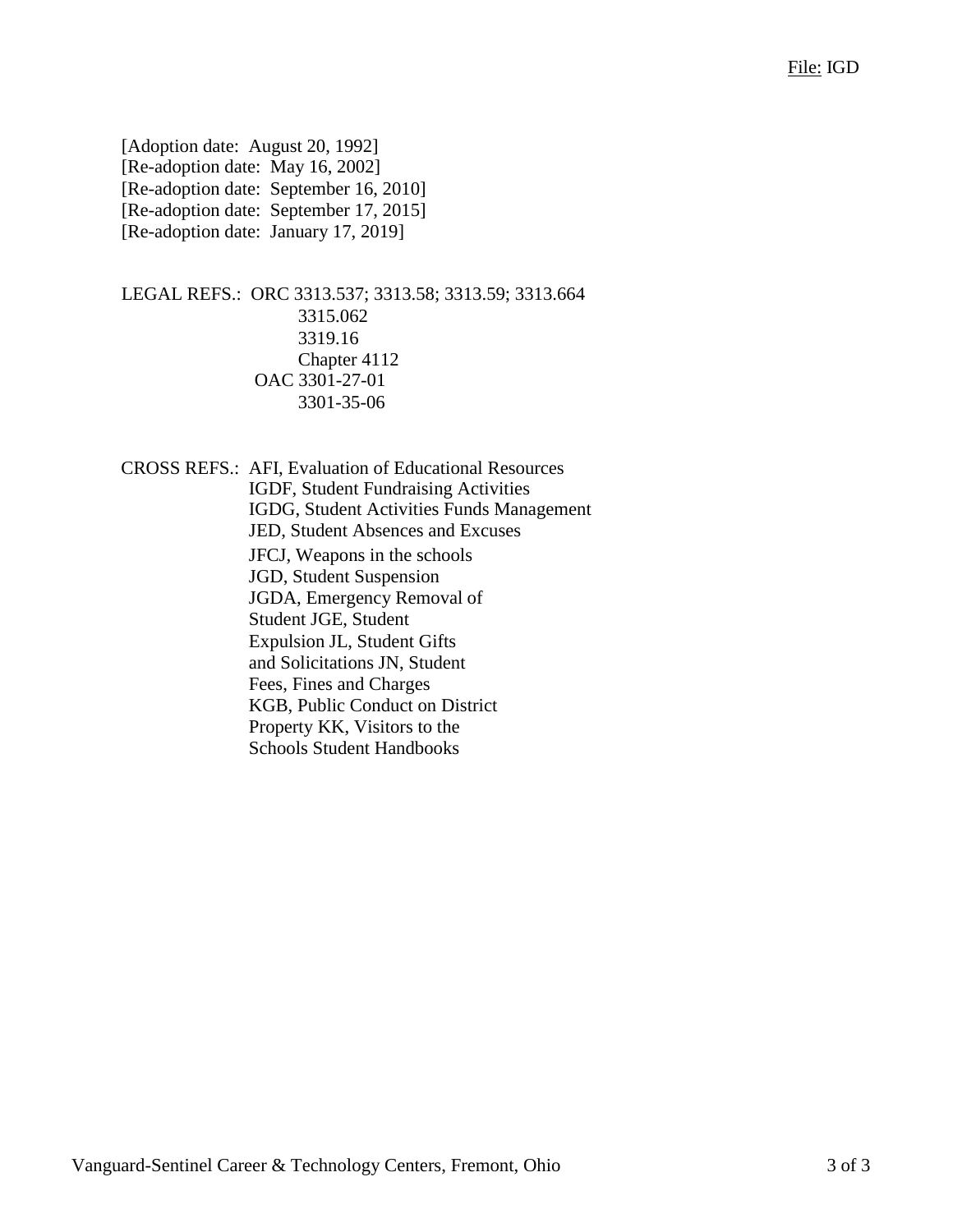File: IGD

[Adoption date: August 20, 1992]
[Re-adoption date: May 16, 2002]
[Re-adoption date: September 16, 2010]
[Re-adoption date: September 17, 2015]
[Re-adoption date: January 17, 2019]

LEGAL REFS.: ORC 3313.537; 3313.58; 3313.59; 3313.664
3315.062
3319.16
Chapter 4112
OAC 3301-27-01
3301-35-06

CROSS REFS.: AFI, Evaluation of Educational Resources
IGDF, Student Fundraising Activities
IGDG, Student Activities Funds Management
JED, Student Absences and Excuses
JFCJ, Weapons in the schools
JGD, Student Suspension
JGDA, Emergency Removal of Student
JGE, Student Expulsion
JL, Student Gifts and Solicitations
JN, Student Fees, Fines and Charges
KGB, Public Conduct on District Property
KK, Visitors to the Schools
Student Handbooks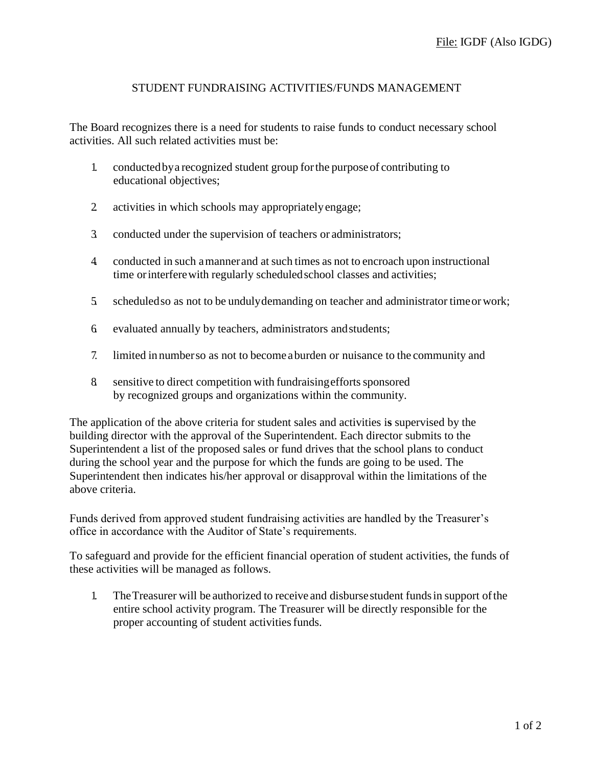File: IGDF (Also IGDG)

# STUDENT FUNDRAISING ACTIVITIES/FUNDS MANAGEMENT

The Board recognizes there is a need for students to raise funds to conduct necessary school activities. All such related activities must be:

1. conducted by a recognized student group for the purpose of contributing to educational objectives;
2. activities in which schools may appropriately engage;
3. conducted under the supervision of teachers or administrators;
4. conducted in such a manner and at such times as not to encroach upon instructional time or interfere with regularly scheduled school classes and activities;
5. scheduled so as not to be unduly demanding on teacher and administrator time or work;
6. evaluated annually by teachers, administrators and students;
7. limited in number so as not to become a burden or nuisance to the community and
8. sensitive to direct competition with fundraising efforts sponsored by recognized groups and organizations within the community.

The application of the above criteria for student sales and activities i**s** supervised by the building director with the approval of the Superintendent. Each director submits to the Superintendent a list of the proposed sales or fund drives that the school plans to conduct during the school year and the purpose for which the funds are going to be used. The Superintendent then indicates his/her approval or disapproval within the limitations of the above criteria.

Funds derived from approved student fundraising activities are handled by the Treasurer's office in accordance with the Auditor of State's requirements.

To safeguard and provide for the efficient financial operation of student activities, the funds of these activities will be managed as follows.

1. The Treasurer will be authorized to receive and disburse student funds in support of the entire school activity program. The Treasurer will be directly responsible for the proper accounting of student activities funds.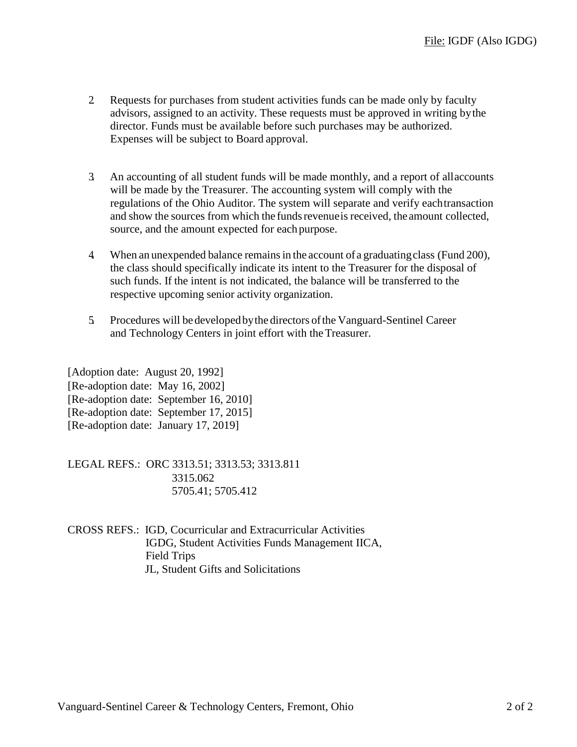2. Requests for purchases from student activities funds can be made only by faculty advisors, assigned to an activity. These requests must be approved in writing by the director. Funds must be available before such purchases may be authorized. Expenses will be subject to Board approval.

3. An accounting of all student funds will be made monthly, and a report of all accounts will be made by the Treasurer. The accounting system will comply with the regulations of the Ohio Auditor. The system will separate and verify each transaction and show the sources from which the funds revenue is received, the amount collected, source, and the amount expected for each purpose.

4. When an unexpended balance remains in the account of a graduating class (Fund 200), the class should specifically indicate its intent to the Treasurer for the disposal of such funds. If the intent is not indicated, the balance will be transferred to the respective upcoming senior activity organization.

5. Procedures will be developed by the directors of the Vanguard-Sentinel Career and Technology Centers in joint effort with the Treasurer.

[Adoption date: August 20, 1992]
[Re-adoption date: May 16, 2002]
[Re-adoption date: September 16, 2010]
[Re-adoption date: September 17, 2015]
[Re-adoption date: January 17, 2019]

LEGAL REFS.: ORC 3313.51; 3313.53; 3313.811
3315.062
5705.41; 5705.412

CROSS REFS.: IGD, Cocurricular and Extracurricular Activities
IGDG, Student Activities Funds Management IICA,
Field Trips
JL, Student Gifts and Solicitations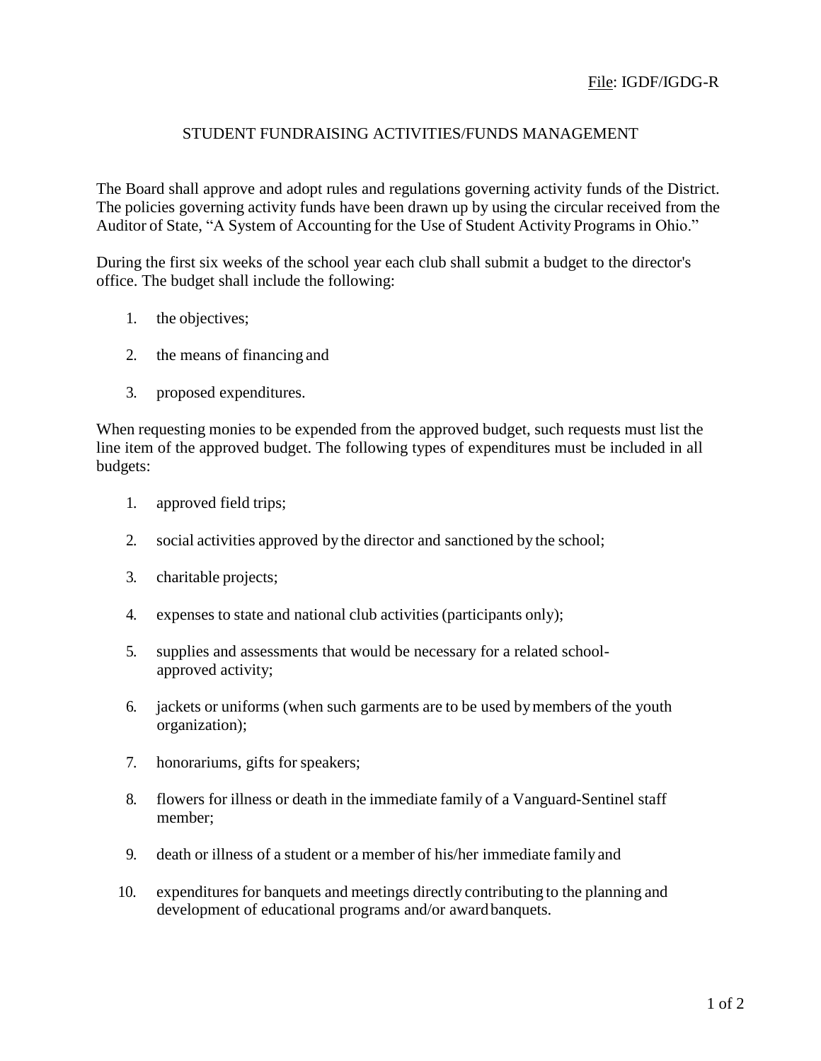File: IGDF/IGDG-R

## STUDENT FUNDRAISING ACTIVITIES/FUNDS MANAGEMENT

The Board shall approve and adopt rules and regulations governing activity funds of the District. The policies governing activity funds have been drawn up by using the circular received from the Auditor of State, "A System of Accounting for the Use of Student Activity Programs in Ohio."

During the first six weeks of the school year each club shall submit a budget to the director's office. The budget shall include the following:

1. the objectives;
2. the means of financing and
3. proposed expenditures.

When requesting monies to be expended from the approved budget, such requests must list the line item of the approved budget. The following types of expenditures must be included in all budgets:

1. approved field trips;
2. social activities approved by the director and sanctioned by the school;
3. charitable projects;
4. expenses to state and national club activities (participants only);
5. supplies and assessments that would be necessary for a related school-approved activity;
6. jackets or uniforms (when such garments are to be used by members of the youth organization);
7. honorariums, gifts for speakers;
8. flowers for illness or death in the immediate family of a Vanguard-Sentinel staff member;
9. death or illness of a student or a member of his/her immediate family and
10. expenditures for banquets and meetings directly contributing to the planning and development of educational programs and/or award banquets.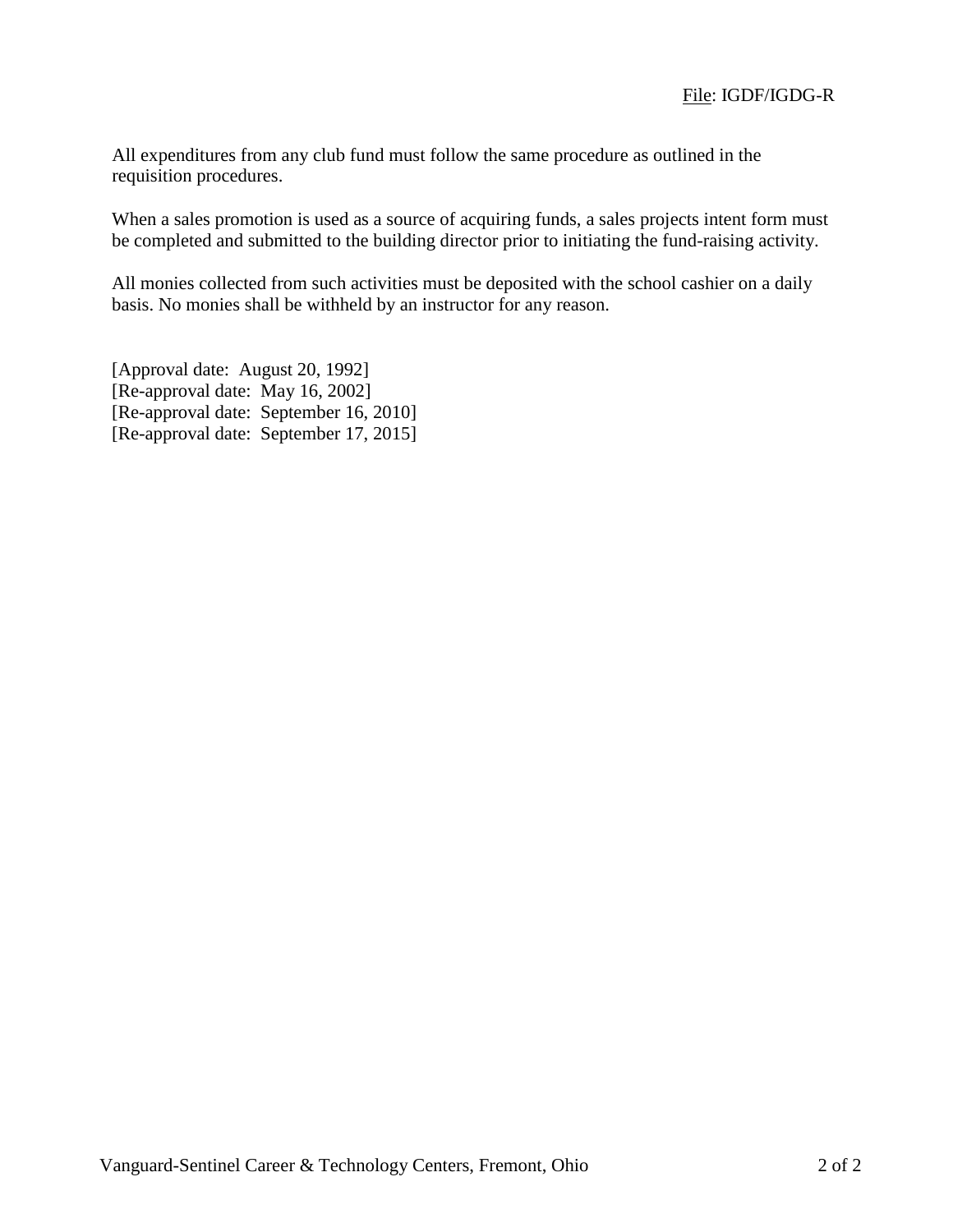All expenditures from any club fund must follow the same procedure as outlined in the requisition procedures.

When a sales promotion is used as a source of acquiring funds, a sales projects intent form must be completed and submitted to the building director prior to initiating the fund-raising activity.

All monies collected from such activities must be deposited with the school cashier on a daily basis. No monies shall be withheld by an instructor for any reason.

[Approval date: August 20, 1992]
[Re-approval date: May 16, 2002]
[Re-approval date: September 16, 2010]
[Re-approval date: September 17, 2015]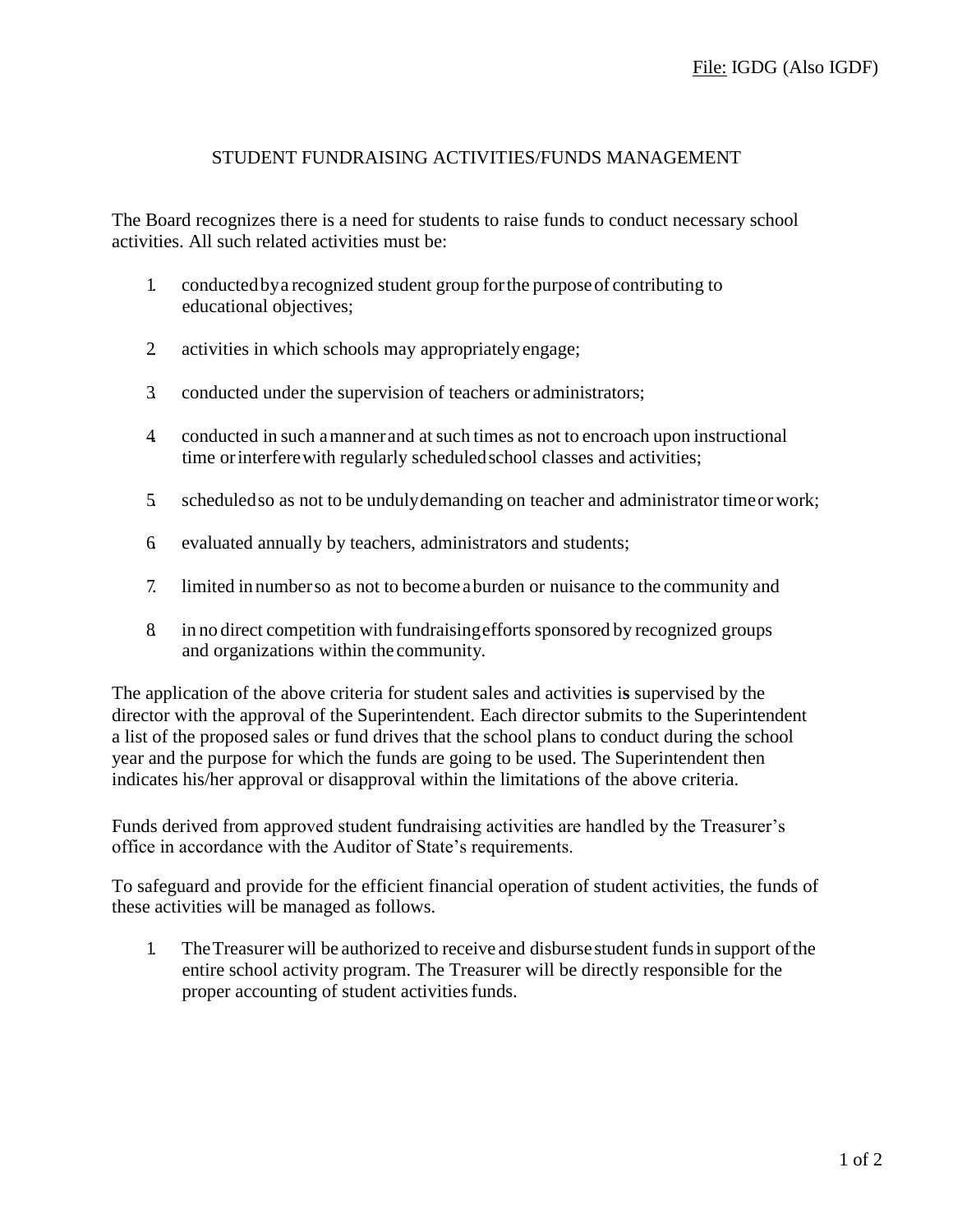File: IGDG (Also IGDF)

# STUDENT FUNDRAISING ACTIVITIES/FUNDS MANAGEMENT

The Board recognizes there is a need for students to raise funds to conduct necessary school activities. All such related activities must be:

1. conducted by a recognized student group for the purpose of contributing to educational objectives;
2. activities in which schools may appropriately engage;
3. conducted under the supervision of teachers or administrators;
4. conducted in such a manner and at such times as not to encroach upon instructional time or interfere with regularly scheduled school classes and activities;
5. scheduled so as not to be unduly demanding on teacher and administrator time or work;
6. evaluated annually by teachers, administrators and students;
7. limited in number so as not to become a burden or nuisance to the community and
8. in no direct competition with fundraising efforts sponsored by recognized groups and organizations within the community.

The application of the above criteria for student sales and activities is supervised by the director with the approval of the Superintendent. Each director submits to the Superintendent a list of the proposed sales or fund drives that the school plans to conduct during the school year and the purpose for which the funds are going to be used. The Superintendent then indicates his/her approval or disapproval within the limitations of the above criteria.

Funds derived from approved student fundraising activities are handled by the Treasurer's office in accordance with the Auditor of State's requirements.

To safeguard and provide for the efficient financial operation of student activities, the funds of these activities will be managed as follows.

1. The Treasurer will be authorized to receive and disburse student funds in support of the entire school activity program. The Treasurer will be directly responsible for the proper accounting of student activities funds.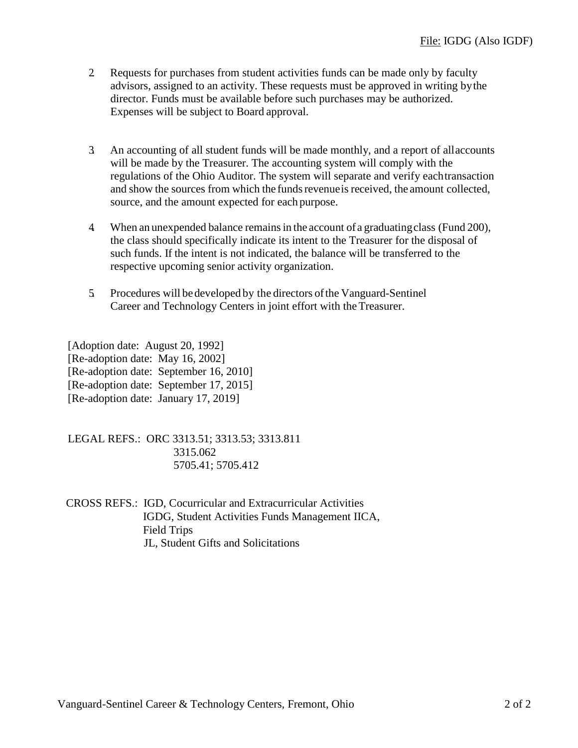File: IGDG (Also IGDF)

2. Requests for purchases from student activities funds can be made only by faculty advisors, assigned to an activity. These requests must be approved in writing by the director. Funds must be available before such purchases may be authorized. Expenses will be subject to Board approval.

3. An accounting of all student funds will be made monthly, and a report of all accounts will be made by the Treasurer. The accounting system will comply with the regulations of the Ohio Auditor. The system will separate and verify each transaction and show the sources from which the funds revenue is received, the amount collected, source, and the amount expected for each purpose.

4. When an unexpended balance remains in the account of a graduating class (Fund 200), the class should specifically indicate its intent to the Treasurer for the disposal of such funds. If the intent is not indicated, the balance will be transferred to the respective upcoming senior activity organization.

5. Procedures will be developed by the directors of the Vanguard-Sentinel Career and Technology Centers in joint effort with the Treasurer.

[Adoption date: August 20, 1992]
[Re-adoption date: May 16, 2002]
[Re-adoption date: September 16, 2010]
[Re-adoption date: September 17, 2015]
[Re-adoption date: January 17, 2019]

LEGAL REFS.: ORC 3313.51; 3313.53; 3313.811
3315.062
5705.41; 5705.412

CROSS REFS.: IGD, Cocurricular and Extracurricular Activities
IGDG, Student Activities Funds Management IICA,
Field Trips
JL, Student Gifts and Solicitations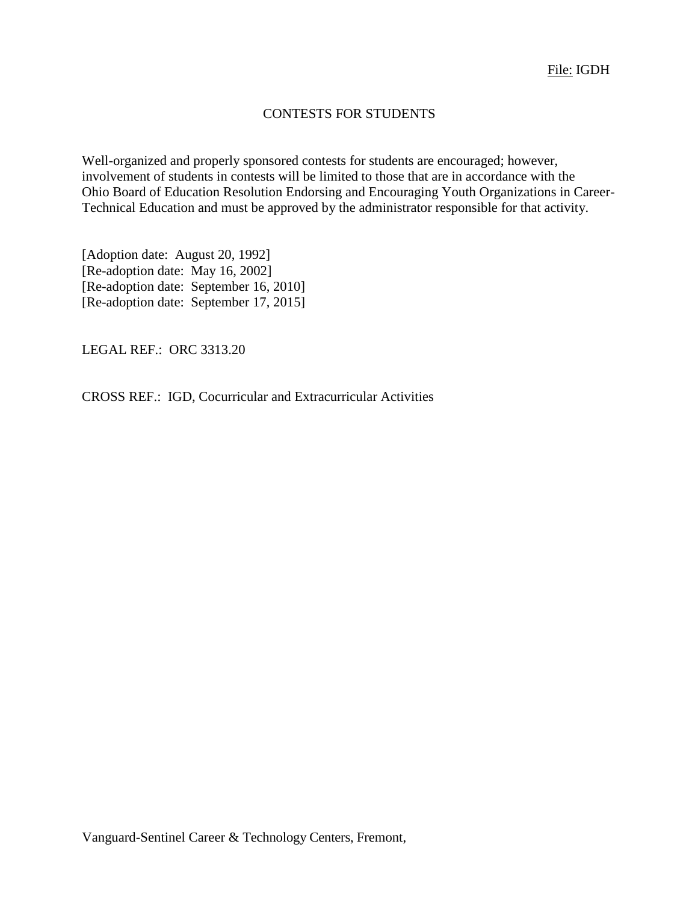File: IGDH

# CONTESTS FOR STUDENTS

Well-organized and properly sponsored contests for students are encouraged; however, involvement of students in contests will be limited to those that are in accordance with the Ohio Board of Education Resolution Endorsing and Encouraging Youth Organizations in Career-Technical Education and must be approved by the administrator responsible for that activity.

[Adoption date: August 20, 1992]
[Re-adoption date: May 16, 2002]
[Re-adoption date: September 16, 2010]
[Re-adoption date: September 17, 2015]

LEGAL REF.: ORC 3313.20

CROSS REF.: IGD, Cocurricular and Extracurricular Activities

Vanguard-Sentinel Career & Technology Centers, Fremont,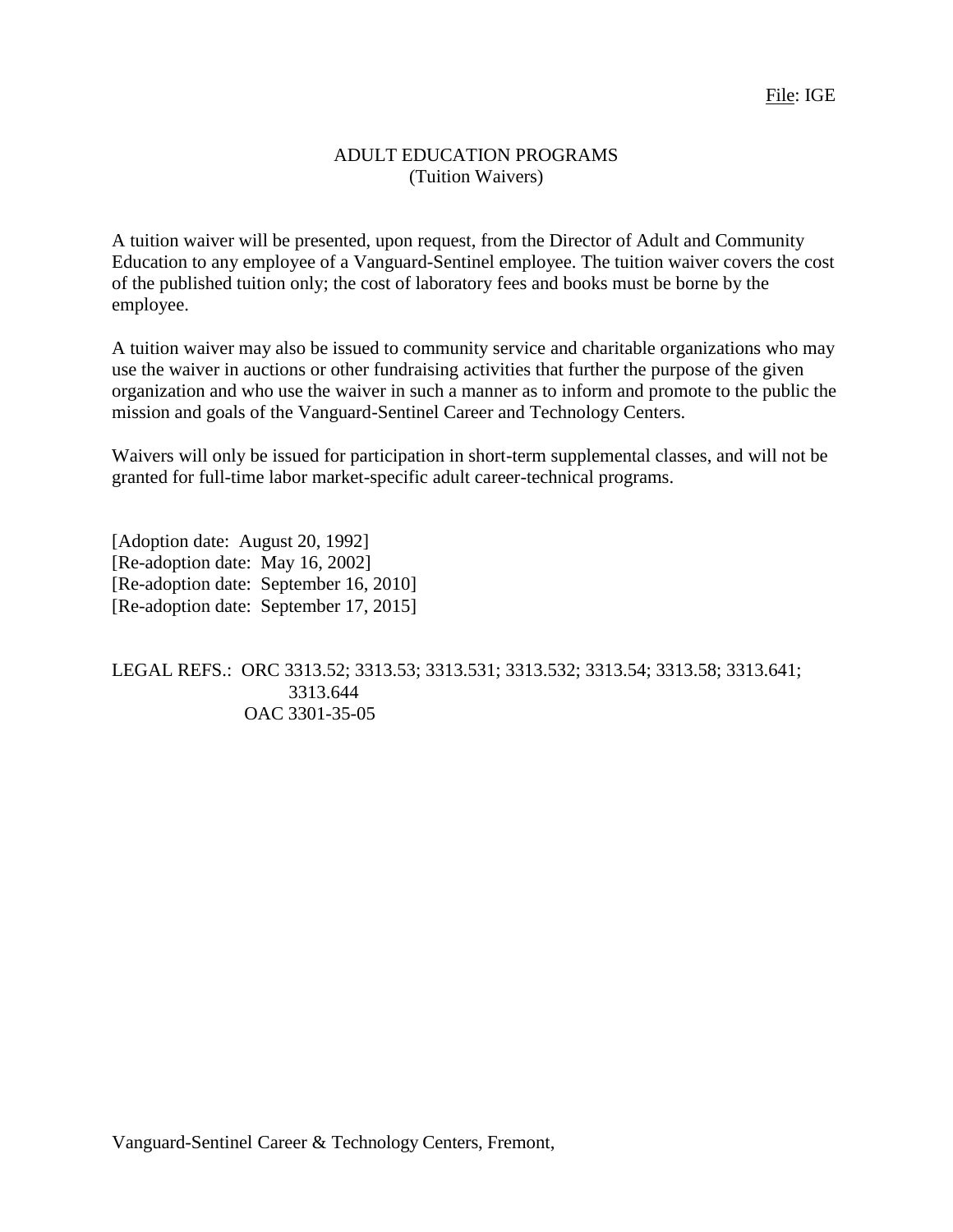File: IGE

# ADULT EDUCATION PROGRAMS
## (Tuition Waivers)

A tuition waiver will be presented, upon request, from the Director of Adult and Community Education to any employee of a Vanguard-Sentinel employee. The tuition waiver covers the cost of the published tuition only; the cost of laboratory fees and books must be borne by the employee.

A tuition waiver may also be issued to community service and charitable organizations who may use the waiver in auctions or other fundraising activities that further the purpose of the given organization and who use the waiver in such a manner as to inform and promote to the public the mission and goals of the Vanguard-Sentinel Career and Technology Centers.

Waivers will only be issued for participation in short-term supplemental classes, and will not be granted for full-time labor market-specific adult career-technical programs.

[Adoption date: August 20, 1992]
[Re-adoption date: May 16, 2002]
[Re-adoption date: September 16, 2010]
[Re-adoption date: September 17, 2015]

LEGAL REFS.: ORC 3313.52; 3313.53; 3313.531; 3313.532; 3313.54; 3313.58; 3313.641; 3313.644
OAC 3301-35-05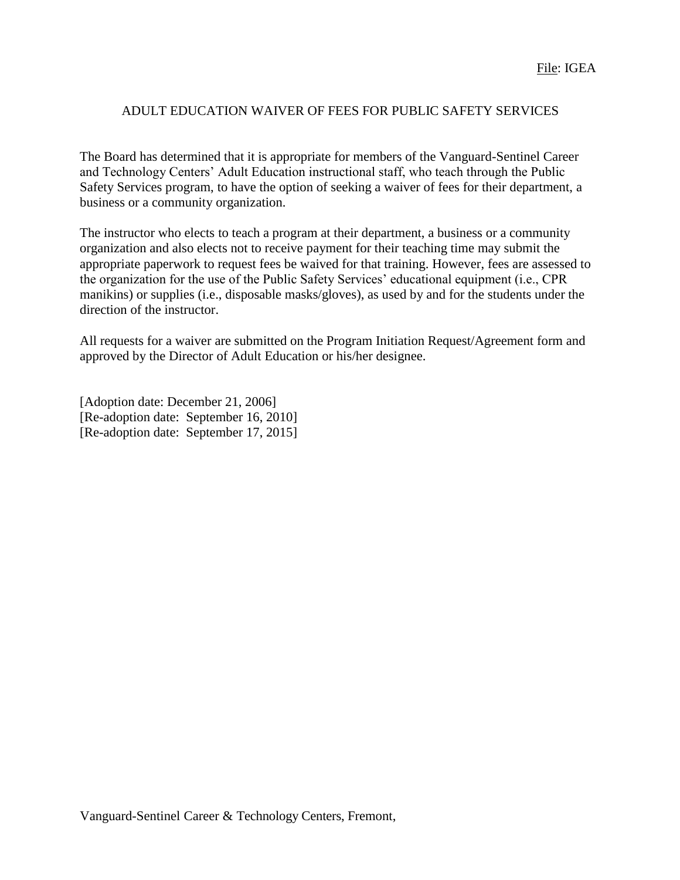File: IGEA

# ADULT EDUCATION WAIVER OF FEES FOR PUBLIC SAFETY SERVICES

The Board has determined that it is appropriate for members of the Vanguard-Sentinel Career and Technology Centers' Adult Education instructional staff, who teach through the Public Safety Services program, to have the option of seeking a waiver of fees for their department, a business or a community organization.

The instructor who elects to teach a program at their department, a business or a community organization and also elects not to receive payment for their teaching time may submit the appropriate paperwork to request fees be waived for that training. However, fees are assessed to the organization for the use of the Public Safety Services' educational equipment (i.e., CPR manikins) or supplies (i.e., disposable masks/gloves), as used by and for the students under the direction of the instructor.

All requests for a waiver are submitted on the Program Initiation Request/Agreement form and approved by the Director of Adult Education or his/her designee.

[Adoption date: December 21, 2006]
[Re-adoption date: September 16, 2010]
[Re-adoption date: September 17, 2015]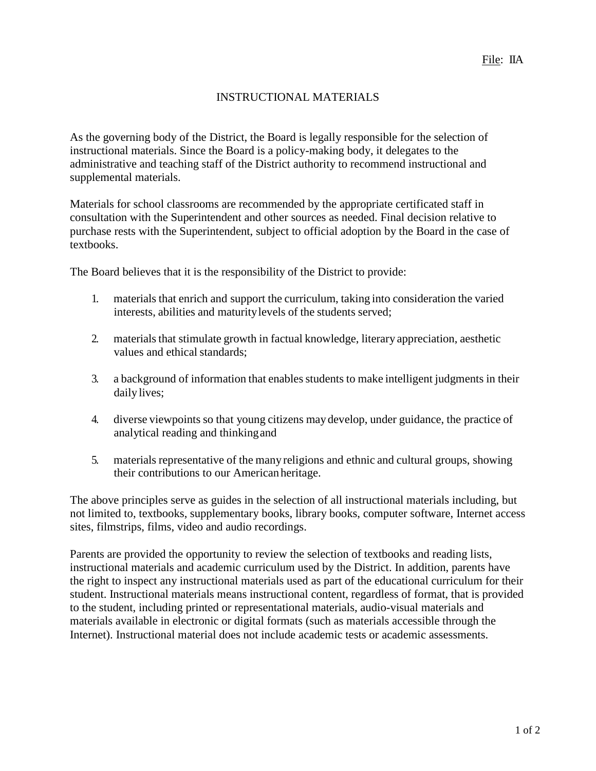File: IIA

# INSTRUCTIONAL MATERIALS

As the governing body of the District, the Board is legally responsible for the selection of instructional materials. Since the Board is a policy-making body, it delegates to the administrative and teaching staff of the District authority to recommend instructional and supplemental materials.

Materials for school classrooms are recommended by the appropriate certificated staff in consultation with the Superintendent and other sources as needed. Final decision relative to purchase rests with the Superintendent, subject to official adoption by the Board in the case of textbooks.

The Board believes that it is the responsibility of the District to provide:

1. materials that enrich and support the curriculum, taking into consideration the varied interests, abilities and maturity levels of the students served;

2. materials that stimulate growth in factual knowledge, literary appreciation, aesthetic values and ethical standards;

3. a background of information that enables students to make intelligent judgments in their daily lives;

4. diverse viewpoints so that young citizens may develop, under guidance, the practice of analytical reading and thinking and

5. materials representative of the many religions and ethnic and cultural groups, showing their contributions to our American heritage.

The above principles serve as guides in the selection of all instructional materials including, but not limited to, textbooks, supplementary books, library books, computer software, Internet access sites, filmstrips, films, video and audio recordings.

Parents are provided the opportunity to review the selection of textbooks and reading lists, instructional materials and academic curriculum used by the District. In addition, parents have the right to inspect any instructional materials used as part of the educational curriculum for their student. Instructional materials means instructional content, regardless of format, that is provided to the student, including printed or representational materials, audio-visual materials and materials available in electronic or digital formats (such as materials accessible through the Internet). Instructional material does not include academic tests or academic assessments.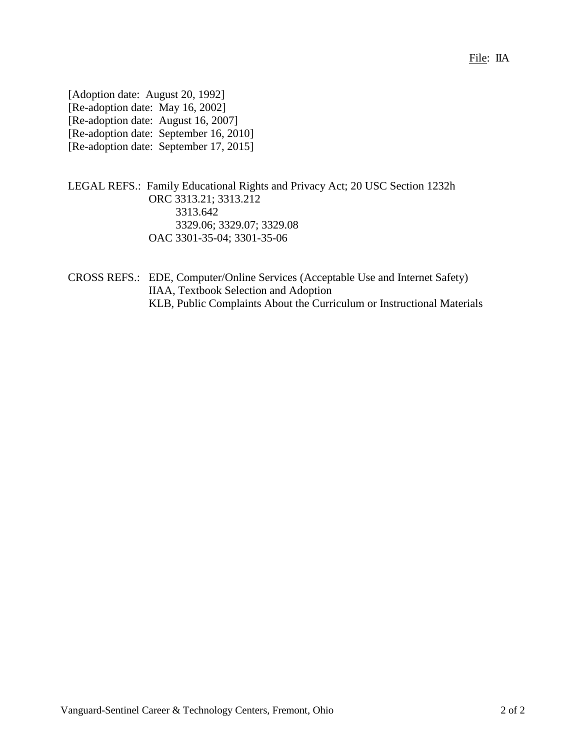[Adoption date: August 20, 1992]
[Re-adoption date: May 16, 2002]
[Re-adoption date: August 16, 2007]
[Re-adoption date: September 16, 2010]
[Re-adoption date: September 17, 2015]

LEGAL REFS.: Family Educational Rights and Privacy Act; 20 USC Section 1232h
ORC 3313.21; 3313.212
3313.642
3329.06; 3329.07; 3329.08
OAC 3301-35-04; 3301-35-06

CROSS REFS.: EDE, Computer/Online Services (Acceptable Use and Internet Safety)
IIAA, Textbook Selection and Adoption
KLB, Public Complaints About the Curriculum or Instructional Materials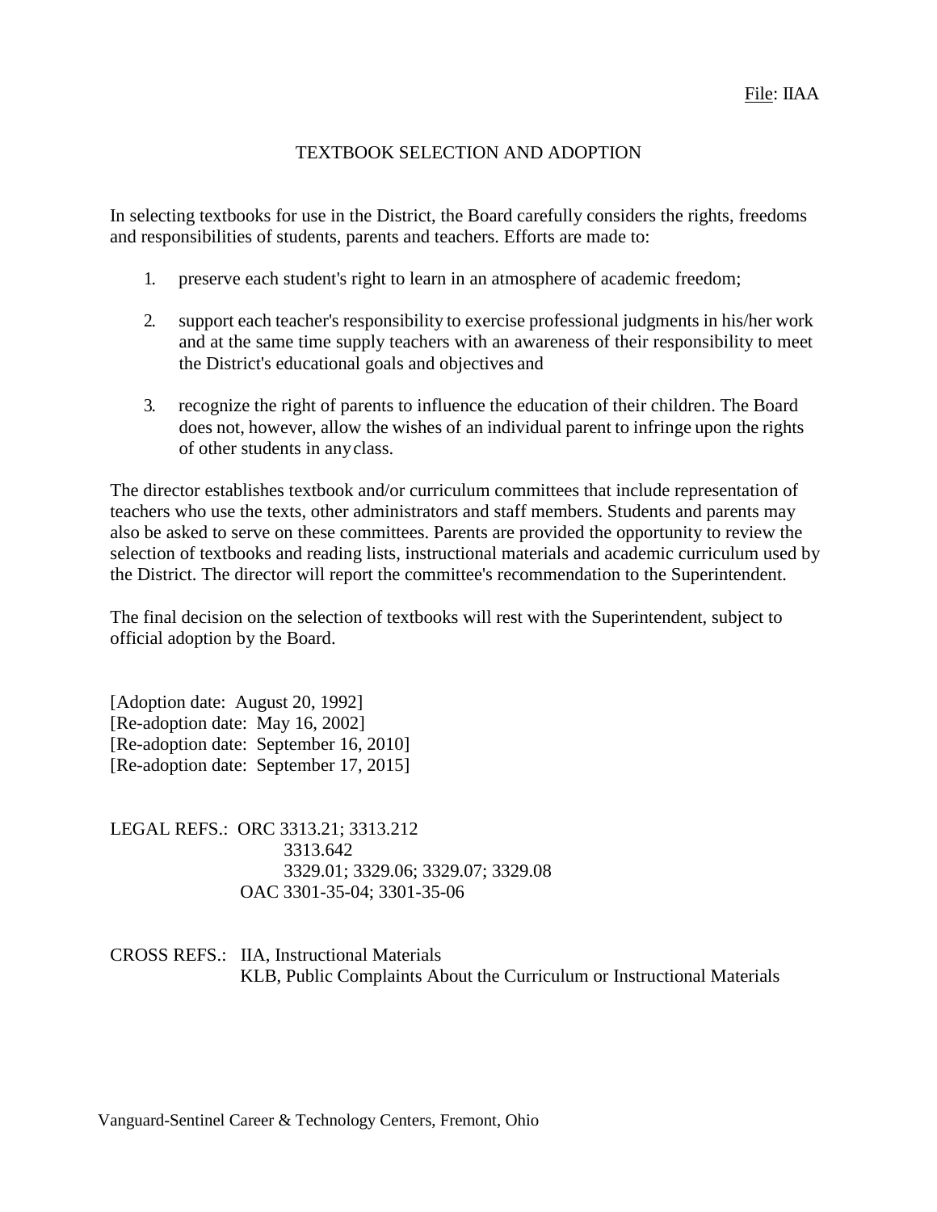File: IIAA

# TEXTBOOK SELECTION AND ADOPTION

In selecting textbooks for use in the District, the Board carefully considers the rights, freedoms and responsibilities of students, parents and teachers. Efforts are made to:

1. preserve each student's right to learn in an atmosphere of academic freedom;

2. support each teacher's responsibility to exercise professional judgments in his/her work and at the same time supply teachers with an awareness of their responsibility to meet the District's educational goals and objectives and

3. recognize the right of parents to influence the education of their children. The Board does not, however, allow the wishes of an individual parent to infringe upon the rights of other students in any class.

The director establishes textbook and/or curriculum committees that include representation of teachers who use the texts, other administrators and staff members. Students and parents may also be asked to serve on these committees. Parents are provided the opportunity to review the selection of textbooks and reading lists, instructional materials and academic curriculum used by the District. The director will report the committee's recommendation to the Superintendent.

The final decision on the selection of textbooks will rest with the Superintendent, subject to official adoption by the Board.

[Adoption date: August 20, 1992]
[Re-adoption date: May 16, 2002]
[Re-adoption date: September 16, 2010]
[Re-adoption date: September 17, 2015]

LEGAL REFS.: ORC 3313.21; 3313.212
3313.642
3329.01; 3329.06; 3329.07; 3329.08
OAC 3301-35-04; 3301-35-06

CROSS REFS.: IIA, Instructional Materials
KLB, Public Complaints About the Curriculum or Instructional Materials

Vanguard-Sentinel Career & Technology Centers, Fremont, Ohio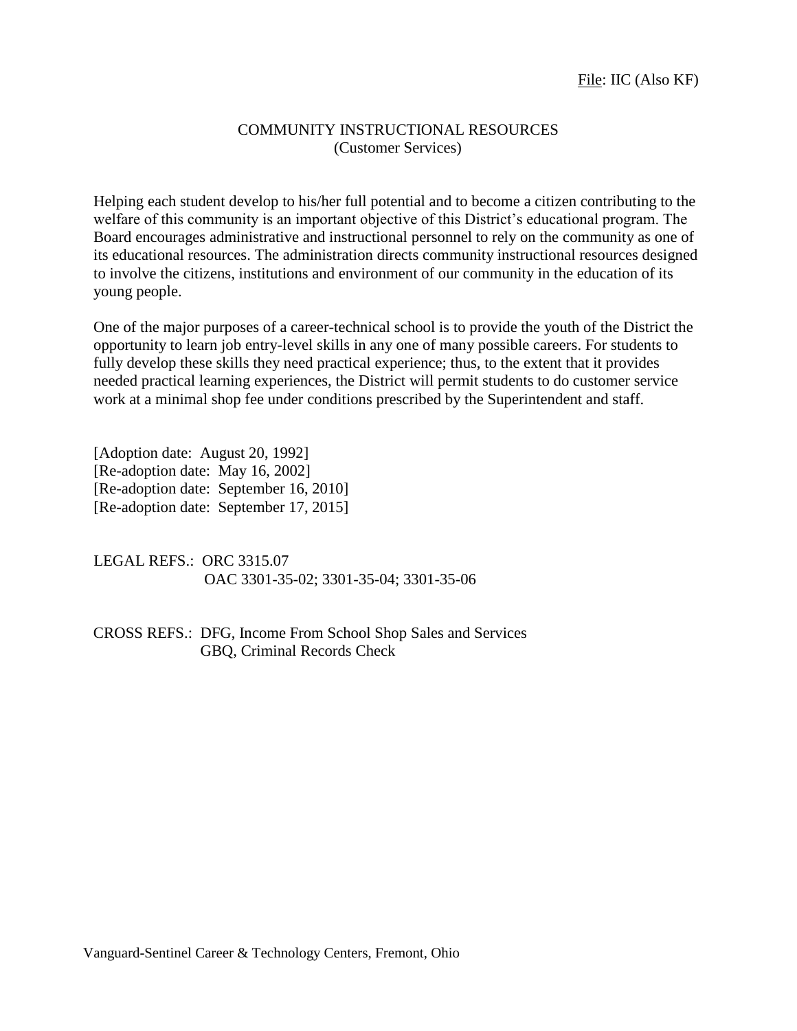File: IIC (Also KF)

# COMMUNITY INSTRUCTIONAL RESOURCES
## (Customer Services)

Helping each student develop to his/her full potential and to become a citizen contributing to the welfare of this community is an important objective of this District's educational program. The Board encourages administrative and instructional personnel to rely on the community as one of its educational resources. The administration directs community instructional resources designed to involve the citizens, institutions and environment of our community in the education of its young people.

One of the major purposes of a career-technical school is to provide the youth of the District the opportunity to learn job entry-level skills in any one of many possible careers. For students to fully develop these skills they need practical experience; thus, to the extent that it provides needed practical learning experiences, the District will permit students to do customer service work at a minimal shop fee under conditions prescribed by the Superintendent and staff.

[Adoption date: August 20, 1992]
[Re-adoption date: May 16, 2002]
[Re-adoption date: September 16, 2010]
[Re-adoption date: September 17, 2015]

LEGAL REFS.: ORC 3315.07
OAC 3301-35-02; 3301-35-04; 3301-35-06

CROSS REFS.: DFG, Income From School Shop Sales and Services
GBQ, Criminal Records Check

Vanguard-Sentinel Career & Technology Centers, Fremont, Ohio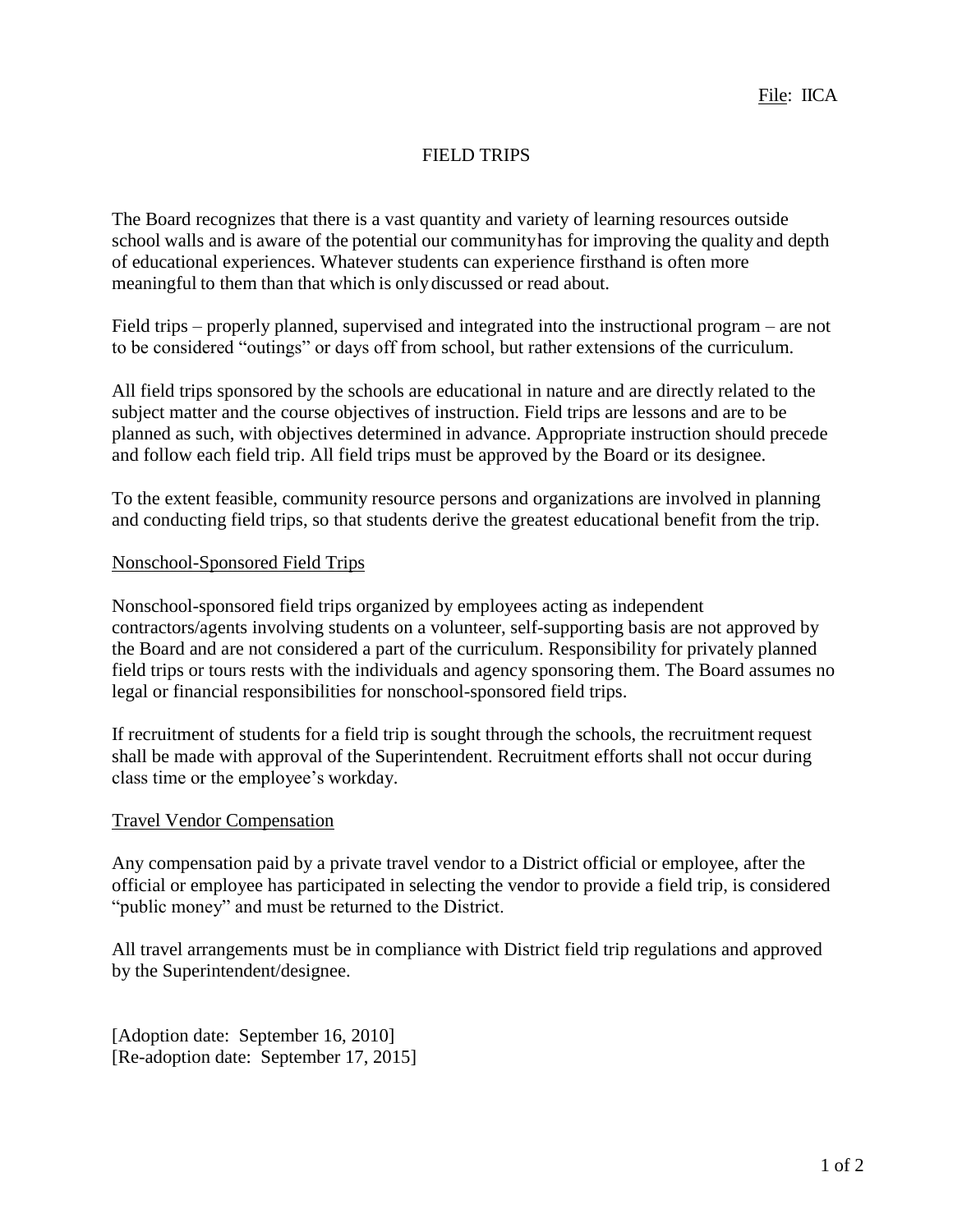File: IICA

# FIELD TRIPS

The Board recognizes that there is a vast quantity and variety of learning resources outside school walls and is aware of the potential our community has for improving the quality and depth of educational experiences. Whatever students can experience firsthand is often more meaningful to them than that which is only discussed or read about.

Field trips – properly planned, supervised and integrated into the instructional program – are not to be considered "outings" or days off from school, but rather extensions of the curriculum.

All field trips sponsored by the schools are educational in nature and are directly related to the subject matter and the course objectives of instruction. Field trips are lessons and are to be planned as such, with objectives determined in advance. Appropriate instruction should precede and follow each field trip. All field trips must be approved by the Board or its designee.

To the extent feasible, community resource persons and organizations are involved in planning and conducting field trips, so that students derive the greatest educational benefit from the trip.

## Nonschool-Sponsored Field Trips

Nonschool-sponsored field trips organized by employees acting as independent contractors/agents involving students on a volunteer, self-supporting basis are not approved by the Board and are not considered a part of the curriculum. Responsibility for privately planned field trips or tours rests with the individuals and agency sponsoring them. The Board assumes no legal or financial responsibilities for nonschool-sponsored field trips.

If recruitment of students for a field trip is sought through the schools, the recruitment request shall be made with approval of the Superintendent. Recruitment efforts shall not occur during class time or the employee's workday.

## Travel Vendor Compensation

Any compensation paid by a private travel vendor to a District official or employee, after the official or employee has participated in selecting the vendor to provide a field trip, is considered "public money" and must be returned to the District.

All travel arrangements must be in compliance with District field trip regulations and approved by the Superintendent/designee.

[Adoption date: September 16, 2010]
[Re-adoption date: September 17, 2015]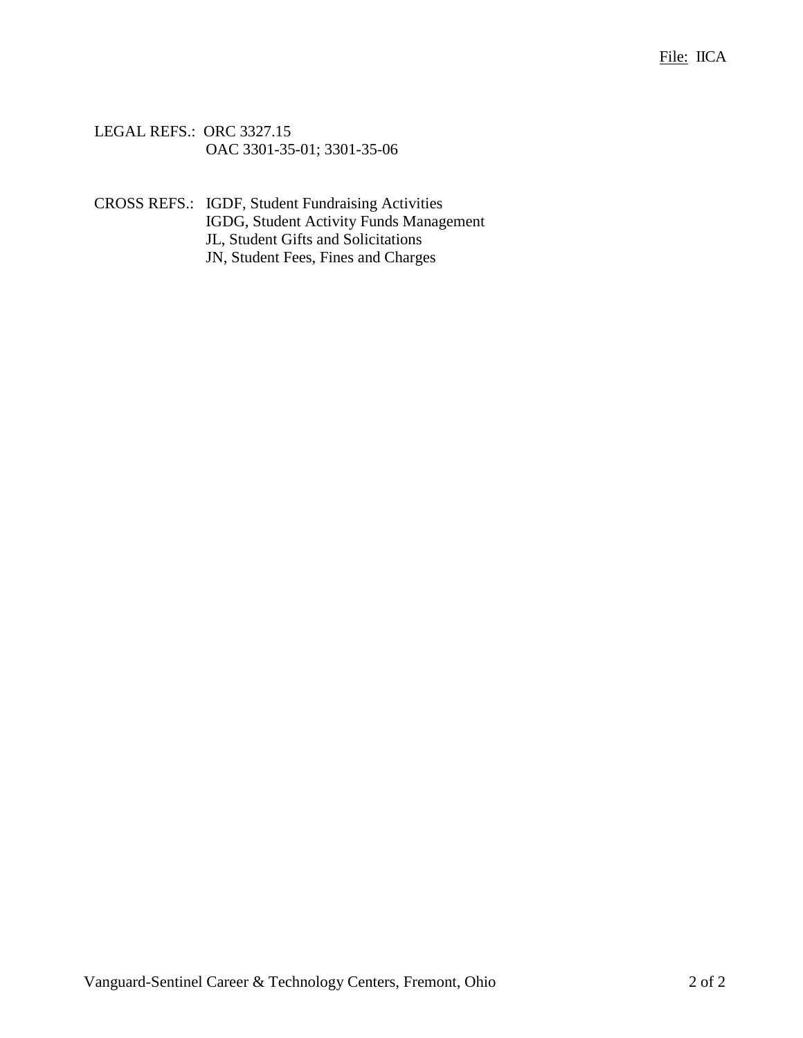LEGAL REFS.: ORC 3327.15
OAC 3301-35-01; 3301-35-06

CROSS REFS.: IGDF, Student Fundraising Activities
IGDG, Student Activity Funds Management
JL, Student Gifts and Solicitations
JN, Student Fees, Fines and Charges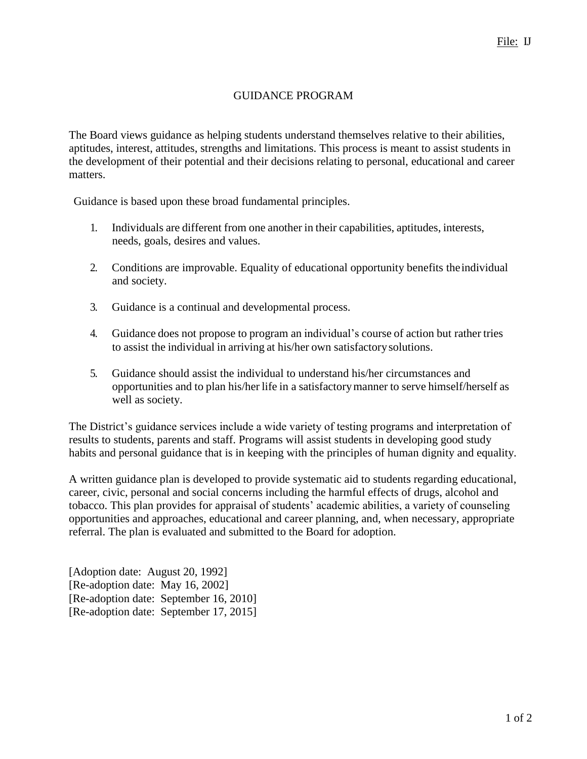File: IJ

# GUIDANCE PROGRAM

The Board views guidance as helping students understand themselves relative to their abilities, aptitudes, interest, attitudes, strengths and limitations. This process is meant to assist students in the development of their potential and their decisions relating to personal, educational and career matters.

Guidance is based upon these broad fundamental principles.

1. Individuals are different from one another in their capabilities, aptitudes, interests, needs, goals, desires and values.

2. Conditions are improvable. Equality of educational opportunity benefits the individual and society.

3. Guidance is a continual and developmental process.

4. Guidance does not propose to program an individual's course of action but rather tries to assist the individual in arriving at his/her own satisfactory solutions.

5. Guidance should assist the individual to understand his/her circumstances and opportunities and to plan his/her life in a satisfactory manner to serve himself/herself as well as society.

The District's guidance services include a wide variety of testing programs and interpretation of results to students, parents and staff. Programs will assist students in developing good study habits and personal guidance that is in keeping with the principles of human dignity and equality.

A written guidance plan is developed to provide systematic aid to students regarding educational, career, civic, personal and social concerns including the harmful effects of drugs, alcohol and tobacco. This plan provides for appraisal of students' academic abilities, a variety of counseling opportunities and approaches, educational and career planning, and, when necessary, appropriate referral. The plan is evaluated and submitted to the Board for adoption.

[Adoption date: August 20, 1992]
[Re-adoption date: May 16, 2002]
[Re-adoption date: September 16, 2010]
[Re-adoption date: September 17, 2015]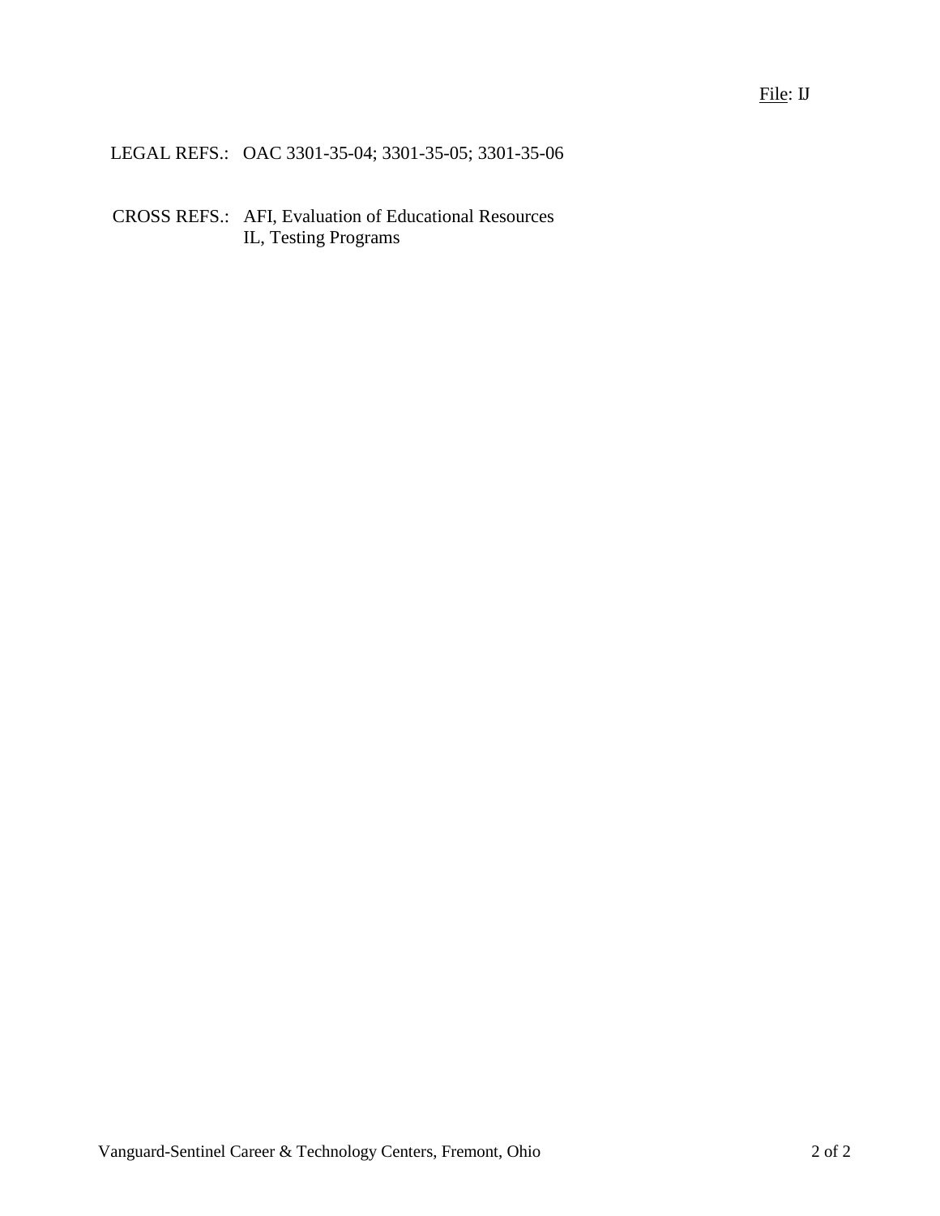LEGAL REFS.: OAC 3301-35-04; 3301-35-05; 3301-35-06

CROSS REFS.: AFI, Evaluation of Educational Resources
IL, Testing Programs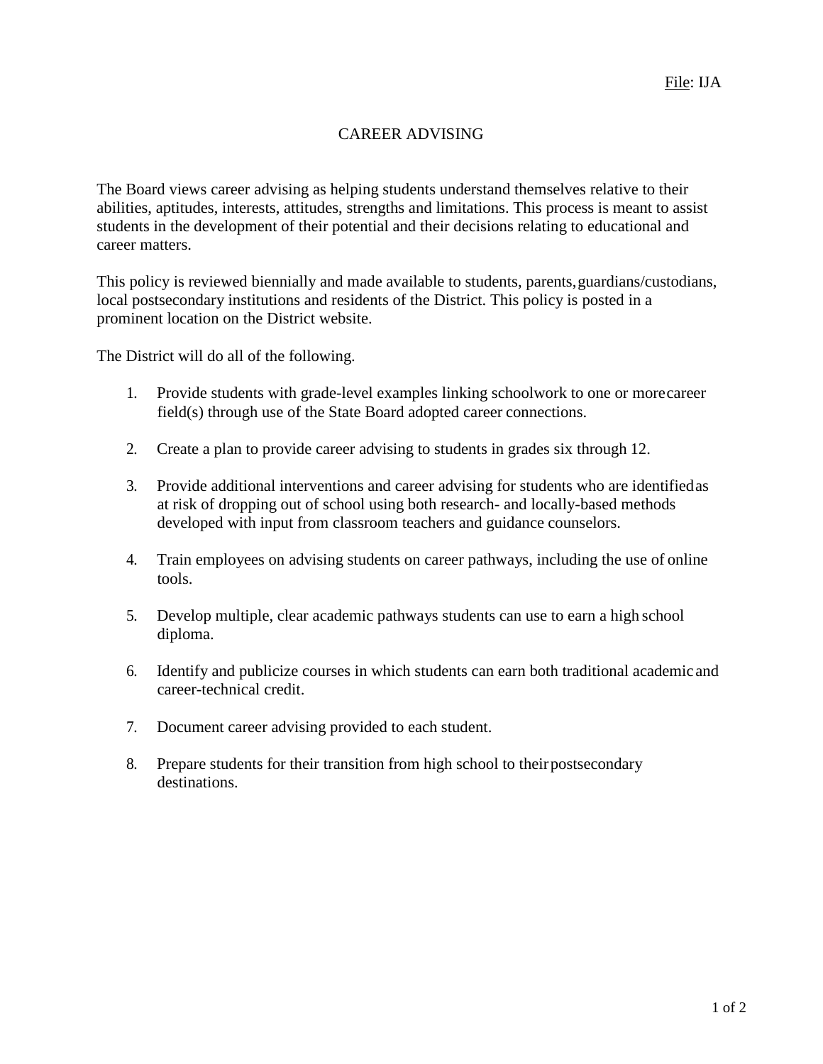File: IJA

# CAREER ADVISING

The Board views career advising as helping students understand themselves relative to their abilities, aptitudes, interests, attitudes, strengths and limitations. This process is meant to assist students in the development of their potential and their decisions relating to educational and career matters.

This policy is reviewed biennially and made available to students, parents, guardians/custodians, local postsecondary institutions and residents of the District. This policy is posted in a prominent location on the District website.

The District will do all of the following.

1. Provide students with grade-level examples linking schoolwork to one or more career field(s) through use of the State Board adopted career connections.
2. Create a plan to provide career advising to students in grades six through 12.
3. Provide additional interventions and career advising for students who are identified as at risk of dropping out of school using both research- and locally-based methods developed with input from classroom teachers and guidance counselors.
4. Train employees on advising students on career pathways, including the use of online tools.
5. Develop multiple, clear academic pathways students can use to earn a high school diploma.
6. Identify and publicize courses in which students can earn both traditional academic and career-technical credit.
7. Document career advising provided to each student.
8. Prepare students for their transition from high school to their postsecondary destinations.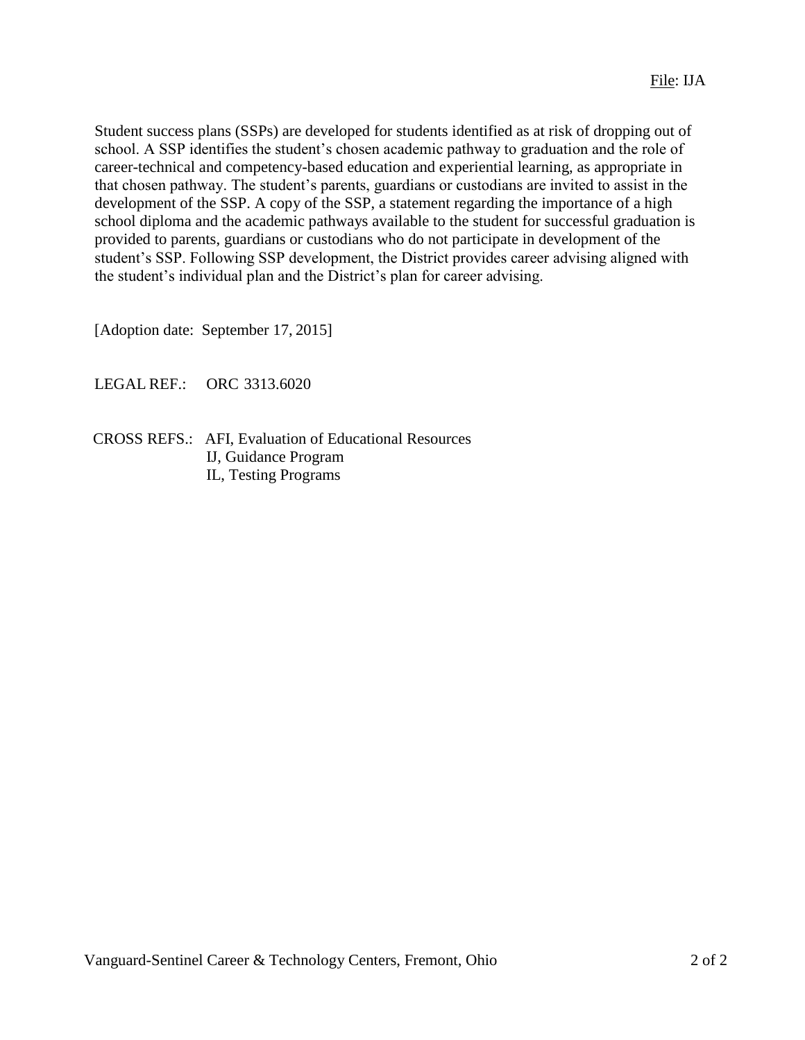Student success plans (SSPs) are developed for students identified as at risk of dropping out of school. A SSP identifies the student's chosen academic pathway to graduation and the role of career-technical and competency-based education and experiential learning, as appropriate in that chosen pathway. The student's parents, guardians or custodians are invited to assist in the development of the SSP. A copy of the SSP, a statement regarding the importance of a high school diploma and the academic pathways available to the student for successful graduation is provided to parents, guardians or custodians who do not participate in development of the student's SSP. Following SSP development, the District provides career advising aligned with the student's individual plan and the District's plan for career advising.

[Adoption date: September 17, 2015]

LEGAL REF.: ORC 3313.6020

CROSS REFS.: AFI, Evaluation of Educational Resources
IJ, Guidance Program
IL, Testing Programs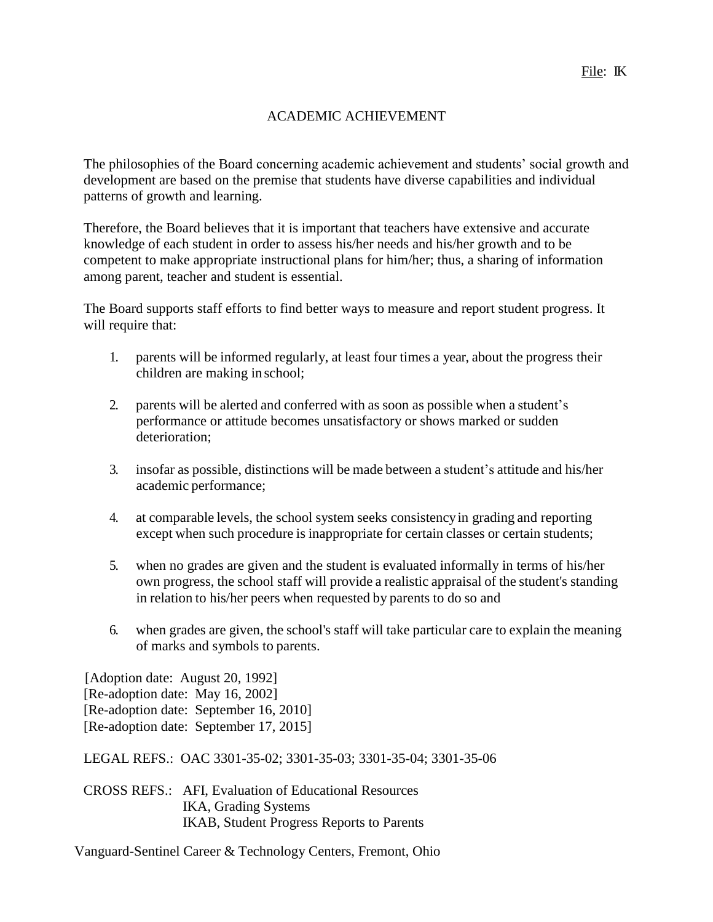File: IK

# ACADEMIC ACHIEVEMENT

The philosophies of the Board concerning academic achievement and students' social growth and development are based on the premise that students have diverse capabilities and individual patterns of growth and learning.

Therefore, the Board believes that it is important that teachers have extensive and accurate knowledge of each student in order to assess his/her needs and his/her growth and to be competent to make appropriate instructional plans for him/her; thus, a sharing of information among parent, teacher and student is essential.

The Board supports staff efforts to find better ways to measure and report student progress. It will require that:

1. parents will be informed regularly, at least four times a year, about the progress their children are making in school;
2. parents will be alerted and conferred with as soon as possible when a student's performance or attitude becomes unsatisfactory or shows marked or sudden deterioration;
3. insofar as possible, distinctions will be made between a student's attitude and his/her academic performance;
4. at comparable levels, the school system seeks consistency in grading and reporting except when such procedure is inappropriate for certain classes or certain students;
5. when no grades are given and the student is evaluated informally in terms of his/her own progress, the school staff will provide a realistic appraisal of the student's standing in relation to his/her peers when requested by parents to do so and
6. when grades are given, the school's staff will take particular care to explain the meaning of marks and symbols to parents.

[Adoption date: August 20, 1992]
[Re-adoption date: May 16, 2002]
[Re-adoption date: September 16, 2010]
[Re-adoption date: September 17, 2015]

LEGAL REFS.: OAC 3301-35-02; 3301-35-03; 3301-35-04; 3301-35-06

CROSS REFS.: AFI, Evaluation of Educational Resources
IKA, Grading Systems
IKAB, Student Progress Reports to Parents

Vanguard-Sentinel Career & Technology Centers, Fremont, Ohio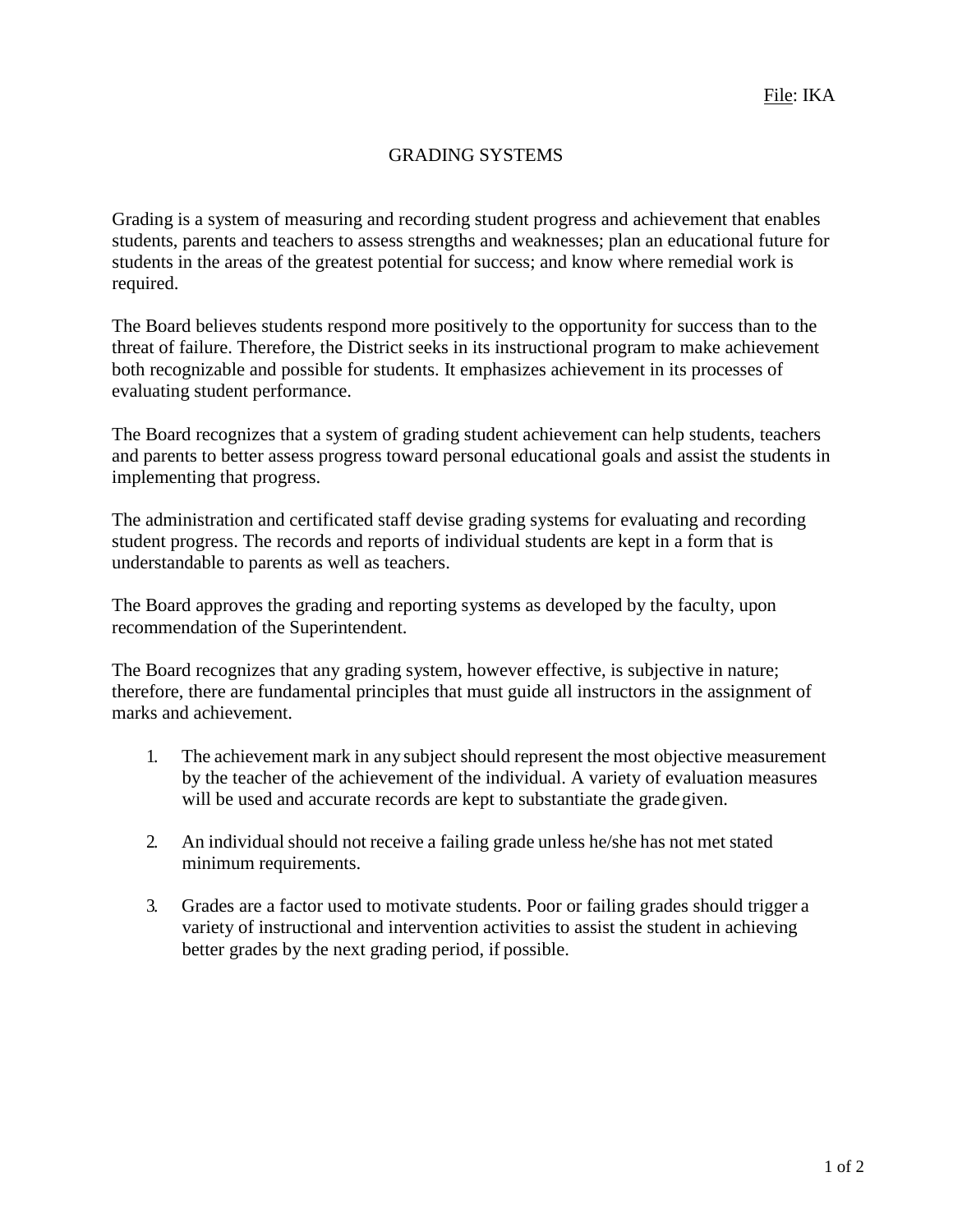File: IKA

# GRADING SYSTEMS

Grading is a system of measuring and recording student progress and achievement that enables students, parents and teachers to assess strengths and weaknesses; plan an educational future for students in the areas of the greatest potential for success; and know where remedial work is required.

The Board believes students respond more positively to the opportunity for success than to the threat of failure. Therefore, the District seeks in its instructional program to make achievement both recognizable and possible for students. It emphasizes achievement in its processes of evaluating student performance.

The Board recognizes that a system of grading student achievement can help students, teachers and parents to better assess progress toward personal educational goals and assist the students in implementing that progress.

The administration and certificated staff devise grading systems for evaluating and recording student progress. The records and reports of individual students are kept in a form that is understandable to parents as well as teachers.

The Board approves the grading and reporting systems as developed by the faculty, upon recommendation of the Superintendent.

The Board recognizes that any grading system, however effective, is subjective in nature; therefore, there are fundamental principles that must guide all instructors in the assignment of marks and achievement.

1. The achievement mark in any subject should represent the most objective measurement by the teacher of the achievement of the individual. A variety of evaluation measures will be used and accurate records are kept to substantiate the grade given.

2. An individual should not receive a failing grade unless he/she has not met stated minimum requirements.

3. Grades are a factor used to motivate students. Poor or failing grades should trigger a variety of instructional and intervention activities to assist the student in achieving better grades by the next grading period, if possible.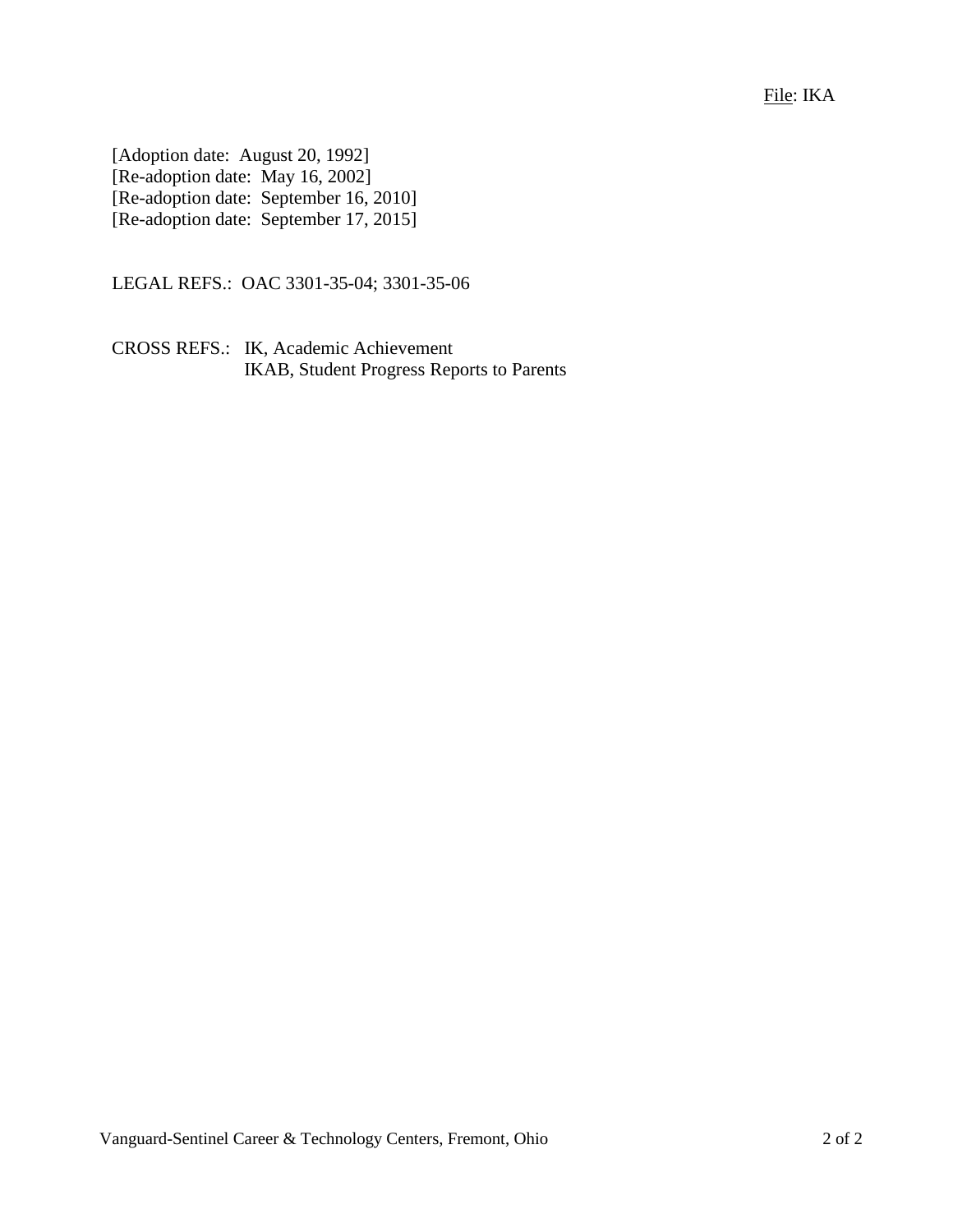File: IKA

[Adoption date: August 20, 1992]
[Re-adoption date: May 16, 2002]
[Re-adoption date: September 16, 2010]
[Re-adoption date: September 17, 2015]

LEGAL REFS.: OAC 3301-35-04; 3301-35-06

CROSS REFS.: IK, Academic Achievement
IKAB, Student Progress Reports to Parents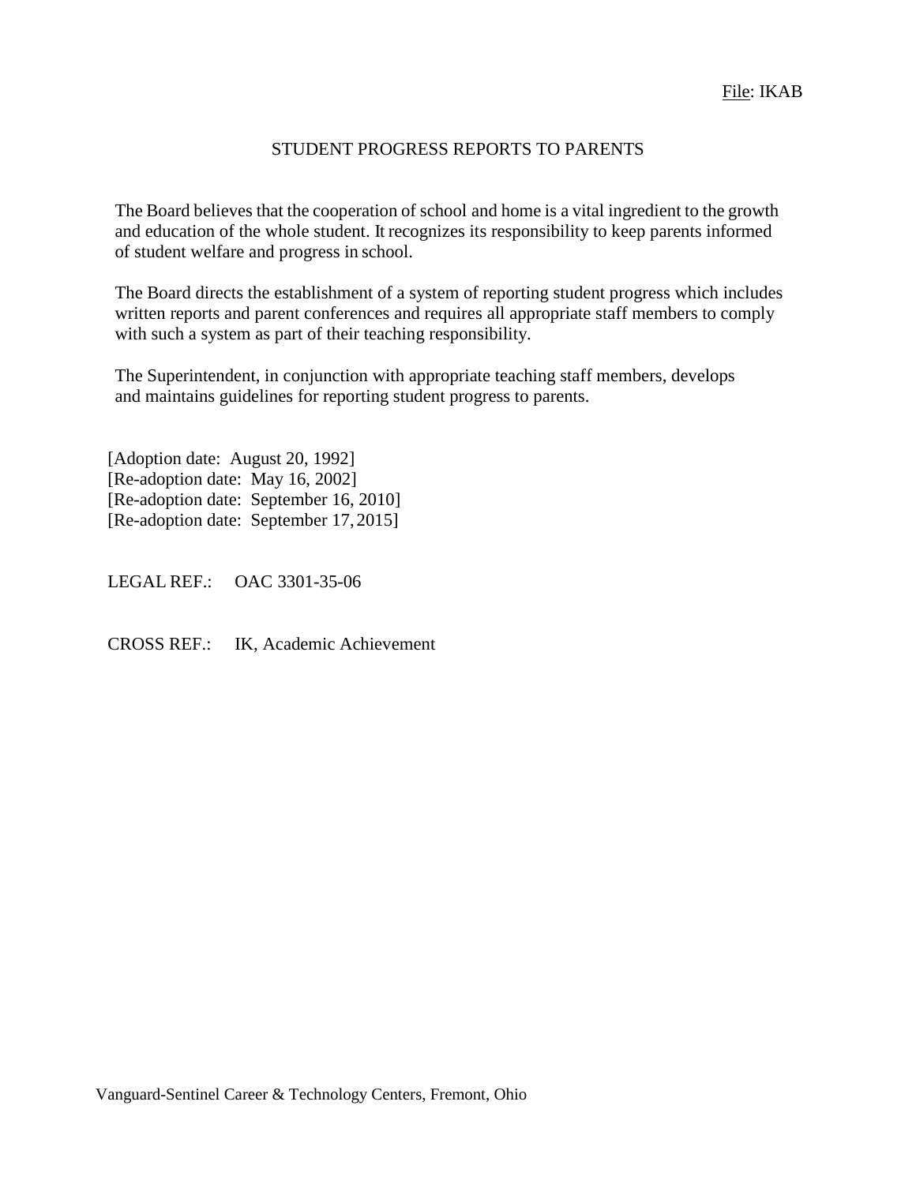File: IKAB

# STUDENT PROGRESS REPORTS TO PARENTS

The Board believes that the cooperation of school and home is a vital ingredient to the growth and education of the whole student. It recognizes its responsibility to keep parents informed of student welfare and progress in school.

The Board directs the establishment of a system of reporting student progress which includes written reports and parent conferences and requires all appropriate staff members to comply with such a system as part of their teaching responsibility.

The Superintendent, in conjunction with appropriate teaching staff members, develops and maintains guidelines for reporting student progress to parents.

[Adoption date: August 20, 1992]
[Re-adoption date: May 16, 2002]
[Re-adoption date: September 16, 2010]
[Re-adoption date: September 17, 2015]

LEGAL REF.: OAC 3301-35-06

CROSS REF.: IK, Academic Achievement

Vanguard-Sentinel Career & Technology Centers, Fremont, Ohio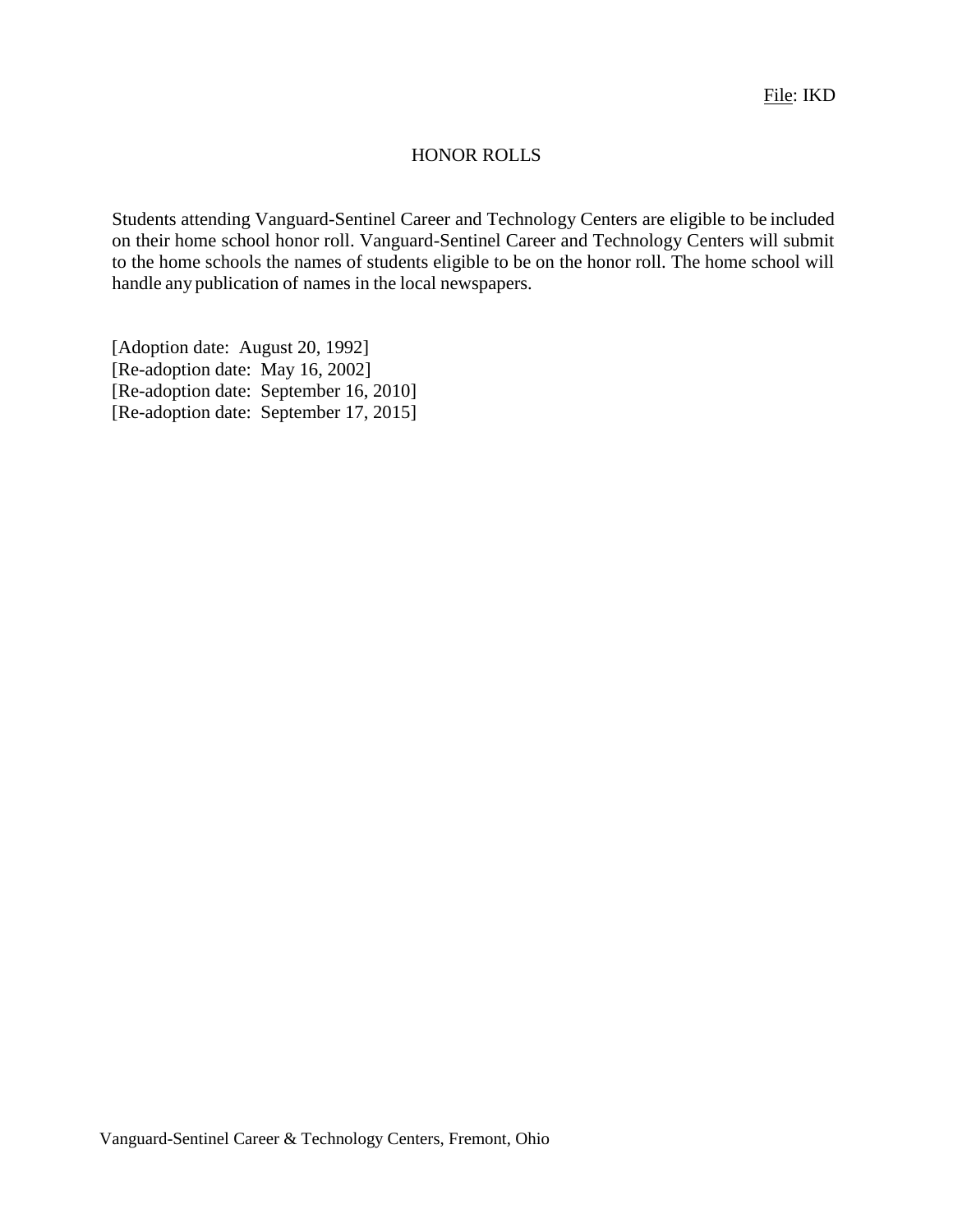File: IKD

# HONOR ROLLS

Students attending Vanguard-Sentinel Career and Technology Centers are eligible to be included on their home school honor roll. Vanguard-Sentinel Career and Technology Centers will submit to the home schools the names of students eligible to be on the honor roll. The home school will handle any publication of names in the local newspapers.

[Adoption date: August 20, 1992]
[Re-adoption date: May 16, 2002]
[Re-adoption date: September 16, 2010]
[Re-adoption date: September 17, 2015]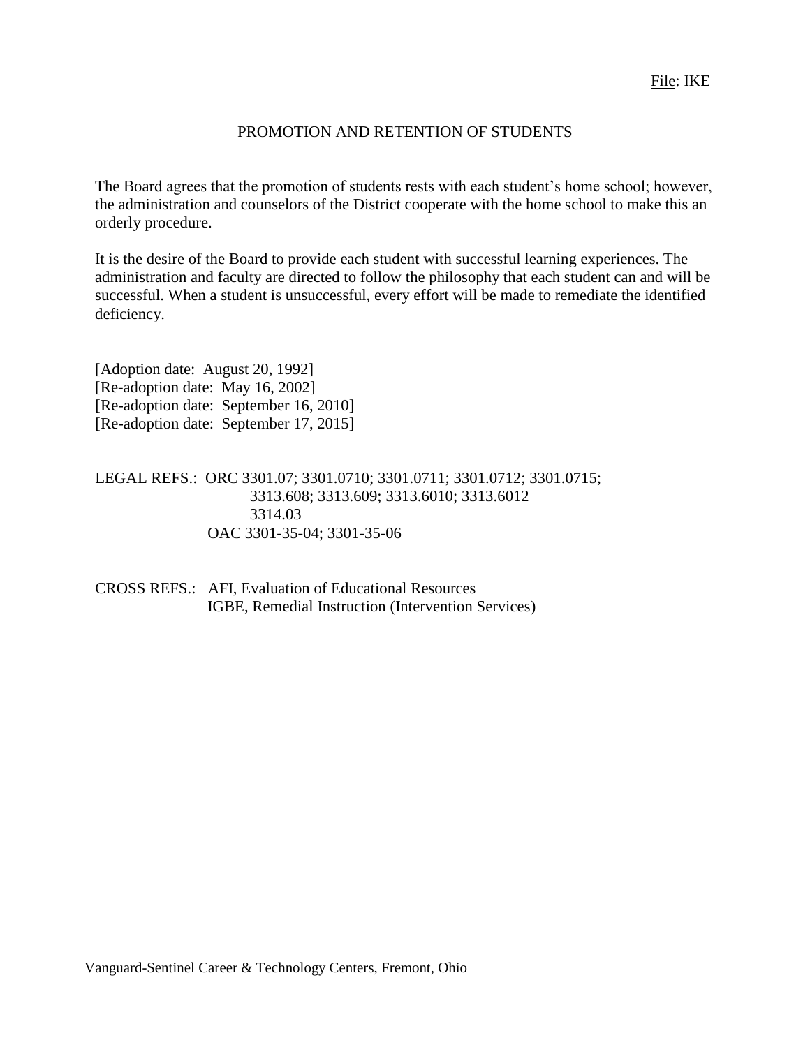File: IKE

# PROMOTION AND RETENTION OF STUDENTS

The Board agrees that the promotion of students rests with each student's home school; however, the administration and counselors of the District cooperate with the home school to make this an orderly procedure.

It is the desire of the Board to provide each student with successful learning experiences. The administration and faculty are directed to follow the philosophy that each student can and will be successful. When a student is unsuccessful, every effort will be made to remediate the identified deficiency.

[Adoption date: August 20, 1992]
[Re-adoption date: May 16, 2002]
[Re-adoption date: September 16, 2010]
[Re-adoption date: September 17, 2015]

LEGAL REFS.: ORC 3301.07; 3301.0710; 3301.0711; 3301.0712; 3301.0715;
3313.608; 3313.609; 3313.6010; 3313.6012
3314.03
OAC 3301-35-04; 3301-35-06

CROSS REFS.: AFI, Evaluation of Educational Resources
IGBE, Remedial Instruction (Intervention Services)

Vanguard-Sentinel Career & Technology Centers, Fremont, Ohio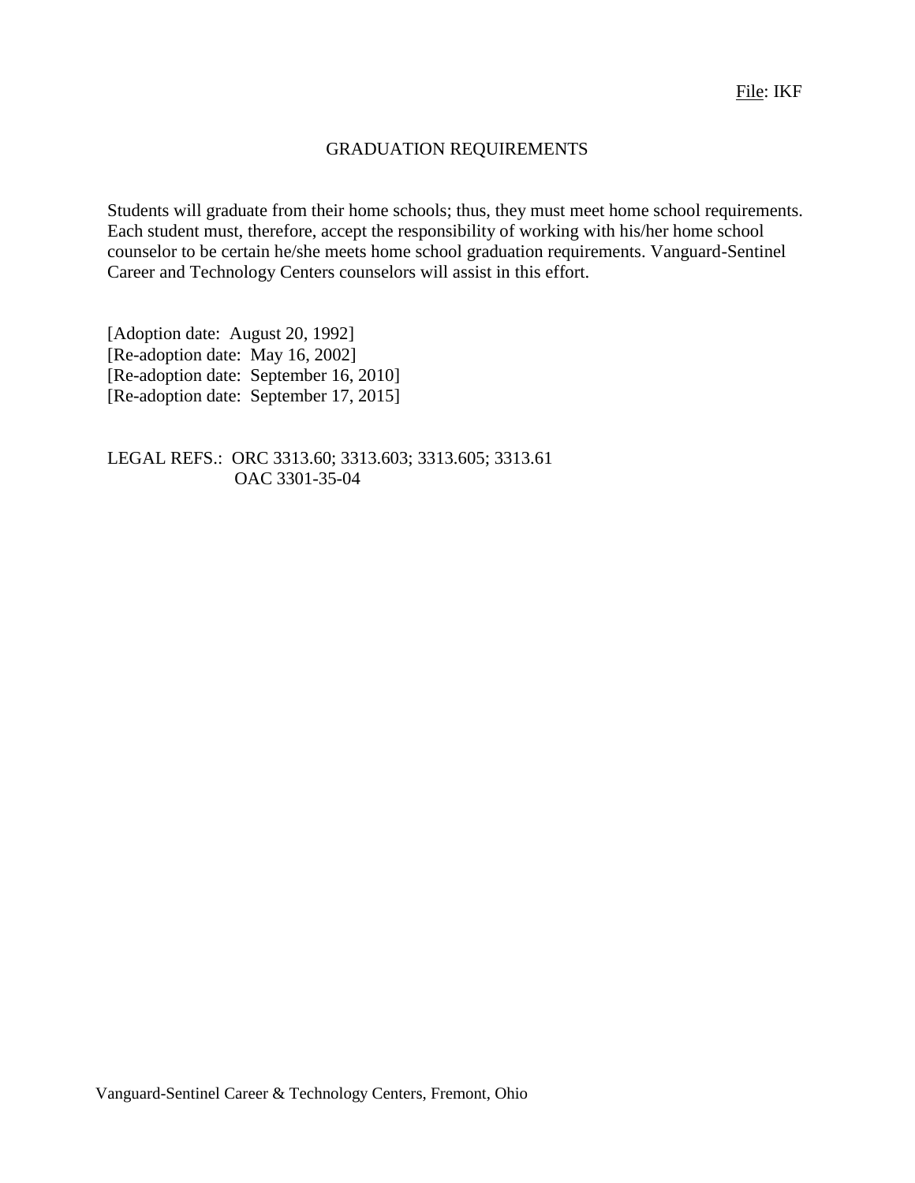File: IKF

# GRADUATION REQUIREMENTS

Students will graduate from their home schools; thus, they must meet home school requirements. Each student must, therefore, accept the responsibility of working with his/her home school counselor to be certain he/she meets home school graduation requirements. Vanguard-Sentinel Career and Technology Centers counselors will assist in this effort.

[Adoption date: August 20, 1992]
[Re-adoption date: May 16, 2002]
[Re-adoption date: September 16, 2010]
[Re-adoption date: September 17, 2015]

LEGAL REFS.: ORC 3313.60; 3313.603; 3313.605; 3313.61
OAC 3301-35-04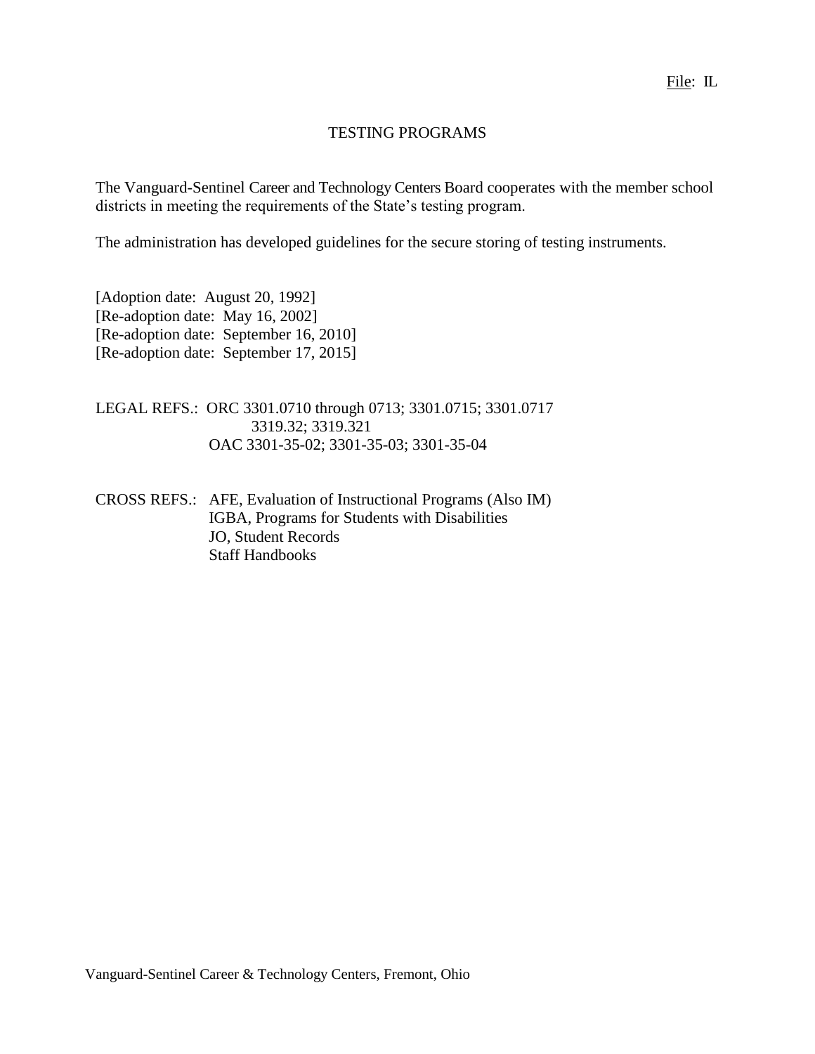File: IL

# TESTING PROGRAMS

The Vanguard-Sentinel Career and Technology Centers Board cooperates with the member school districts in meeting the requirements of the State's testing program.

The administration has developed guidelines for the secure storing of testing instruments.

[Adoption date: August 20, 1992]
[Re-adoption date: May 16, 2002]
[Re-adoption date: September 16, 2010]
[Re-adoption date: September 17, 2015]

LEGAL REFS.: ORC 3301.0710 through 0713; 3301.0715; 3301.0717
3319.32; 3319.321
OAC 3301-35-02; 3301-35-03; 3301-35-04

CROSS REFS.: AFE, Evaluation of Instructional Programs (Also IM)
IGBA, Programs for Students with Disabilities
JO, Student Records
Staff Handbooks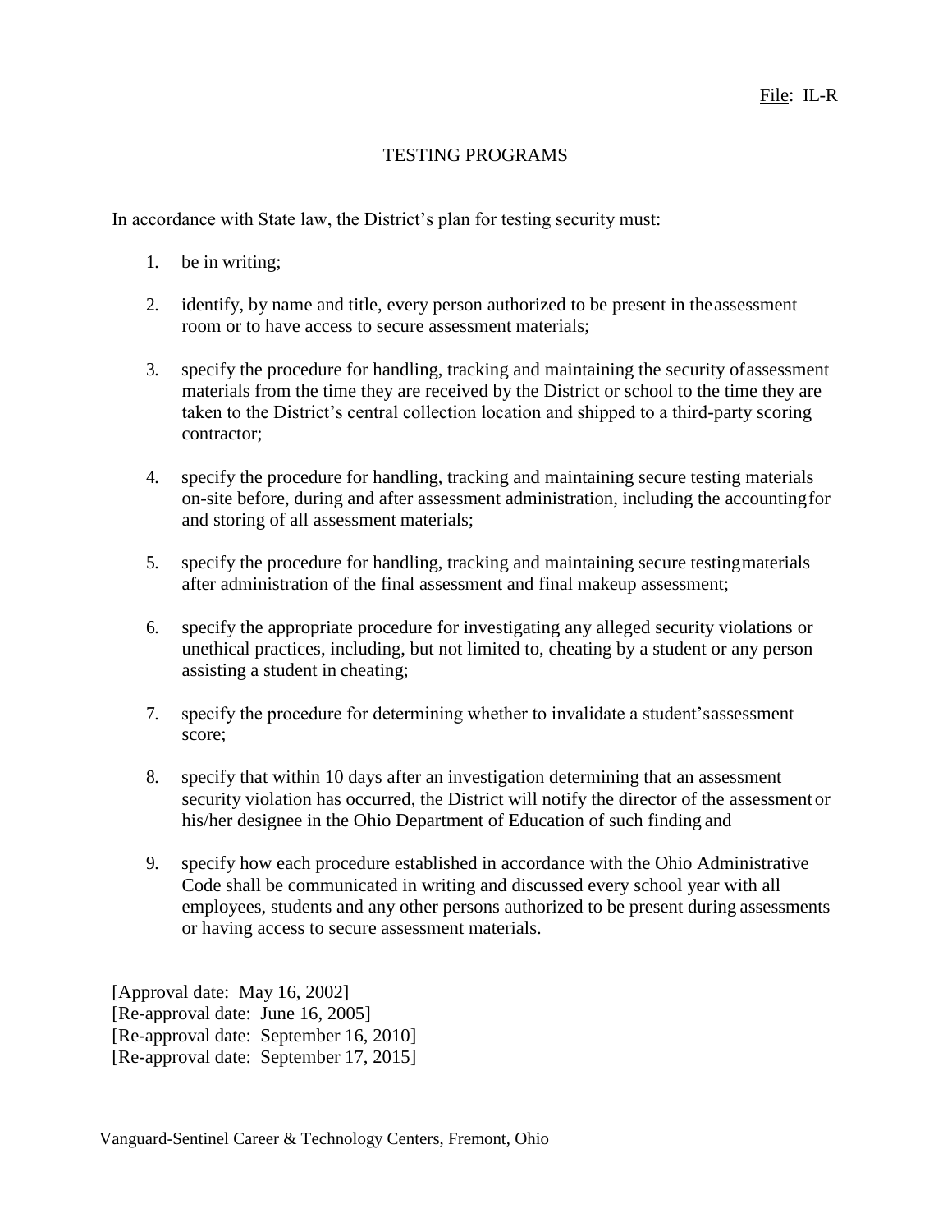File: IL-R

# TESTING PROGRAMS

In accordance with State law, the District's plan for testing security must:

1. be in writing;

2. identify, by name and title, every person authorized to be present in the assessment room or to have access to secure assessment materials;

3. specify the procedure for handling, tracking and maintaining the security of assessment materials from the time they are received by the District or school to the time they are taken to the District's central collection location and shipped to a third-party scoring contractor;

4. specify the procedure for handling, tracking and maintaining secure testing materials on-site before, during and after assessment administration, including the accounting for and storing of all assessment materials;

5. specify the procedure for handling, tracking and maintaining secure testing materials after administration of the final assessment and final makeup assessment;

6. specify the appropriate procedure for investigating any alleged security violations or unethical practices, including, but not limited to, cheating by a student or any person assisting a student in cheating;

7. specify the procedure for determining whether to invalidate a student's assessment score;

8. specify that within 10 days after an investigation determining that an assessment security violation has occurred, the District will notify the director of the assessment or his/her designee in the Ohio Department of Education of such finding and

9. specify how each procedure established in accordance with the Ohio Administrative Code shall be communicated in writing and discussed every school year with all employees, students and any other persons authorized to be present during assessments or having access to secure assessment materials.

[Approval date: May 16, 2002]
[Re-approval date: June 16, 2005]
[Re-approval date: September 16, 2010]
[Re-approval date: September 17, 2015]

Vanguard-Sentinel Career & Technology Centers, Fremont, Ohio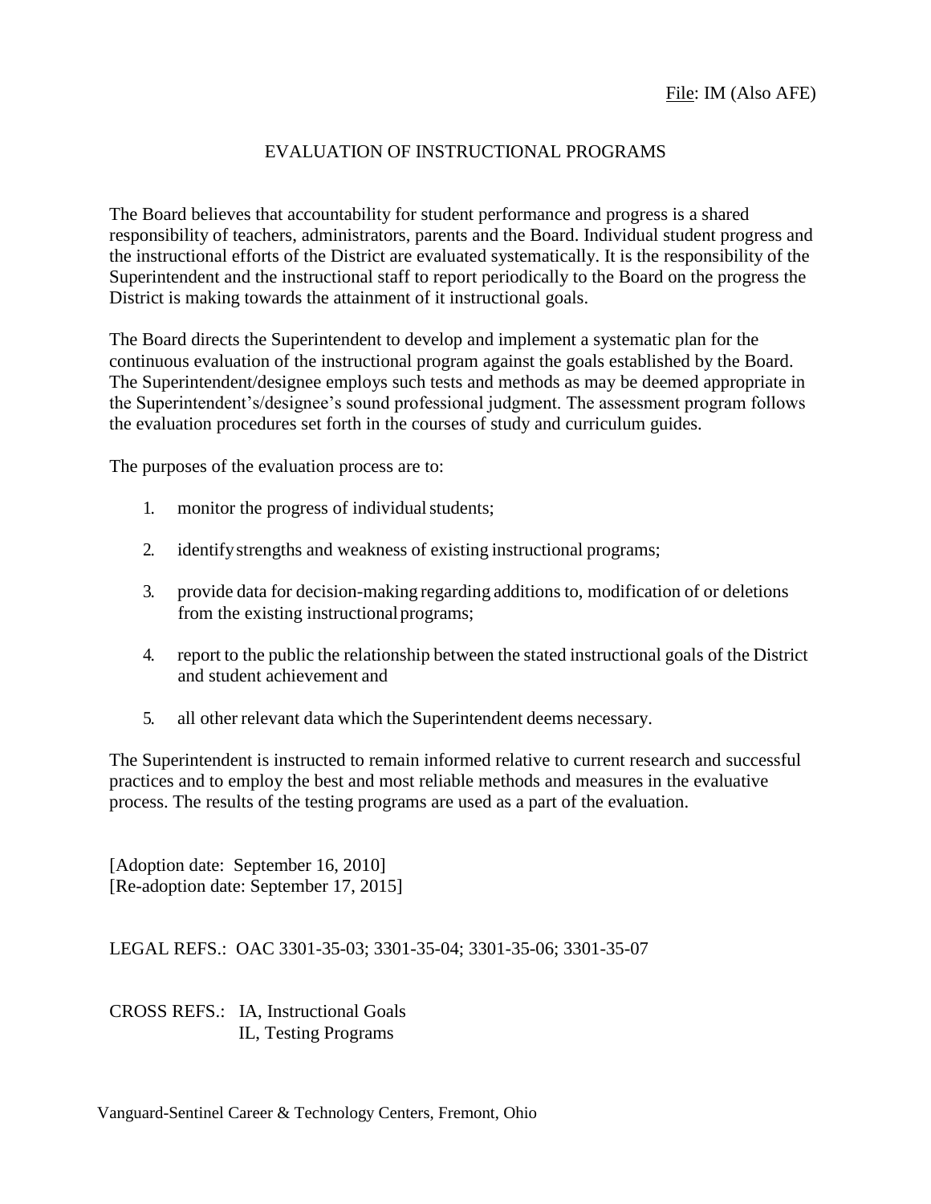File: IM (Also AFE)

# EVALUATION OF INSTRUCTIONAL PROGRAMS

The Board believes that accountability for student performance and progress is a shared responsibility of teachers, administrators, parents and the Board. Individual student progress and the instructional efforts of the District are evaluated systematically. It is the responsibility of the Superintendent and the instructional staff to report periodically to the Board on the progress the District is making towards the attainment of it instructional goals.

The Board directs the Superintendent to develop and implement a systematic plan for the continuous evaluation of the instructional program against the goals established by the Board. The Superintendent/designee employs such tests and methods as may be deemed appropriate in the Superintendent's/designee's sound professional judgment. The assessment program follows the evaluation procedures set forth in the courses of study and curriculum guides.

The purposes of the evaluation process are to:

1. monitor the progress of individual students;
2. identify strengths and weakness of existing instructional programs;
3. provide data for decision-making regarding additions to, modification of or deletions from the existing instructional programs;
4. report to the public the relationship between the stated instructional goals of the District and student achievement and
5. all other relevant data which the Superintendent deems necessary.

The Superintendent is instructed to remain informed relative to current research and successful practices and to employ the best and most reliable methods and measures in the evaluative process. The results of the testing programs are used as a part of the evaluation.

[Adoption date: September 16, 2010]
[Re-adoption date: September 17, 2015]

LEGAL REFS.: OAC 3301-35-03; 3301-35-04; 3301-35-06; 3301-35-07

CROSS REFS.: IA, Instructional Goals
IL, Testing Programs

Vanguard-Sentinel Career & Technology Centers, Fremont, Ohio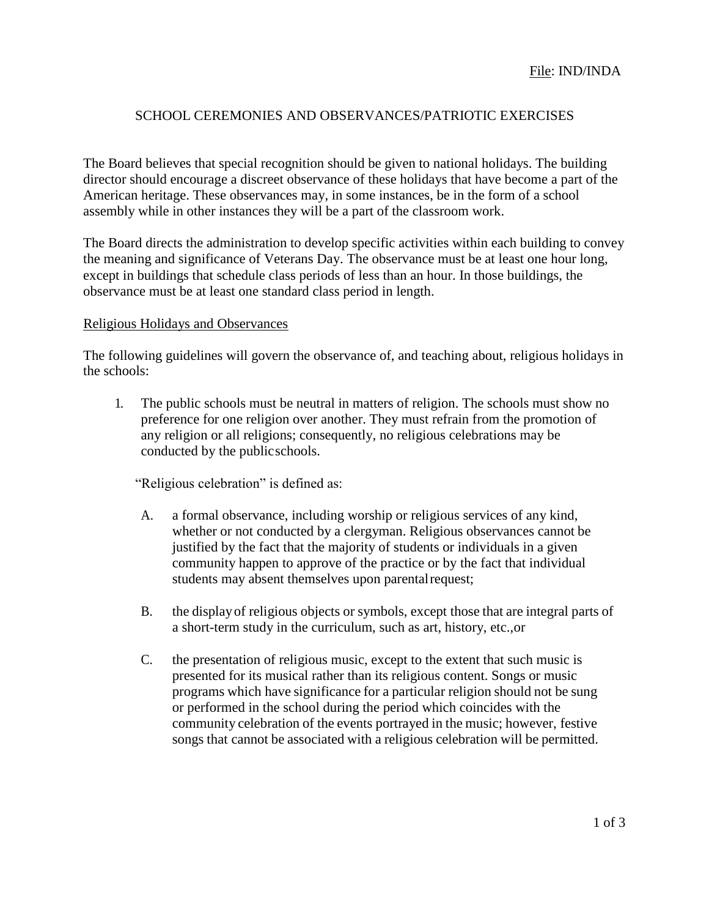File: IND/INDA

# SCHOOL CEREMONIES AND OBSERVANCES/PATRIOTIC EXERCISES

The Board believes that special recognition should be given to national holidays. The building director should encourage a discreet observance of these holidays that have become a part of the American heritage. These observances may, in some instances, be in the form of a school assembly while in other instances they will be a part of the classroom work.

The Board directs the administration to develop specific activities within each building to convey the meaning and significance of Veterans Day. The observance must be at least one hour long, except in buildings that schedule class periods of less than an hour. In those buildings, the observance must be at least one standard class period in length.

## Religious Holidays and Observances

The following guidelines will govern the observance of, and teaching about, religious holidays in the schools:

1. The public schools must be neutral in matters of religion. The schools must show no preference for one religion over another. They must refrain from the promotion of any religion or all religions; consequently, no religious celebrations may be conducted by the public schools.

   "Religious celebration" is defined as:

   A. a formal observance, including worship or religious services of any kind, whether or not conducted by a clergyman. Religious observances cannot be justified by the fact that the majority of students or individuals in a given community happen to approve of the practice or by the fact that individual students may absent themselves upon parental request;

   B. the display of religious objects or symbols, except those that are integral parts of a short-term study in the curriculum, such as art, history, etc., or

   C. the presentation of religious music, except to the extent that such music is presented for its musical rather than its religious content. Songs or music programs which have significance for a particular religion should not be sung or performed in the school during the period which coincides with the community celebration of the events portrayed in the music; however, festive songs that cannot be associated with a religious celebration will be permitted.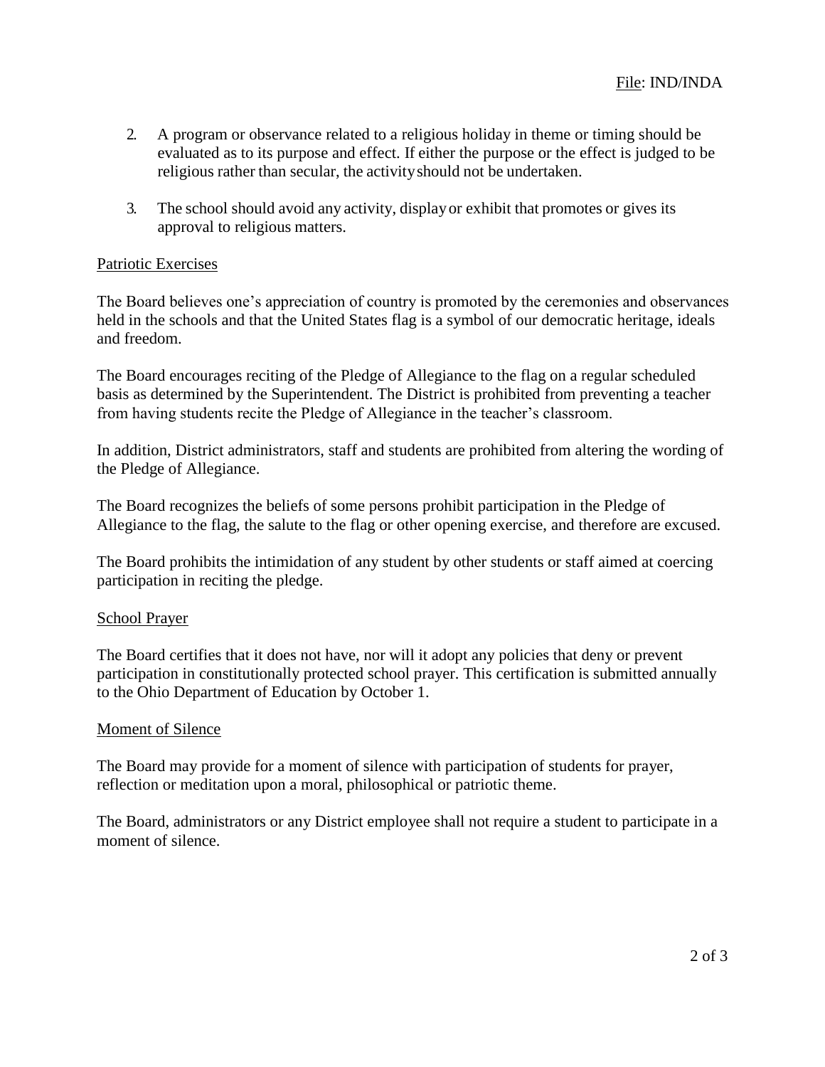2. A program or observance related to a religious holiday in theme or timing should be evaluated as to its purpose and effect. If either the purpose or the effect is judged to be religious rather than secular, the activity should not be undertaken.

3. The school should avoid any activity, display or exhibit that promotes or gives its approval to religious matters.

## Patriotic Exercises

The Board believes one's appreciation of country is promoted by the ceremonies and observances held in the schools and that the United States flag is a symbol of our democratic heritage, ideals and freedom.

The Board encourages reciting of the Pledge of Allegiance to the flag on a regular scheduled basis as determined by the Superintendent. The District is prohibited from preventing a teacher from having students recite the Pledge of Allegiance in the teacher's classroom.

In addition, District administrators, staff and students are prohibited from altering the wording of the Pledge of Allegiance.

The Board recognizes the beliefs of some persons prohibit participation in the Pledge of Allegiance to the flag, the salute to the flag or other opening exercise, and therefore are excused.

The Board prohibits the intimidation of any student by other students or staff aimed at coercing participation in reciting the pledge.

## School Prayer

The Board certifies that it does not have, nor will it adopt any policies that deny or prevent participation in constitutionally protected school prayer. This certification is submitted annually to the Ohio Department of Education by October 1.

## Moment of Silence

The Board may provide for a moment of silence with participation of students for prayer, reflection or meditation upon a moral, philosophical or patriotic theme.

The Board, administrators or any District employee shall not require a student to participate in a moment of silence.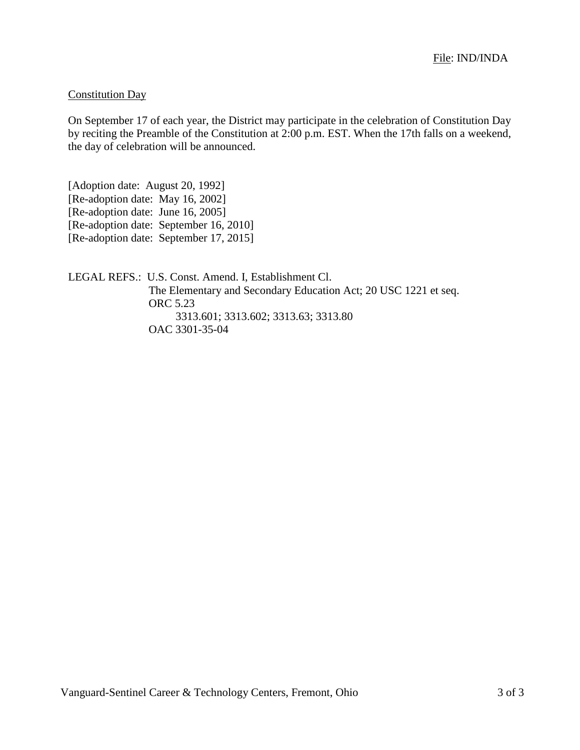File: IND/INDA

## Constitution Day

On September 17 of each year, the District may participate in the celebration of Constitution Day by reciting the Preamble of the Constitution at 2:00 p.m. EST. When the 17th falls on a weekend, the day of celebration will be announced.

[Adoption date: August 20, 1992]
[Re-adoption date: May 16, 2002]
[Re-adoption date: June 16, 2005]
[Re-adoption date: September 16, 2010]
[Re-adoption date: September 17, 2015]

LEGAL REFS.: U.S. Const. Amend. I, Establishment Cl.
The Elementary and Secondary Education Act; 20 USC 1221 et seq.
ORC 5.23
3313.601; 3313.602; 3313.63; 3313.80
OAC 3301-35-04

Vanguard-Sentinel Career & Technology Centers, Fremont, Ohio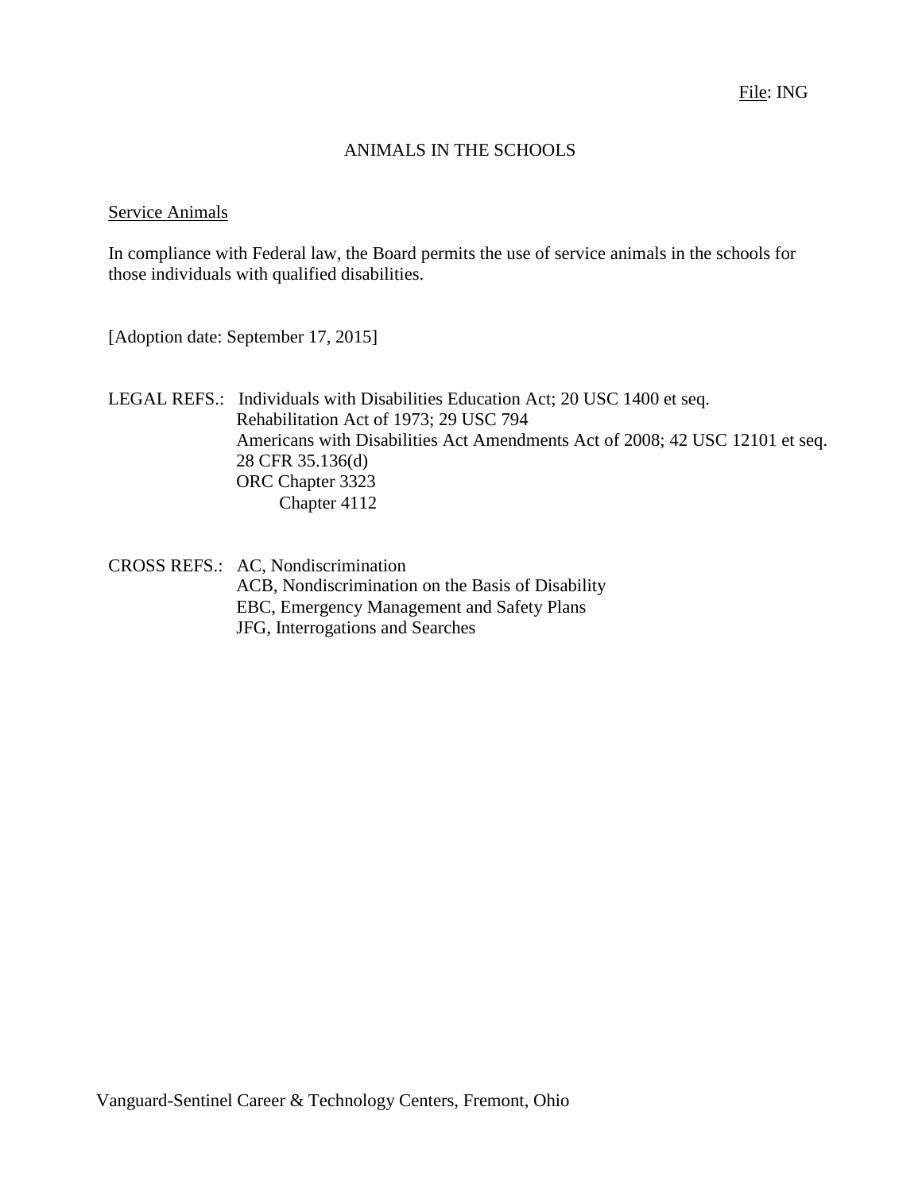File: ING

# ANIMALS IN THE SCHOOLS

## Service Animals

In compliance with Federal law, the Board permits the use of service animals in the schools for those individuals with qualified disabilities.

[Adoption date: September 17, 2015]

LEGAL REFS.: Individuals with Disabilities Education Act; 20 USC 1400 et seq.
Rehabilitation Act of 1973; 29 USC 794
Americans with Disabilities Act Amendments Act of 2008; 42 USC 12101 et seq.
28 CFR 35.136(d)
ORC Chapter 3323
Chapter 4112

CROSS REFS.: AC, Nondiscrimination
ACB, Nondiscrimination on the Basis of Disability
EBC, Emergency Management and Safety Plans
JFG, Interrogations and Searches

Vanguard-Sentinel Career & Technology Centers, Fremont, Ohio